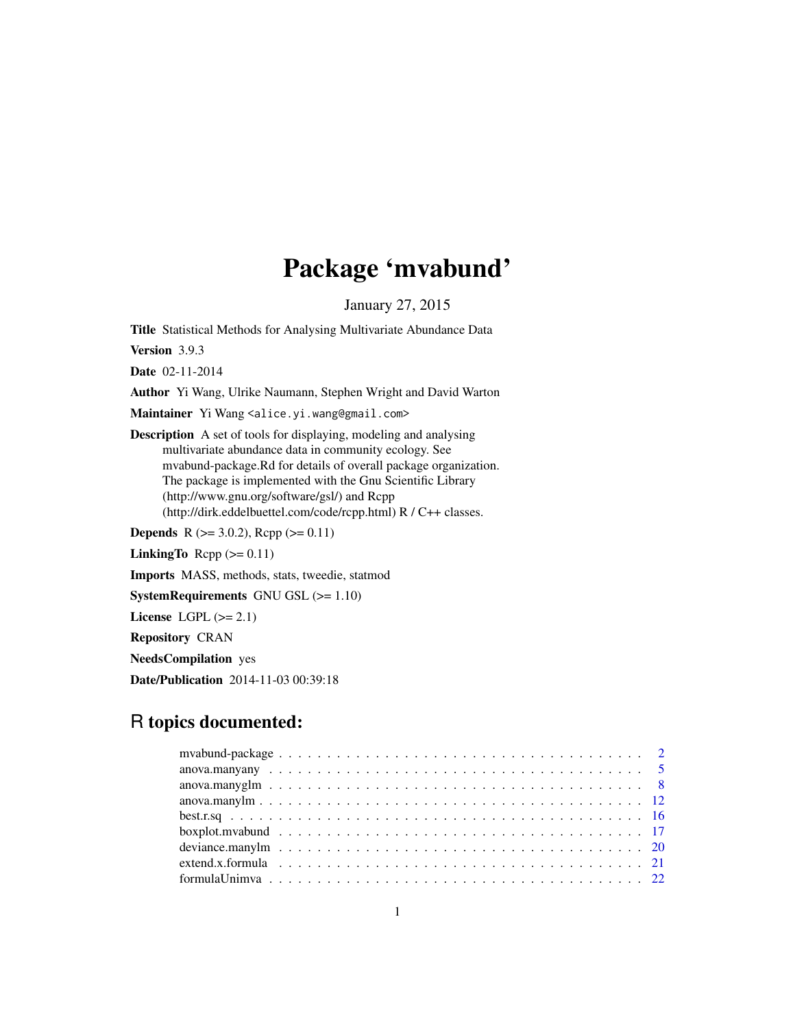# Package 'mvabund'

January 27, 2015

**Title** Statistical Methods for Analysing Multivariate Abundance Data

**Version** 3.9.3

**Date** 02-11-2014

**Author** Yi Wang, Ulrike Naumann, Stephen Wright and David Warton

**Maintainer** Yi Wang <alice.yi.wang@gmail.com>

**Description** A set of tools for displaying, modeling and analysing multivariate abundance data in community ecology. See mvabund-package.Rd for details of overall package organization. The package is implemented with the Gnu Scientific Library (http://www.gnu.org/software/gsl/) and Rcpp (http://dirk.eddelbuettel.com/code/rcpp.html) R / C++ classes.

**Depends** R (>= 3.0.2), Rcpp (>= 0.11)

**LinkingTo** Rcpp (>= 0.11)

**Imports** MASS, methods, stats, tweedie, statmod

**SystemRequirements** GNU GSL (>= 1.10)

**License** LGPL (>= 2.1)

**Repository** CRAN

**NeedsCompilation** yes

**Date/Publication** 2014-11-03 00:39:18

## R topics documented:

- mvabund-package . . . . . . . . . . 2
- anova.manyany . . . . . . . . . . 5
- anova.manyglm . . . . . . . . . . 8
- anova.manylm . . . . . . . . . . 12
- best.r.sq . . . . . . . . . . 16
- boxplot.mvabund . . . . . . . . . . 17
- deviance.manylm . . . . . . . . . . 20
- extend.x.formula . . . . . . . . . . 21
- formulaUnimva . . . . . . . . . . 22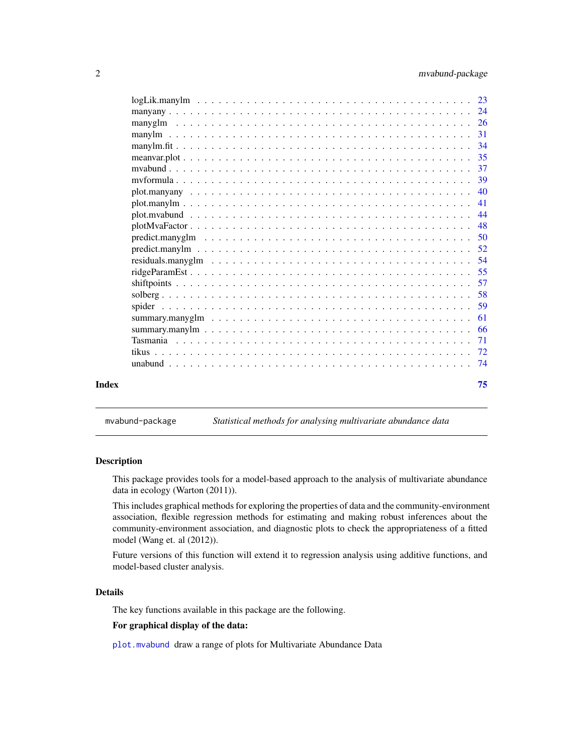| | |
|---|---|
| logLik.manylm | 23 |
| manyany | 24 |
| manyglm | 26 |
| manylm | 31 |
| manylm.fit | 34 |
| meanvar.plot | 35 |
| mvabund | 37 |
| mvformula | 39 |
| plot.manyany | 40 |
| plot.manylm | 41 |
| plot.mvabund | 44 |
| plotMvaFactor | 48 |
| predict.manyglm | 50 |
| predict.manylm | 52 |
| residuals.manyglm | 54 |
| ridgeParamEst | 55 |
| shiftpoints | 57 |
| solberg | 58 |
| spider | 59 |
| summary.manyglm | 61 |
| summary.manylm | 66 |
| Tasmania | 71 |
| tikus | 72 |
| unabund | 74 |

**Index** **75**

---

`mvabund-package` *Statistical methods for analysing multivariate abundance data*

---

### Description

This package provides tools for a model-based approach to the analysis of multivariate abundance data in ecology (Warton (2011)).

This includes graphical methods for exploring the properties of data and the community-environment association, flexible regression methods for estimating and making robust inferences about the community-environment association, and diagnostic plots to check the appropriateness of a fitted model (Wang et. al (2012)).

Future versions of this function will extend it to regression analysis using additive functions, and model-based cluster analysis.

### Details

The key functions available in this package are the following.

**For graphical display of the data:**

`plot.mvabund` draw a range of plots for Multivariate Abundance Data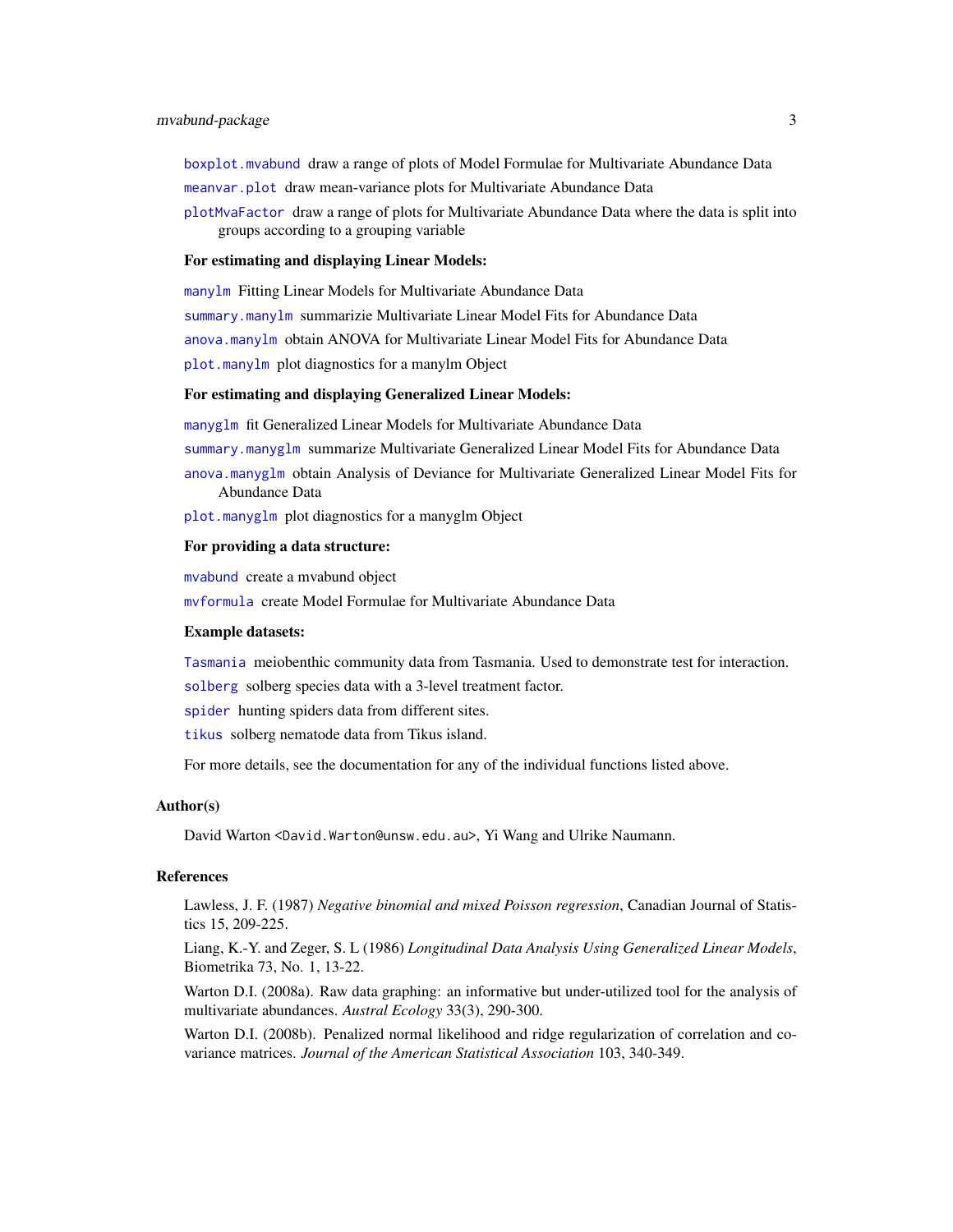`boxplot.mvabund` draw a range of plots of Model Formulae for Multivariate Abundance Data

`meanvar.plot` draw mean-variance plots for Multivariate Abundance Data

`plotMvaFactor` draw a range of plots for Multivariate Abundance Data where the data is split into groups according to a grouping variable

**For estimating and displaying Linear Models:**

`manylm` Fitting Linear Models for Multivariate Abundance Data

`summary.manylm` summarizie Multivariate Linear Model Fits for Abundance Data

`anova.manylm` obtain ANOVA for Multivariate Linear Model Fits for Abundance Data

`plot.manylm` plot diagnostics for a manylm Object

**For estimating and displaying Generalized Linear Models:**

`manyglm` fit Generalized Linear Models for Multivariate Abundance Data

`summary.manyglm` summarize Multivariate Generalized Linear Model Fits for Abundance Data

`anova.manyglm` obtain Analysis of Deviance for Multivariate Generalized Linear Model Fits for Abundance Data

`plot.manyglm` plot diagnostics for a manyglm Object

**For providing a data structure:**

`mvabund` create a mvabund object

`mvformula` create Model Formulae for Multivariate Abundance Data

**Example datasets:**

`Tasmania` meiobenthic community data from Tasmania. Used to demonstrate test for interaction.

`solberg` solberg species data with a 3-level treatment factor.

`spider` hunting spiders data from different sites.

`tikus` solberg nematode data from Tikus island.

For more details, see the documentation for any of the individual functions listed above.

## Author(s)

David Warton <David.Warton@unsw.edu.au>, Yi Wang and Ulrike Naumann.

## References

Lawless, J. F. (1987) *Negative binomial and mixed Poisson regression*, Canadian Journal of Statistics 15, 209-225.

Liang, K.-Y. and Zeger, S. L (1986) *Longitudinal Data Analysis Using Generalized Linear Models*, Biometrika 73, No. 1, 13-22.

Warton D.I. (2008a). Raw data graphing: an informative but under-utilized tool for the analysis of multivariate abundances. *Austral Ecology* 33(3), 290-300.

Warton D.I. (2008b). Penalized normal likelihood and ridge regularization of correlation and covariance matrices. *Journal of the American Statistical Association* 103, 340-349.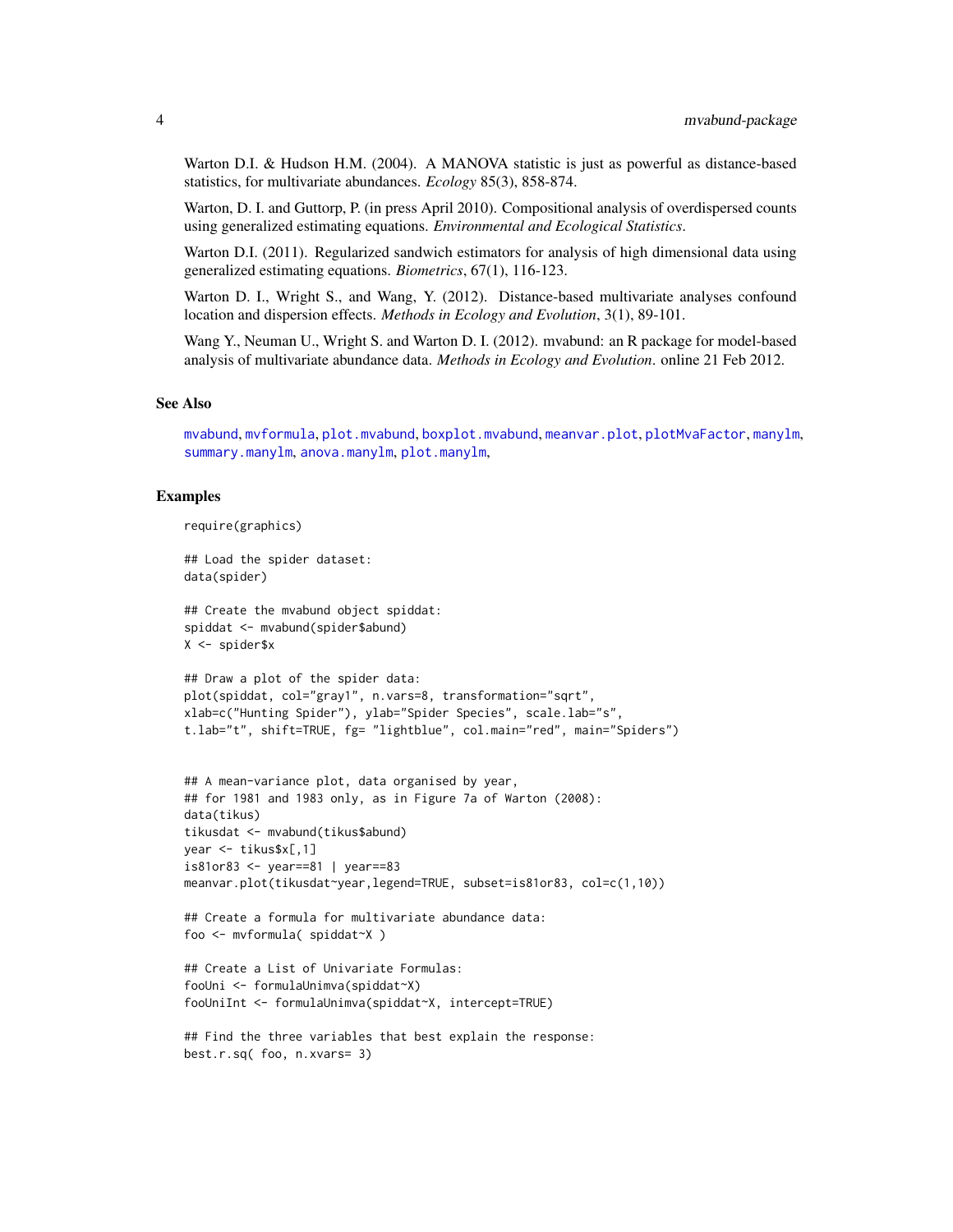Warton D.I. & Hudson H.M. (2004). A MANOVA statistic is just as powerful as distance-based statistics, for multivariate abundances. *Ecology* 85(3), 858-874.

Warton, D. I. and Guttorp, P. (in press April 2010). Compositional analysis of overdispersed counts using generalized estimating equations. *Environmental and Ecological Statistics*.

Warton D.I. (2011). Regularized sandwich estimators for analysis of high dimensional data using generalized estimating equations. *Biometrics*, 67(1), 116-123.

Warton D. I., Wright S., and Wang, Y. (2012). Distance-based multivariate analyses confound location and dispersion effects. *Methods in Ecology and Evolution*, 3(1), 89-101.

Wang Y., Neuman U., Wright S. and Warton D. I. (2012). mvabund: an R package for model-based analysis of multivariate abundance data. *Methods in Ecology and Evolution*. online 21 Feb 2012.

## See Also

mvabund, mvformula, plot.mvabund, boxplot.mvabund, meanvar.plot, plotMvaFactor, manylm, summary.manylm, anova.manylm, plot.manylm,

## Examples

```
require(graphics)

## Load the spider dataset:
data(spider)

## Create the mvabund object spiddat:
spiddat <- mvabund(spider$abund)
X <- spider$x

## Draw a plot of the spider data:
plot(spiddat, col="gray1", n.vars=8, transformation="sqrt",
xlab=c("Hunting Spider"), ylab="Spider Species", scale.lab="s",
t.lab="t", shift=TRUE, fg= "lightblue", col.main="red", main="Spiders")


## A mean-variance plot, data organised by year,
## for 1981 and 1983 only, as in Figure 7a of Warton (2008):
data(tikus)
tikusdat <- mvabund(tikus$abund)
year <- tikus$x[,1]
is81or83 <- year==81 | year==83
meanvar.plot(tikusdat~year,legend=TRUE, subset=is81or83, col=c(1,10))

## Create a formula for multivariate abundance data:
foo <- mvformula( spiddat~X )

## Create a List of Univariate Formulas:
fooUni <- formulaUnimva(spiddat~X)
fooUniInt <- formulaUnimva(spiddat~X, intercept=TRUE)

## Find the three variables that best explain the response:
best.r.sq( foo, n.xvars= 3)
```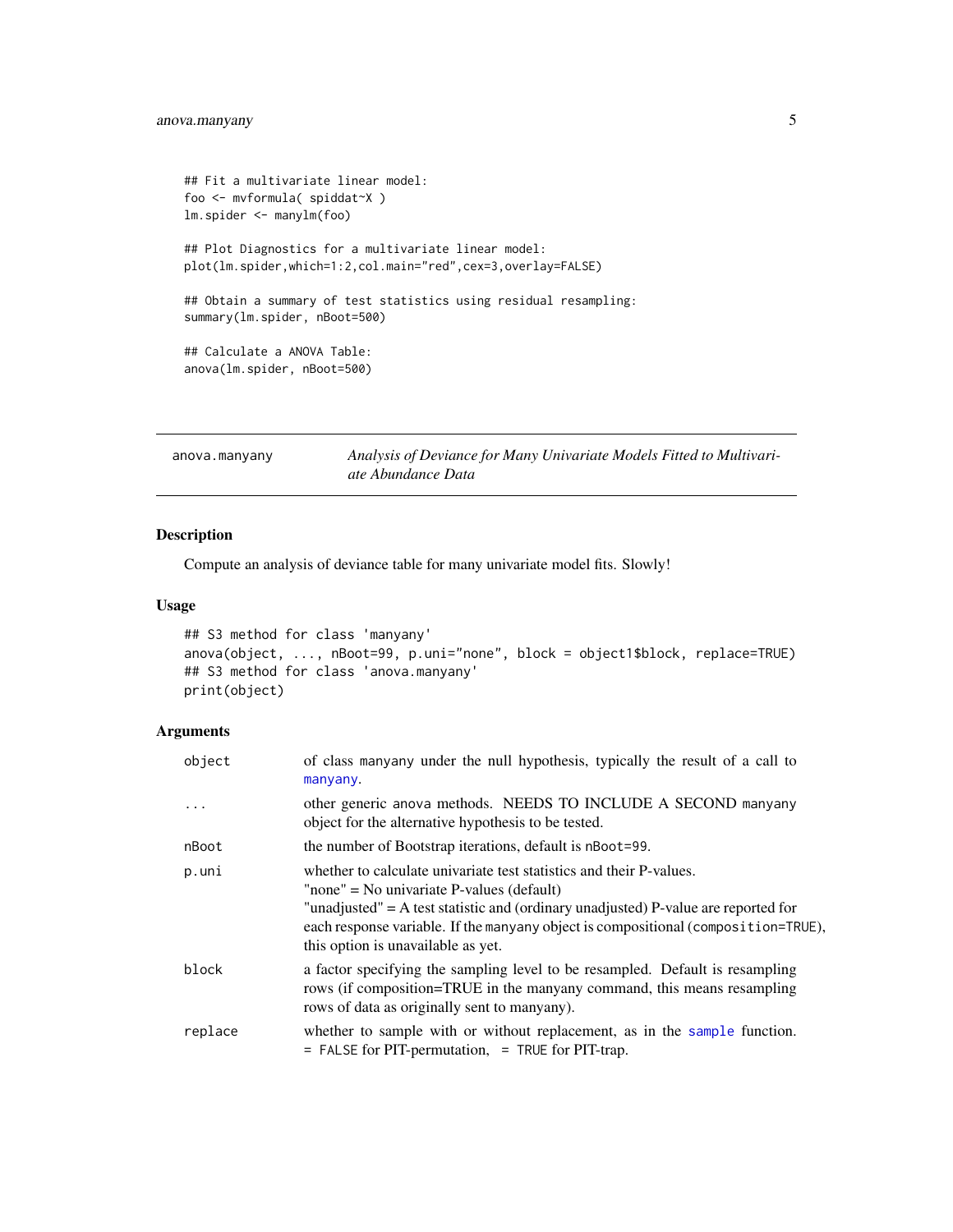```
## Fit a multivariate linear model:
foo <- mvformula( spiddat~X )
lm.spider <- manylm(foo)

## Plot Diagnostics for a multivariate linear model:
plot(lm.spider,which=1:2,col.main="red",cex=3,overlay=FALSE)

## Obtain a summary of test statistics using residual resampling:
summary(lm.spider, nBoot=500)

## Calculate a ANOVA Table:
anova(lm.spider, nBoot=500)
```

---

`anova.manyany` *Analysis of Deviance for Many Univariate Models Fitted to Multivariate Abundance Data*

---

## Description

Compute an analysis of deviance table for many univariate model fits. Slowly!

## Usage

```
## S3 method for class 'manyany'
anova(object, ..., nBoot=99, p.uni="none", block = object1$block, replace=TRUE)
## S3 method for class 'anova.manyany'
print(object)
```

## Arguments

| | |
|---|---|
| `object` | of class manyany under the null hypothesis, typically the result of a call to `manyany`. |
| `...` | other generic anova methods. NEEDS TO INCLUDE A SECOND manyany object for the alternative hypothesis to be tested. |
| `nBoot` | the number of Bootstrap iterations, default is `nBoot=99`. |
| `p.uni` | whether to calculate univariate test statistics and their P-values.<br>"none" = No univariate P-values (default)<br>"unadjusted" = A test statistic and (ordinary unadjusted) P-value are reported for each response variable. If the `manyany` object is compositional (`composition=TRUE`), this option is unavailable as yet. |
| `block` | a factor specifying the sampling level to be resampled. Default is resampling rows (if composition=TRUE in the manyany command, this means resampling rows of data as originally sent to manyany). |
| `replace` | whether to sample with or without replacement, as in the `sample` function. `= FALSE` for PIT-permutation, `= TRUE` for PIT-trap. |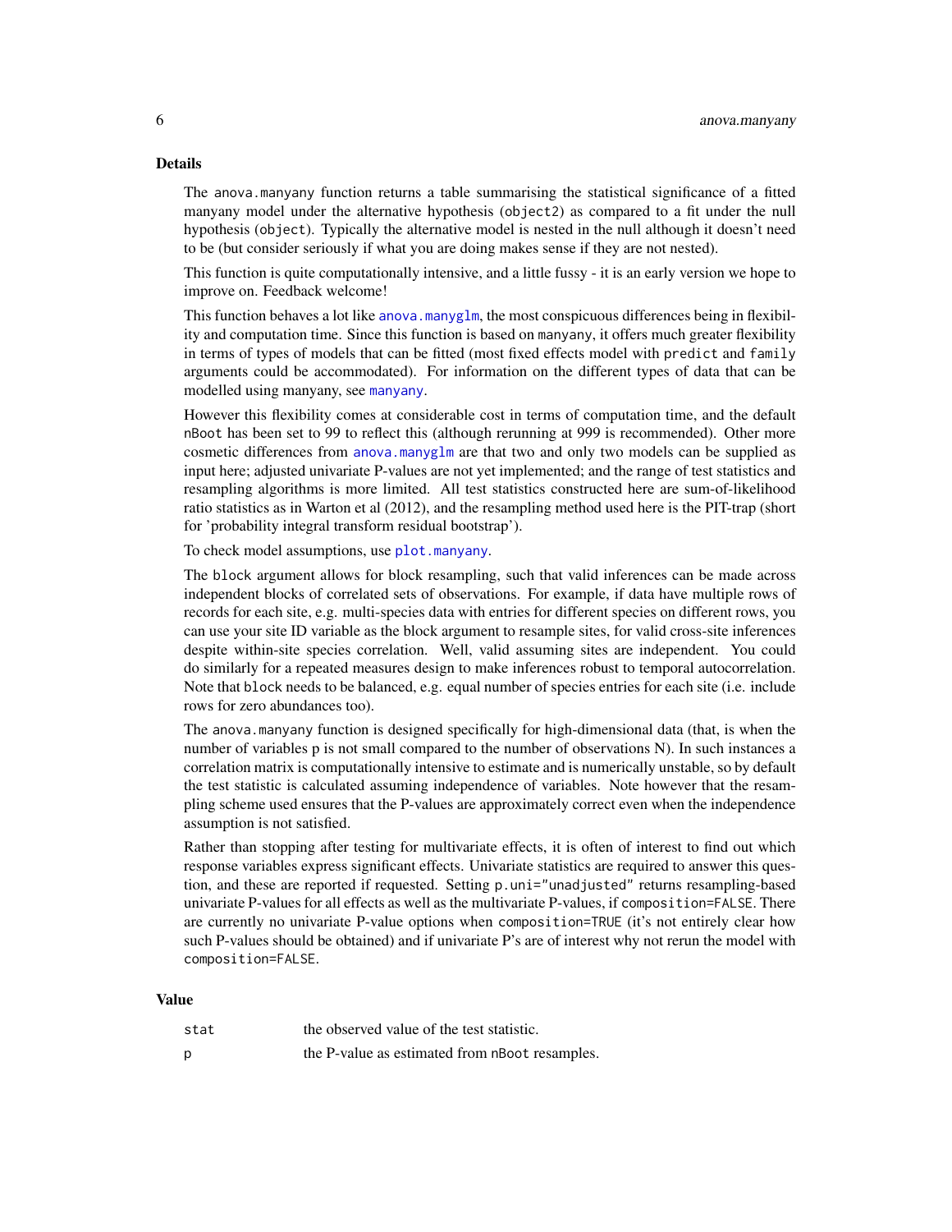### Details

The anova.manyany function returns a table summarising the statistical significance of a fitted manyany model under the alternative hypothesis (object2) as compared to a fit under the null hypothesis (object). Typically the alternative model is nested in the null although it doesn't need to be (but consider seriously if what you are doing makes sense if they are not nested).

This function is quite computationally intensive, and a little fussy - it is an early version we hope to improve on. Feedback welcome!

This function behaves a lot like anova.manyglm, the most conspicuous differences being in flexibility and computation time. Since this function is based on manyany, it offers much greater flexibility in terms of types of models that can be fitted (most fixed effects model with predict and family arguments could be accommodated). For information on the different types of data that can be modelled using manyany, see manyany.

However this flexibility comes at considerable cost in terms of computation time, and the default nBoot has been set to 99 to reflect this (although rerunning at 999 is recommended). Other more cosmetic differences from anova.manyglm are that two and only two models can be supplied as input here; adjusted univariate P-values are not yet implemented; and the range of test statistics and resampling algorithms is more limited. All test statistics constructed here are sum-of-likelihood ratio statistics as in Warton et al (2012), and the resampling method used here is the PIT-trap (short for 'probability integral transform residual bootstrap').

To check model assumptions, use plot.manyany.

The block argument allows for block resampling, such that valid inferences can be made across independent blocks of correlated sets of observations. For example, if data have multiple rows of records for each site, e.g. multi-species data with entries for different species on different rows, you can use your site ID variable as the block argument to resample sites, for valid cross-site inferences despite within-site species correlation. Well, valid assuming sites are independent. You could do similarly for a repeated measures design to make inferences robust to temporal autocorrelation. Note that block needs to be balanced, e.g. equal number of species entries for each site (i.e. include rows for zero abundances too).

The anova.manyany function is designed specifically for high-dimensional data (that, is when the number of variables p is not small compared to the number of observations N). In such instances a correlation matrix is computationally intensive to estimate and is numerically unstable, so by default the test statistic is calculated assuming independence of variables. Note however that the resampling scheme used ensures that the P-values are approximately correct even when the independence assumption is not satisfied.

Rather than stopping after testing for multivariate effects, it is often of interest to find out which response variables express significant effects. Univariate statistics are required to answer this question, and these are reported if requested. Setting p.uni="unadjusted" returns resampling-based univariate P-values for all effects as well as the multivariate P-values, if composition=FALSE. There are currently no univariate P-value options when composition=TRUE (it's not entirely clear how such P-values should be obtained) and if univariate P's are of interest why not rerun the model with composition=FALSE.

### Value

| | |
|---|---|
| stat | the observed value of the test statistic. |
| p | the P-value as estimated from nBoot resamples. |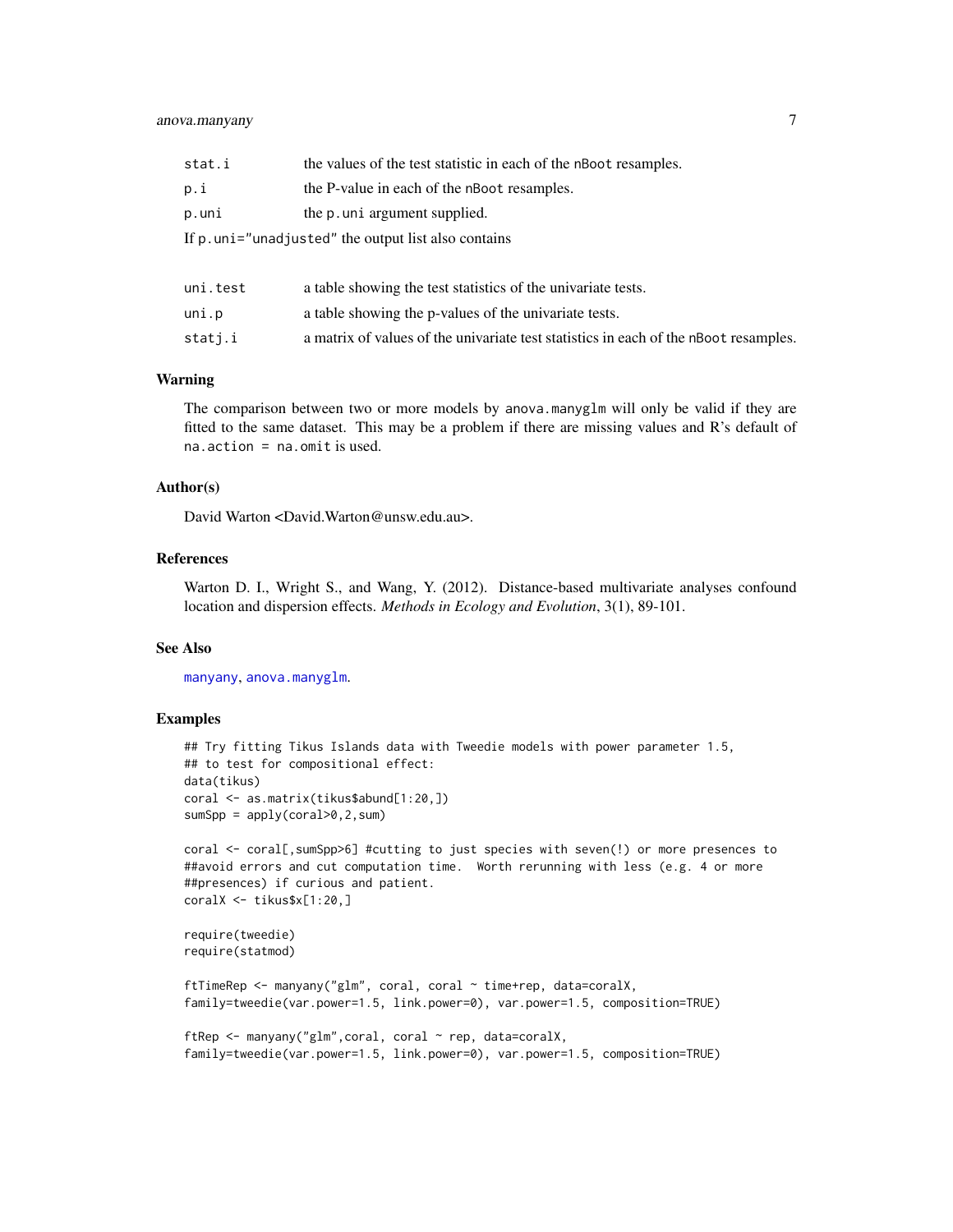| | |
|---|---|
| stat.i | the values of the test statistic in each of the nBoot resamples. |
| p.i | the P-value in each of the nBoot resamples. |
| p.uni | the p.uni argument supplied. |

If p.uni="unadjusted" the output list also contains

| | |
|---|---|
| uni.test | a table showing the test statistics of the univariate tests. |
| uni.p | a table showing the p-values of the univariate tests. |
| statj.i | a matrix of values of the univariate test statistics in each of the nBoot resamples. |

## Warning

The comparison between two or more models by anova.manyglm will only be valid if they are fitted to the same dataset. This may be a problem if there are missing values and R's default of na.action = na.omit is used.

## Author(s)

David Warton <David.Warton@unsw.edu.au>.

## References

Warton D. I., Wright S., and Wang, Y. (2012). Distance-based multivariate analyses confound location and dispersion effects. *Methods in Ecology and Evolution*, 3(1), 89-101.

## See Also

manyany, anova.manyglm.

## Examples

```
## Try fitting Tikus Islands data with Tweedie models with power parameter 1.5,
## to test for compositional effect:
data(tikus)
coral <- as.matrix(tikus$abund[1:20,])
sumSpp = apply(coral>0,2,sum)

coral <- coral[,sumSpp>6] #cutting to just species with seven(!) or more presences to
##avoid errors and cut computation time.  Worth rerunning with less (e.g. 4 or more
##presences) if curious and patient.
coralX <- tikus$x[1:20,]

require(tweedie)
require(statmod)

ftTimeRep <- manyany("glm", coral, coral ~ time+rep, data=coralX,
family=tweedie(var.power=1.5, link.power=0), var.power=1.5, composition=TRUE)

ftRep <- manyany("glm",coral, coral ~ rep, data=coralX,
family=tweedie(var.power=1.5, link.power=0), var.power=1.5, composition=TRUE)
```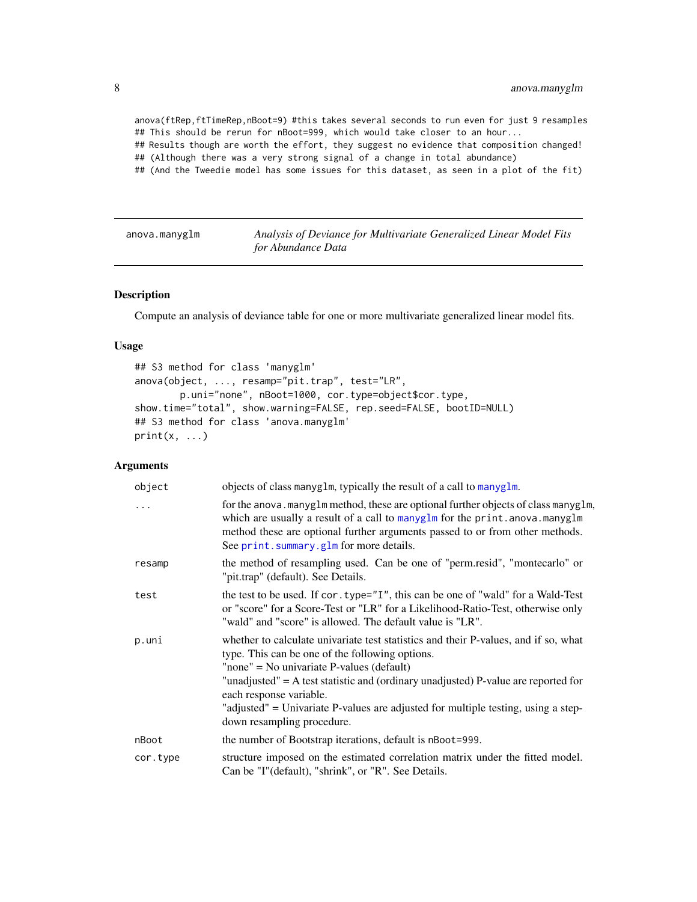```
anova(ftRep,ftTimeRep,nBoot=9) #this takes several seconds to run even for just 9 resamples
## This should be rerun for nBoot=999, which would take closer to an hour...
## Results though are worth the effort, they suggest no evidence that composition changed!
## (Although there was a very strong signal of a change in total abundance)
## (And the Tweedie model has some issues for this dataset, as seen in a plot of the fit)
```

---

`anova.manyglm` *Analysis of Deviance for Multivariate Generalized Linear Model Fits for Abundance Data*

---

## Description

Compute an analysis of deviance table for one or more multivariate generalized linear model fits.

## Usage

```
## S3 method for class 'manyglm'
anova(object, ..., resamp="pit.trap", test="LR",
       p.uni="none", nBoot=1000, cor.type=object$cor.type,
show.time="total", show.warning=FALSE, rep.seed=FALSE, bootID=NULL)
## S3 method for class 'anova.manyglm'
print(x, ...)
```

## Arguments

| | |
|---|---|
| `object` | objects of class `manyglm`, typically the result of a call to `manyglm`. |
| `...` | for the `anova.manyglm` method, these are optional further objects of class `manyglm`, which are usually a result of a call to `manyglm` for the `print.anova.manyglm` method these are optional further arguments passed to or from other methods. See `print.summary.glm` for more details. |
| `resamp` | the method of resampling used. Can be one of "perm.resid", "montecarlo" or "pit.trap" (default). See Details. |
| `test` | the test to be used. If `cor.type="I"`, this can be one of "wald" for a Wald-Test or "score" for a Score-Test or "LR" for a Likelihood-Ratio-Test, otherwise only "wald" and "score" is allowed. The default value is "LR". |
| `p.uni` | whether to calculate univariate test statistics and their P-values, and if so, what type. This can be one of the following options.<br>"none" = No univariate P-values (default)<br>"unadjusted" = A test statistic and (ordinary unadjusted) P-value are reported for each response variable.<br>"adjusted" = Univariate P-values are adjusted for multiple testing, using a step-down resampling procedure. |
| `nBoot` | the number of Bootstrap iterations, default is `nBoot=999`. |
| `cor.type` | structure imposed on the estimated correlation matrix under the fitted model. Can be "I"(default), "shrink", or "R". See Details. |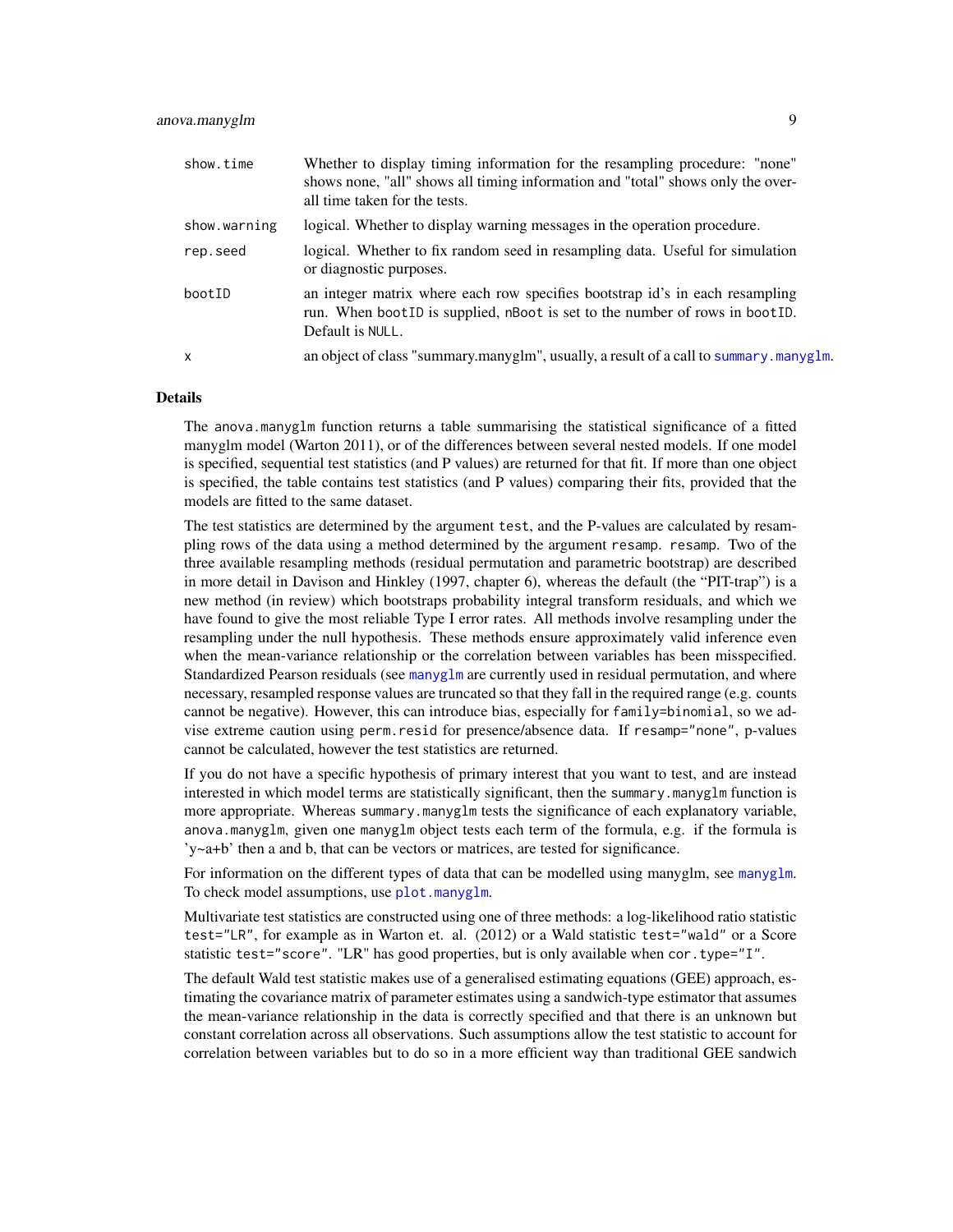| | |
|---|---|
| show.time | Whether to display timing information for the resampling procedure: "none" shows none, "all" shows all timing information and "total" shows only the overall time taken for the tests. |
| show.warning | logical. Whether to display warning messages in the operation procedure. |
| rep.seed | logical. Whether to fix random seed in resampling data. Useful for simulation or diagnostic purposes. |
| bootID | an integer matrix where each row specifies bootstrap id's in each resampling run. When bootID is supplied, nBoot is set to the number of rows in bootID. Default is NULL. |
| x | an object of class "summary.manyglm", usually, a result of a call to summary.manyglm. |

## Details

The anova.manyglm function returns a table summarising the statistical significance of a fitted manyglm model (Warton 2011), or of the differences between several nested models. If one model is specified, sequential test statistics (and P values) are returned for that fit. If more than one object is specified, the table contains test statistics (and P values) comparing their fits, provided that the models are fitted to the same dataset.

The test statistics are determined by the argument test, and the P-values are calculated by resampling rows of the data using a method determined by the argument resamp. resamp. Two of the three available resampling methods (residual permutation and parametric bootstrap) are described in more detail in Davison and Hinkley (1997, chapter 6), whereas the default (the "PIT-trap") is a new method (in review) which bootstraps probability integral transform residuals, and which we have found to give the most reliable Type I error rates. All methods involve resampling under the resampling under the null hypothesis. These methods ensure approximately valid inference even when the mean-variance relationship or the correlation between variables has been misspecified. Standardized Pearson residuals (see manyglm are currently used in residual permutation, and where necessary, resampled response values are truncated so that they fall in the required range (e.g. counts cannot be negative). However, this can introduce bias, especially for family=binomial, so we advise extreme caution using perm.resid for presence/absence data. If resamp="none", p-values cannot be calculated, however the test statistics are returned.

If you do not have a specific hypothesis of primary interest that you want to test, and are instead interested in which model terms are statistically significant, then the summary.manyglm function is more appropriate. Whereas summary.manyglm tests the significance of each explanatory variable, anova.manyglm, given one manyglm object tests each term of the formula, e.g. if the formula is 'y~a+b' then a and b, that can be vectors or matrices, are tested for significance.

For information on the different types of data that can be modelled using manyglm, see manyglm. To check model assumptions, use plot.manyglm.

Multivariate test statistics are constructed using one of three methods: a log-likelihood ratio statistic test="LR", for example as in Warton et. al. (2012) or a Wald statistic test="wald" or a Score statistic test="score". "LR" has good properties, but is only available when cor.type="I".

The default Wald test statistic makes use of a generalised estimating equations (GEE) approach, estimating the covariance matrix of parameter estimates using a sandwich-type estimator that assumes the mean-variance relationship in the data is correctly specified and that there is an unknown but constant correlation across all observations. Such assumptions allow the test statistic to account for correlation between variables but to do so in a more efficient way than traditional GEE sandwich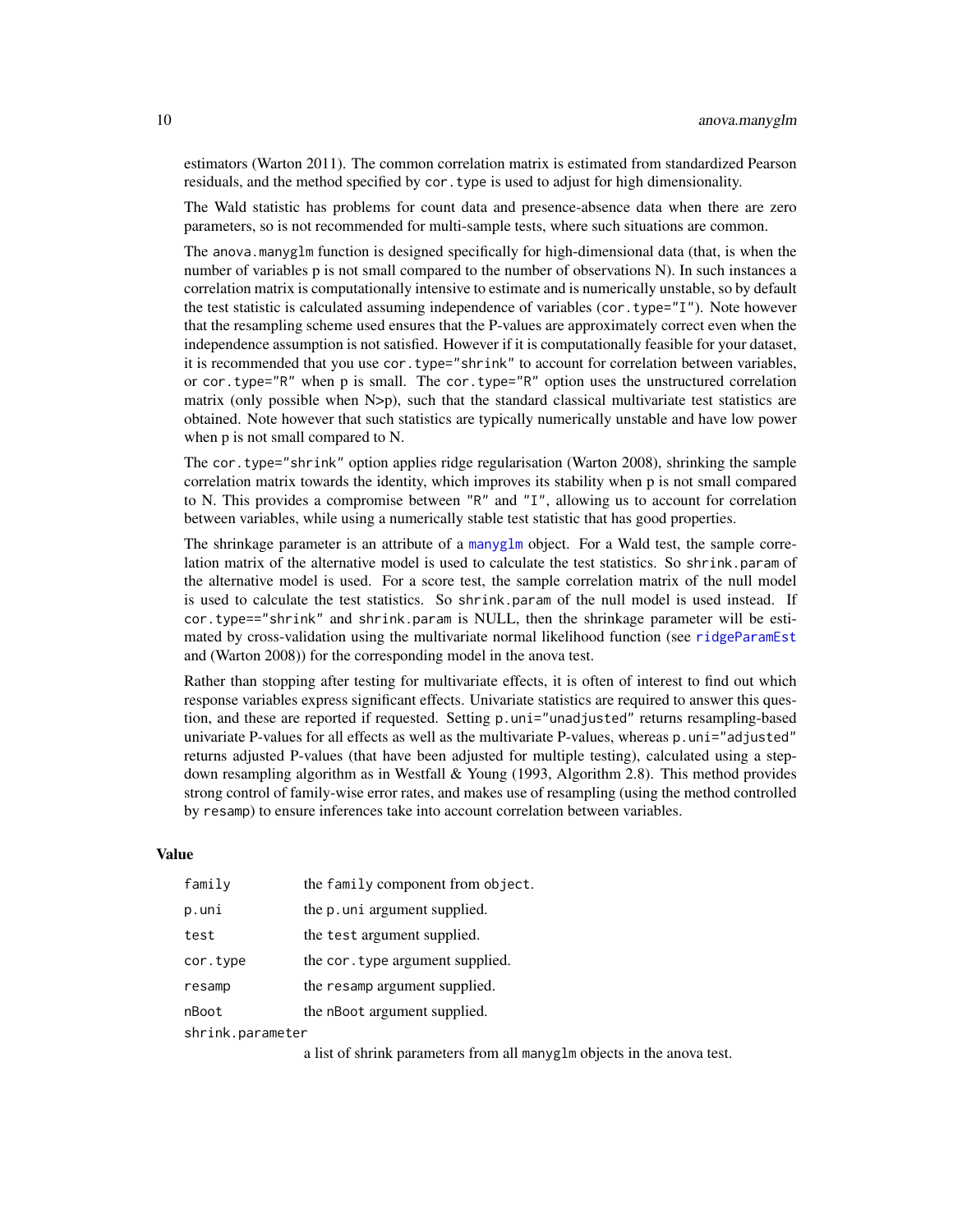estimators (Warton 2011). The common correlation matrix is estimated from standardized Pearson residuals, and the method specified by `cor.type` is used to adjust for high dimensionality.

The Wald statistic has problems for count data and presence-absence data when there are zero parameters, so is not recommended for multi-sample tests, where such situations are common.

The `anova.manyglm` function is designed specifically for high-dimensional data (that, is when the number of variables p is not small compared to the number of observations N). In such instances a correlation matrix is computationally intensive to estimate and is numerically unstable, so by default the test statistic is calculated assuming independence of variables (`cor.type="I"`). Note however that the resampling scheme used ensures that the P-values are approximately correct even when the independence assumption is not satisfied. However if it is computationally feasible for your dataset, it is recommended that you use `cor.type="shrink"` to account for correlation between variables, or `cor.type="R"` when p is small. The `cor.type="R"` option uses the unstructured correlation matrix (only possible when N>p), such that the standard classical multivariate test statistics are obtained. Note however that such statistics are typically numerically unstable and have low power when p is not small compared to N.

The `cor.type="shrink"` option applies ridge regularisation (Warton 2008), shrinking the sample correlation matrix towards the identity, which improves its stability when p is not small compared to N. This provides a compromise between `"R"` and `"I"`, allowing us to account for correlation between variables, while using a numerically stable test statistic that has good properties.

The shrinkage parameter is an attribute of a `manyglm` object. For a Wald test, the sample correlation matrix of the alternative model is used to calculate the test statistics. So `shrink.param` of the alternative model is used. For a score test, the sample correlation matrix of the null model is used to calculate the test statistics. So `shrink.param` of the null model is used instead. If `cor.type=="shrink"` and `shrink.param` is NULL, then the shrinkage parameter will be estimated by cross-validation using the multivariate normal likelihood function (see `ridgeParamEst` and (Warton 2008)) for the corresponding model in the anova test.

Rather than stopping after testing for multivariate effects, it is often of interest to find out which response variables express significant effects. Univariate statistics are required to answer this question, and these are reported if requested. Setting `p.uni="unadjusted"` returns resampling-based univariate P-values for all effects as well as the multivariate P-values, whereas `p.uni="adjusted"` returns adjusted P-values (that have been adjusted for multiple testing), calculated using a step-down resampling algorithm as in Westfall & Young (1993, Algorithm 2.8). This method provides strong control of family-wise error rates, and makes use of resampling (using the method controlled by `resamp`) to ensure inferences take into account correlation between variables.

## Value

| | |
|---|---|
| `family` | the `family` component from `object`. |
| `p.uni` | the `p.uni` argument supplied. |
| `test` | the `test` argument supplied. |
| `cor.type` | the `cor.type` argument supplied. |
| `resamp` | the `resamp` argument supplied. |
| `nBoot` | the `nBoot` argument supplied. |
| `shrink.parameter` | a list of shrink parameters from all `manyglm` objects in the anova test. |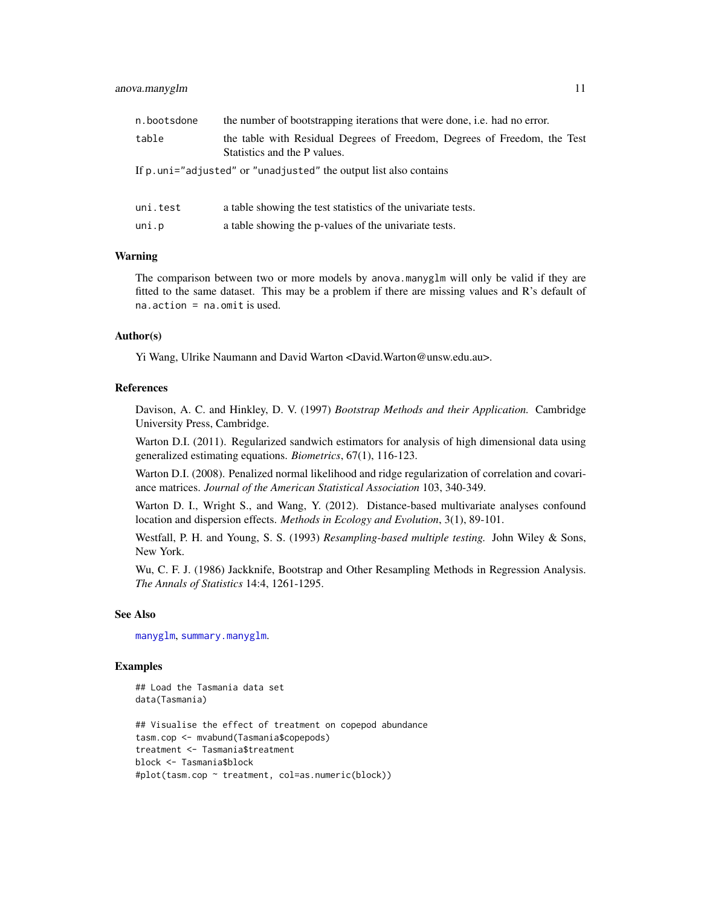| | |
|---|---|
| `n.bootsdone` | the number of bootstrapping iterations that were done, i.e. had no error. |
| `table` | the table with Residual Degrees of Freedom, Degrees of Freedom, the Test Statistics and the P values. |

If `p.uni="adjusted"` or `"unadjusted"` the output list also contains

| | |
|---|---|
| `uni.test` | a table showing the test statistics of the univariate tests. |
| `uni.p` | a table showing the p-values of the univariate tests. |

### Warning

The comparison between two or more models by `anova.manyglm` will only be valid if they are fitted to the same dataset. This may be a problem if there are missing values and R's default of `na.action = na.omit` is used.

### Author(s)

Yi Wang, Ulrike Naumann and David Warton <David.Warton@unsw.edu.au>.

### References

Davison, A. C. and Hinkley, D. V. (1997) *Bootstrap Methods and their Application.* Cambridge University Press, Cambridge.

Warton D.I. (2011). Regularized sandwich estimators for analysis of high dimensional data using generalized estimating equations. *Biometrics*, 67(1), 116-123.

Warton D.I. (2008). Penalized normal likelihood and ridge regularization of correlation and covariance matrices. *Journal of the American Statistical Association* 103, 340-349.

Warton D. I., Wright S., and Wang, Y. (2012). Distance-based multivariate analyses confound location and dispersion effects. *Methods in Ecology and Evolution*, 3(1), 89-101.

Westfall, P. H. and Young, S. S. (1993) *Resampling-based multiple testing.* John Wiley & Sons, New York.

Wu, C. F. J. (1986) Jackknife, Bootstrap and Other Resampling Methods in Regression Analysis. *The Annals of Statistics* 14:4, 1261-1295.

### See Also

`manyglm`, `summary.manyglm`.

### Examples

```
## Load the Tasmania data set
data(Tasmania)

## Visualise the effect of treatment on copepod abundance
tasm.cop <- mvabund(Tasmania$copepods)
treatment <- Tasmania$treatment
block <- Tasmania$block
#plot(tasm.cop ~ treatment, col=as.numeric(block))
```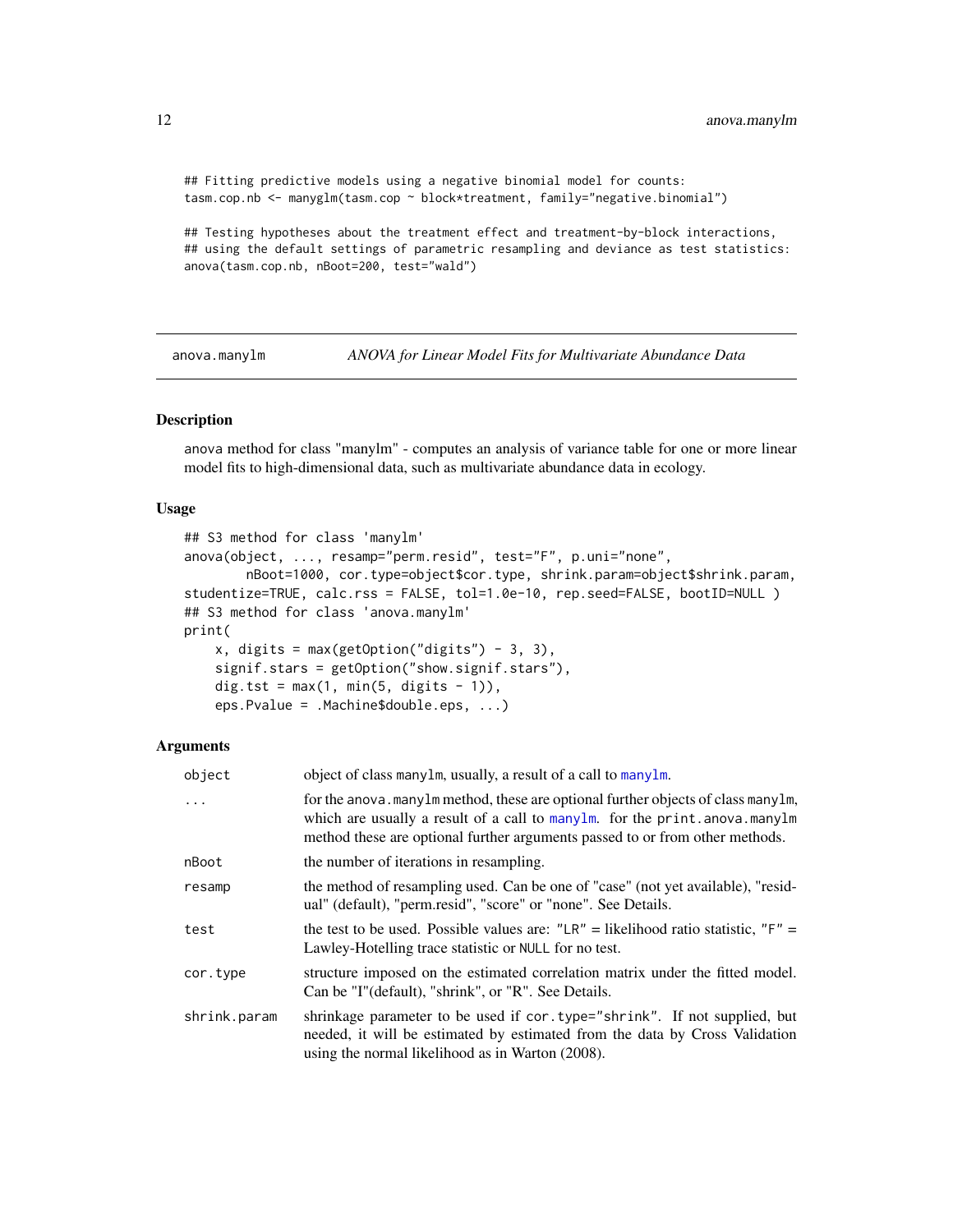```
## Fitting predictive models using a negative binomial model for counts:
tasm.cop.nb <- manyglm(tasm.cop ~ block*treatment, family="negative.binomial")

## Testing hypotheses about the treatment effect and treatment-by-block interactions,
## using the default settings of parametric resampling and deviance as test statistics:
anova(tasm.cop.nb, nBoot=200, test="wald")
```

---

# anova.manylm — *ANOVA for Linear Model Fits for Multivariate Abundance Data*

## Description

anova method for class "manylm" - computes an analysis of variance table for one or more linear model fits to high-dimensional data, such as multivariate abundance data in ecology.

## Usage

```
## S3 method for class 'manylm'
anova(object, ..., resamp="perm.resid", test="F", p.uni="none",
       nBoot=1000, cor.type=object$cor.type, shrink.param=object$shrink.param,
studentize=TRUE, calc.rss = FALSE, tol=1.0e-10, rep.seed=FALSE, bootID=NULL )
## S3 method for class 'anova.manylm'
print(
    x, digits = max(getOption("digits") - 3, 3),
    signif.stars = getOption("show.signif.stars"),
    dig.tst = max(1, min(5, digits - 1)),
    eps.Pvalue = .Machine$double.eps, ...)
```

## Arguments

| | |
|---|---|
| `object` | object of class manylm, usually, a result of a call to `manylm`. |
| `...` | for the anova.manylm method, these are optional further objects of class manylm, which are usually a result of a call to `manylm`. for the print.anova.manylm method these are optional further arguments passed to or from other methods. |
| `nBoot` | the number of iterations in resampling. |
| `resamp` | the method of resampling used. Can be one of "case" (not yet available), "residual" (default), "perm.resid", "score" or "none". See Details. |
| `test` | the test to be used. Possible values are: "LR" = likelihood ratio statistic, "F" = Lawley-Hotelling trace statistic or NULL for no test. |
| `cor.type` | structure imposed on the estimated correlation matrix under the fitted model. Can be "I"(default), "shrink", or "R". See Details. |
| `shrink.param` | shrinkage parameter to be used if cor.type="shrink". If not supplied, but needed, it will be estimated by estimated from the data by Cross Validation using the normal likelihood as in Warton (2008). |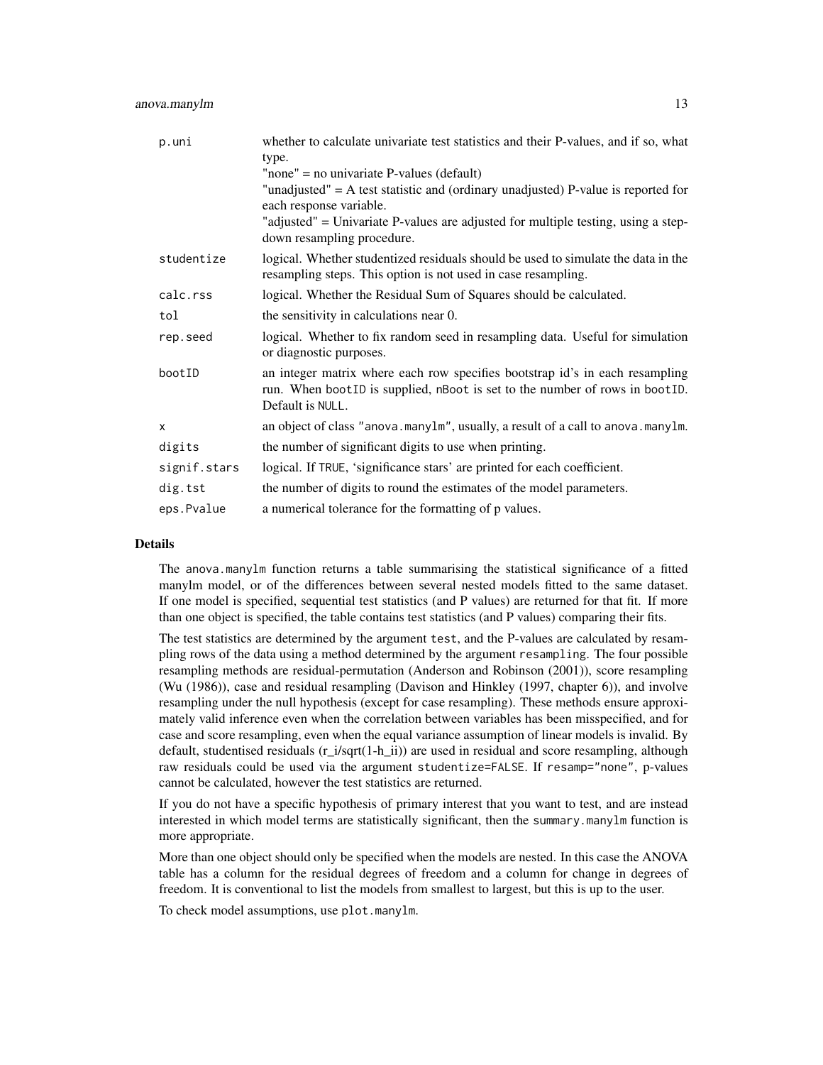| | |
|---|---|
| `p.uni` | whether to calculate univariate test statistics and their P-values, and if so, what type.<br>"none" = no univariate P-values (default)<br>"unadjusted" = A test statistic and (ordinary unadjusted) P-value is reported for each response variable.<br>"adjusted" = Univariate P-values are adjusted for multiple testing, using a step-down resampling procedure. |
| `studentize` | logical. Whether studentized residuals should be used to simulate the data in the resampling steps. This option is not used in case resampling. |
| `calc.rss` | logical. Whether the Residual Sum of Squares should be calculated. |
| `tol` | the sensitivity in calculations near 0. |
| `rep.seed` | logical. Whether to fix random seed in resampling data. Useful for simulation or diagnostic purposes. |
| `bootID` | an integer matrix where each row specifies bootstrap id's in each resampling run. When `bootID` is supplied, `nBoot` is set to the number of rows in `bootID`. Default is `NULL`. |
| `x` | an object of class `"anova.manylm"`, usually, a result of a call to `anova.manylm`. |
| `digits` | the number of significant digits to use when printing. |
| `signif.stars` | logical. If `TRUE`, 'significance stars' are printed for each coefficient. |
| `dig.tst` | the number of digits to round the estimates of the model parameters. |
| `eps.Pvalue` | a numerical tolerance for the formatting of p values. |

## Details

The `anova.manylm` function returns a table summarising the statistical significance of a fitted manylm model, or of the differences between several nested models fitted to the same dataset. If one model is specified, sequential test statistics (and P values) are returned for that fit. If more than one object is specified, the table contains test statistics (and P values) comparing their fits.

The test statistics are determined by the argument `test`, and the P-values are calculated by resampling rows of the data using a method determined by the argument `resampling`. The four possible resampling methods are residual-permutation (Anderson and Robinson (2001)), score resampling (Wu (1986)), case and residual resampling (Davison and Hinkley (1997, chapter 6)), and involve resampling under the null hypothesis (except for case resampling). These methods ensure approximately valid inference even when the correlation between variables has been misspecified, and for case and score resampling, even when the equal variance assumption of linear models is invalid. By default, studentised residuals ($r_i/\sqrt{1-h_{ii}}$) are used in residual and score resampling, although raw residuals could be used via the argument `studentize=FALSE`. If `resamp="none"`, p-values cannot be calculated, however the test statistics are returned.

If you do not have a specific hypothesis of primary interest that you want to test, and are instead interested in which model terms are statistically significant, then the `summary.manylm` function is more appropriate.

More than one object should only be specified when the models are nested. In this case the ANOVA table has a column for the residual degrees of freedom and a column for change in degrees of freedom. It is conventional to list the models from smallest to largest, but this is up to the user.

To check model assumptions, use `plot.manylm`.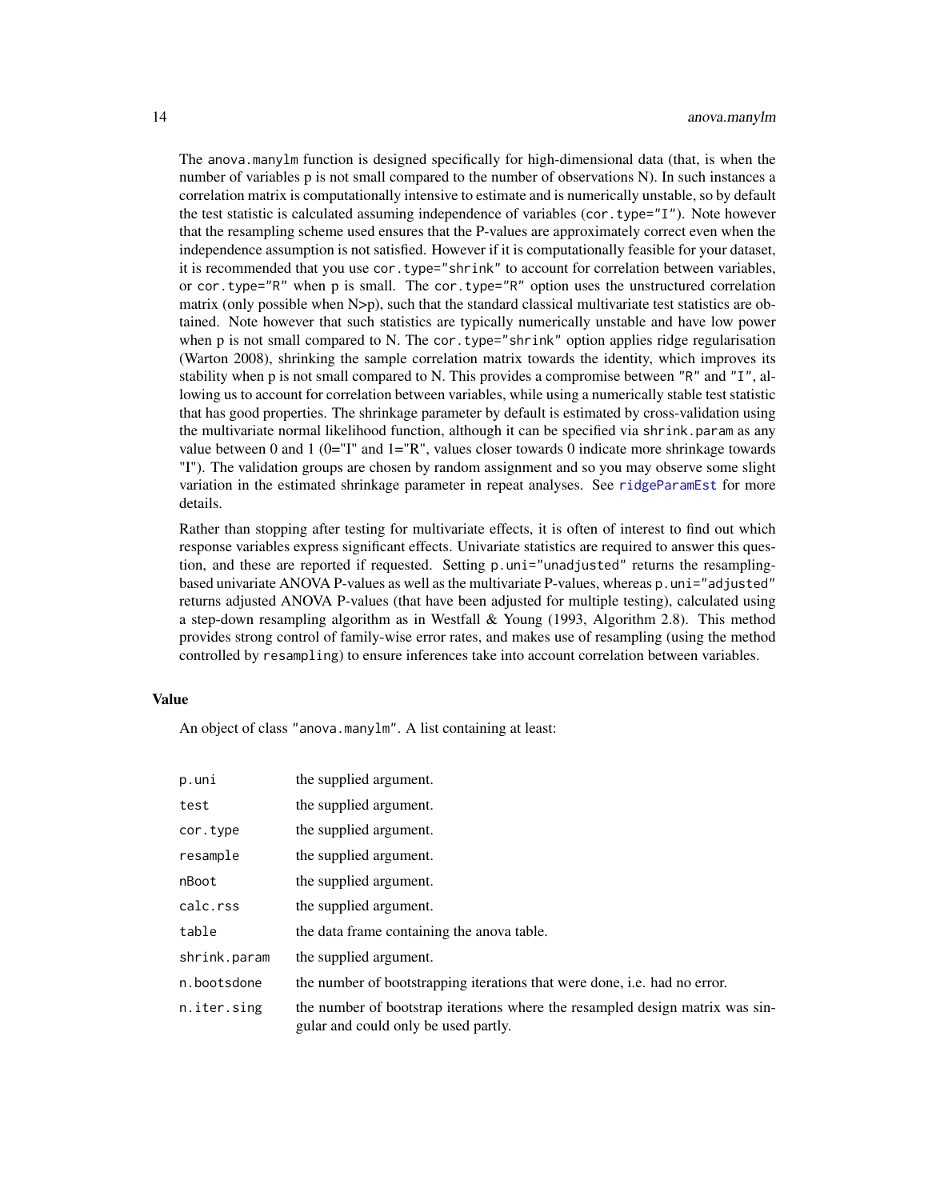The anova.manylm function is designed specifically for high-dimensional data (that, is when the number of variables p is not small compared to the number of observations N). In such instances a correlation matrix is computationally intensive to estimate and is numerically unstable, so by default the test statistic is calculated assuming independence of variables (`cor.type="I"`). Note however that the resampling scheme used ensures that the P-values are approximately correct even when the independence assumption is not satisfied. However if it is computationally feasible for your dataset, it is recommended that you use `cor.type="shrink"` to account for correlation between variables, or `cor.type="R"` when p is small. The `cor.type="R"` option uses the unstructured correlation matrix (only possible when N>p), such that the standard classical multivariate test statistics are obtained. Note however that such statistics are typically numerically unstable and have low power when p is not small compared to N. The `cor.type="shrink"` option applies ridge regularisation (Warton 2008), shrinking the sample correlation matrix towards the identity, which improves its stability when p is not small compared to N. This provides a compromise between "R" and "I", allowing us to account for correlation between variables, while using a numerically stable test statistic that has good properties. The shrinkage parameter by default is estimated by cross-validation using the multivariate normal likelihood function, although it can be specified via `shrink.param` as any value between 0 and 1 (0="I" and 1="R", values closer towards 0 indicate more shrinkage towards "I"). The validation groups are chosen by random assignment and so you may observe some slight variation in the estimated shrinkage parameter in repeat analyses. See ridgeParamEst for more details.

Rather than stopping after testing for multivariate effects, it is often of interest to find out which response variables express significant effects. Univariate statistics are required to answer this question, and these are reported if requested. Setting `p.uni="unadjusted"` returns the resampling-based univariate ANOVA P-values as well as the multivariate P-values, whereas `p.uni="adjusted"` returns adjusted ANOVA P-values (that have been adjusted for multiple testing), calculated using a step-down resampling algorithm as in Westfall & Young (1993, Algorithm 2.8). This method provides strong control of family-wise error rates, and makes use of resampling (using the method controlled by `resampling`) to ensure inferences take into account correlation between variables.

## Value

An object of class "anova.manylm". A list containing at least:

| | |
|---|---|
| p.uni | the supplied argument. |
| test | the supplied argument. |
| cor.type | the supplied argument. |
| resample | the supplied argument. |
| nBoot | the supplied argument. |
| calc.rss | the supplied argument. |
| table | the data frame containing the anova table. |
| shrink.param | the supplied argument. |
| n.bootsdone | the number of bootstrapping iterations that were done, i.e. had no error. |
| n.iter.sing | the number of bootstrap iterations where the resampled design matrix was singular and could only be used partly. |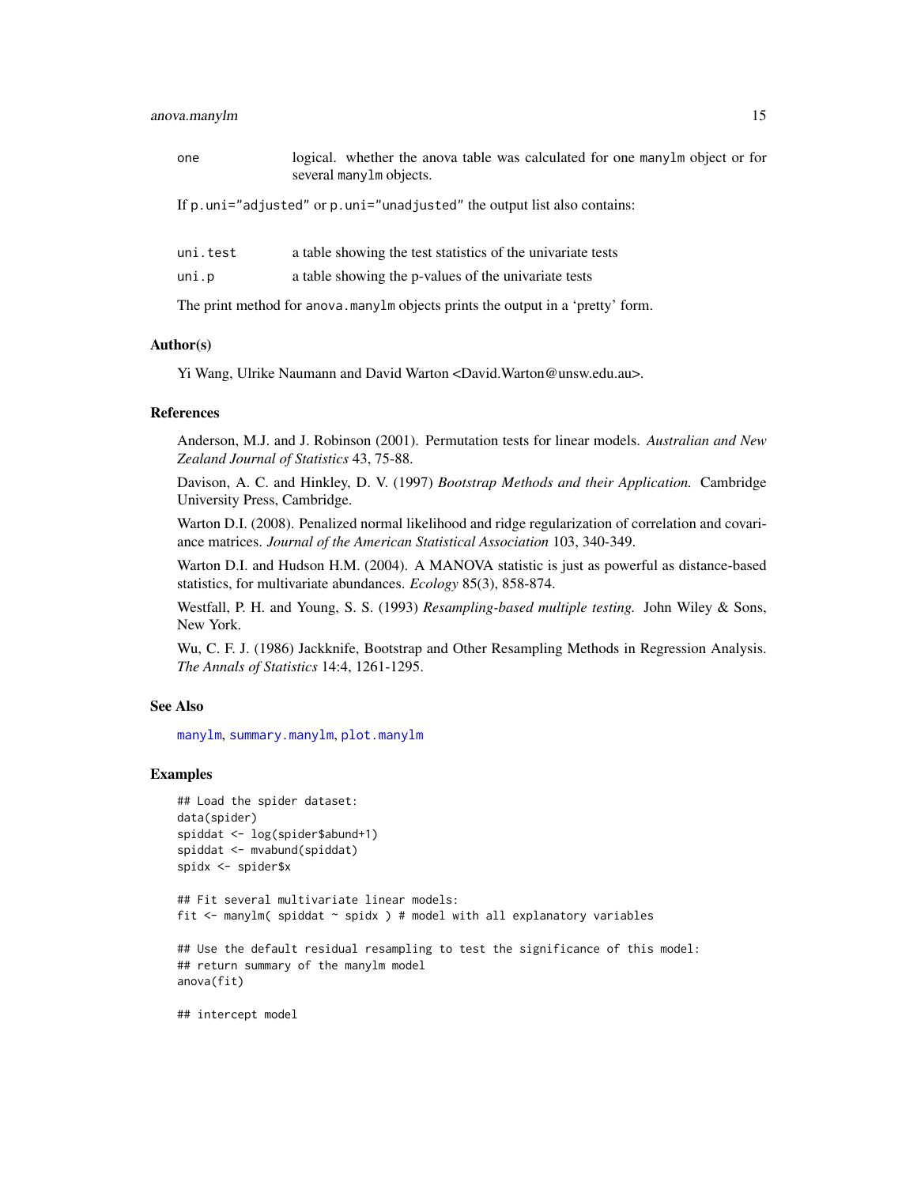one logical. whether the anova table was calculated for one `manylm` object or for several `manylm` objects.

If `p.uni="adjusted"` or `p.uni="unadjusted"` the output list also contains:

uni.test a table showing the test statistics of the univariate tests

uni.p a table showing the p-values of the univariate tests

The print method for `anova.manylm` objects prints the output in a 'pretty' form.

## Author(s)

Yi Wang, Ulrike Naumann and David Warton <David.Warton@unsw.edu.au>.

## References

Anderson, M.J. and J. Robinson (2001). Permutation tests for linear models. *Australian and New Zealand Journal of Statistics* 43, 75-88.

Davison, A. C. and Hinkley, D. V. (1997) *Bootstrap Methods and their Application.* Cambridge University Press, Cambridge.

Warton D.I. (2008). Penalized normal likelihood and ridge regularization of correlation and covariance matrices. *Journal of the American Statistical Association* 103, 340-349.

Warton D.I. and Hudson H.M. (2004). A MANOVA statistic is just as powerful as distance-based statistics, for multivariate abundances. *Ecology* 85(3), 858-874.

Westfall, P. H. and Young, S. S. (1993) *Resampling-based multiple testing.* John Wiley & Sons, New York.

Wu, C. F. J. (1986) Jackknife, Bootstrap and Other Resampling Methods in Regression Analysis. *The Annals of Statistics* 14:4, 1261-1295.

## See Also

`manylm`, `summary.manylm`, `plot.manylm`

## Examples

```
## Load the spider dataset:
data(spider)
spiddat <- log(spider$abund+1)
spiddat <- mvabund(spiddat)
spidx <- spider$x

## Fit several multivariate linear models:
fit <- manylm( spiddat ~ spidx ) # model with all explanatory variables

## Use the default residual resampling to test the significance of this model:
## return summary of the manylm model
anova(fit)

## intercept model
```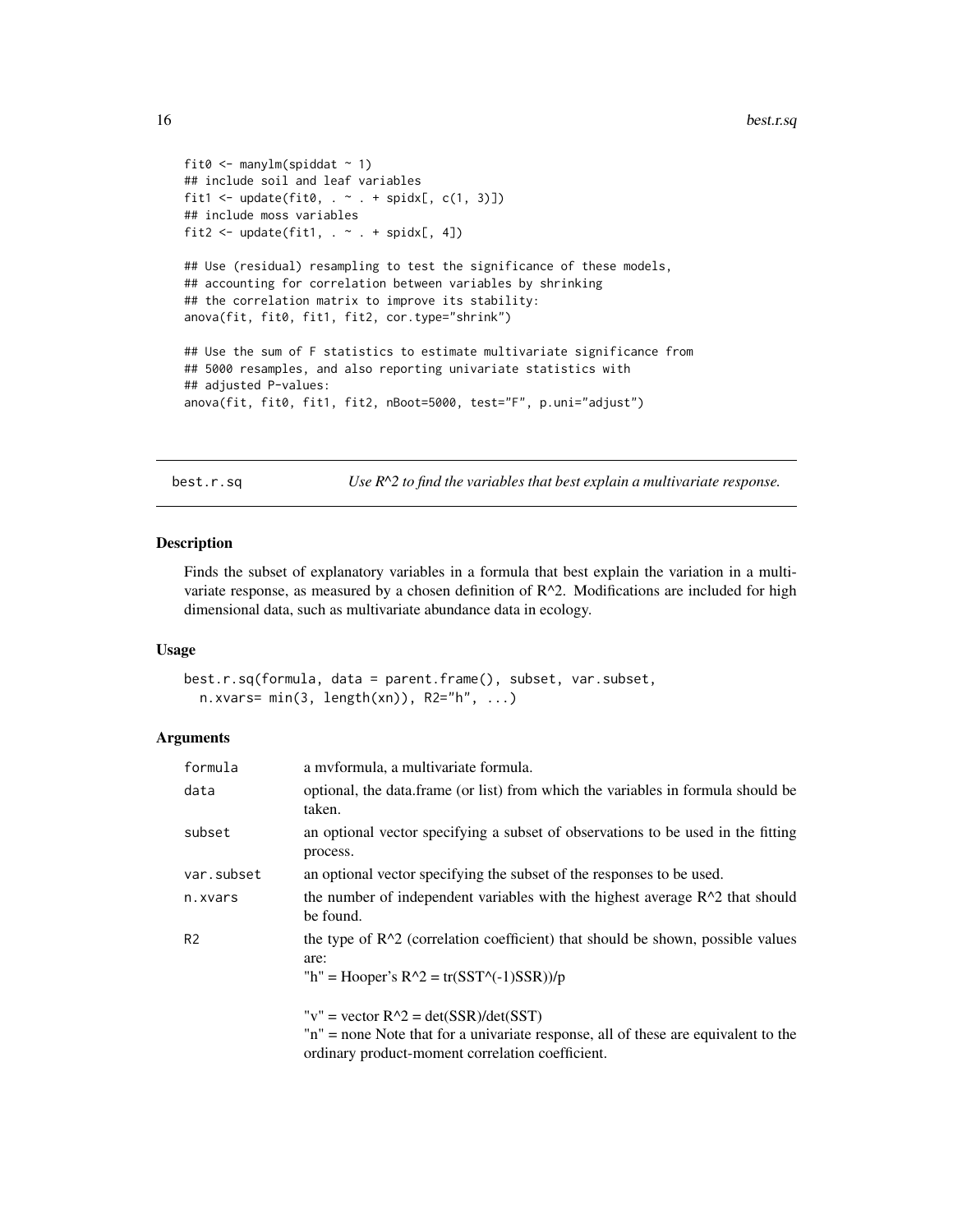```
fit0 <- manylm(spiddat ~ 1)
## include soil and leaf variables
fit1 <- update(fit0, . ~ . + spidx[, c(1, 3)])
## include moss variables
fit2 <- update(fit1, . ~ . + spidx[, 4])

## Use (residual) resampling to test the significance of these models,
## accounting for correlation between variables by shrinking
## the correlation matrix to improve its stability:
anova(fit, fit0, fit1, fit2, cor.type="shrink")

## Use the sum of F statistics to estimate multivariate significance from
## 5000 resamples, and also reporting univariate statistics with
## adjusted P-values:
anova(fit, fit0, fit1, fit2, nBoot=5000, test="F", p.uni="adjust")
```

---

## best.r.sq — *Use R^2 to find the variables that best explain a multivariate response.*

### Description

Finds the subset of explanatory variables in a formula that best explain the variation in a multivariate response, as measured by a chosen definition of R^2. Modifications are included for high dimensional data, such as multivariate abundance data in ecology.

### Usage

```
best.r.sq(formula, data = parent.frame(), subset, var.subset,
  n.xvars= min(3, length(xn)), R2="h", ...)
```

### Arguments

| | |
|---|---|
| `formula` | a mvformula, a multivariate formula. |
| `data` | optional, the data.frame (or list) from which the variables in formula should be taken. |
| `subset` | an optional vector specifying a subset of observations to be used in the fitting process. |
| `var.subset` | an optional vector specifying the subset of the responses to be used. |
| `n.xvars` | the number of independent variables with the highest average R^2 that should be found. |
| `R2` | the type of R^2 (correlation coefficient) that should be shown, possible values are:<br>"h" = Hooper's R^2 = tr(SST^(-1)SSR))/p<br><br>"v" = vector R^2 = det(SSR)/det(SST)<br>"n" = none Note that for a univariate response, all of these are equivalent to the ordinary product-moment correlation coefficient. |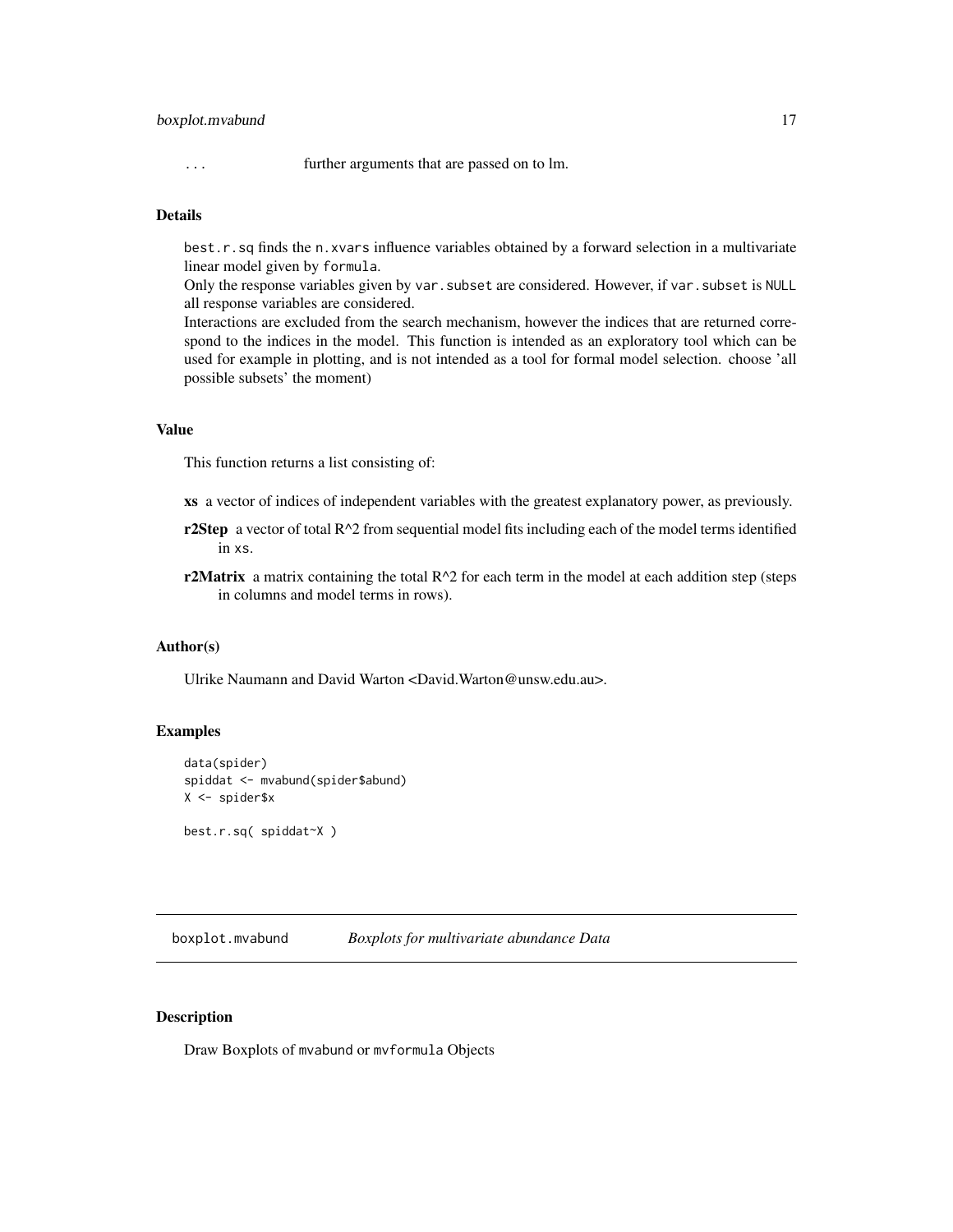`...` further arguments that are passed on to lm.

### Details

best.r.sq finds the n.xvars influence variables obtained by a forward selection in a multivariate linear model given by formula.
Only the response variables given by var.subset are considered. However, if var.subset is NULL all response variables are considered.
Interactions are excluded from the search mechanism, however the indices that are returned correspond to the indices in the model. This function is intended as an exploratory tool which can be used for example in plotting, and is not intended as a tool for formal model selection. choose 'all possible subsets' the moment)

### Value

This function returns a list consisting of:

- **xs** a vector of indices of independent variables with the greatest explanatory power, as previously.
- **r2Step** a vector of total R^2 from sequential model fits including each of the model terms identified in xs.
- **r2Matrix** a matrix containing the total R^2 for each term in the model at each addition step (steps in columns and model terms in rows).

### Author(s)

Ulrike Naumann and David Warton <David.Warton@unsw.edu.au>.

### Examples

```
data(spider)
spiddat <- mvabund(spider$abund)
X <- spider$x

best.r.sq( spiddat~X )
```

---

## boxplot.mvabund *Boxplots for multivariate abundance Data*

---

### Description

Draw Boxplots of mvabund or mvformula Objects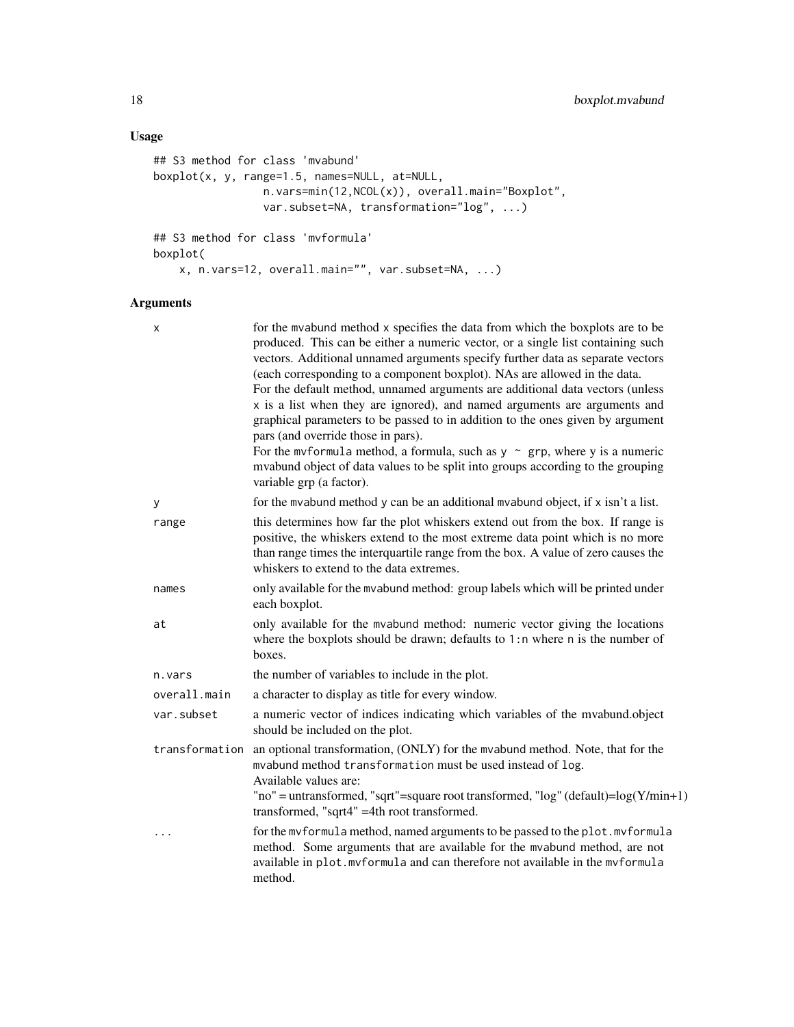## Usage

```
## S3 method for class 'mvabund'
boxplot(x, y, range=1.5, names=NULL, at=NULL,
                n.vars=min(12,NCOL(x)), overall.main="Boxplot",
                var.subset=NA, transformation="log", ...)

## S3 method for class 'mvformula'
boxplot(
    x, n.vars=12, overall.main="", var.subset=NA, ...)
```

## Arguments

| | |
|---|---|
| `x` | for the mvabund method x specifies the data from which the boxplots are to be produced. This can be either a numeric vector, or a single list containing such vectors. Additional unnamed arguments specify further data as separate vectors (each corresponding to a component boxplot). NAs are allowed in the data. For the default method, unnamed arguments are additional data vectors (unless x is a list when they are ignored), and named arguments are arguments and graphical parameters to be passed to in addition to the ones given by argument pars (and override those in pars). For the `mvformula` method, a formula, such as `y ~ grp`, where y is a numeric mvabund object of data values to be split into groups according to the grouping variable grp (a factor). |
| `y` | for the `mvabund` method y can be an additional `mvabund` object, if x isn't a list. |
| `range` | this determines how far the plot whiskers extend out from the box. If range is positive, the whiskers extend to the most extreme data point which is no more than range times the interquartile range from the box. A value of zero causes the whiskers to extend to the data extremes. |
| `names` | only available for the `mvabund` method: group labels which will be printed under each boxplot. |
| `at` | only available for the `mvabund` method: numeric vector giving the locations where the boxplots should be drawn; defaults to `1:n` where `n` is the number of boxes. |
| `n.vars` | the number of variables to include in the plot. |
| `overall.main` | a character to display as title for every window. |
| `var.subset` | a numeric vector of indices indicating which variables of the mvabund.object should be included on the plot. |
| `transformation` | an optional transformation, (ONLY) for the `mvabund` method. Note, that for the `mvabund` method `transformation` must be used instead of `log`. Available values are: "no" = untransformed, "sqrt"=square root transformed, "log" (default)=log(Y/min+1) transformed, "sqrt4" =4th root transformed. |
| `...` | for the `mvformula` method, named arguments to be passed to the `plot.mvformula` method. Some arguments that are available for the `mvabund` method, are not available in `plot.mvformula` and can therefore not available in the `mvformula` method. |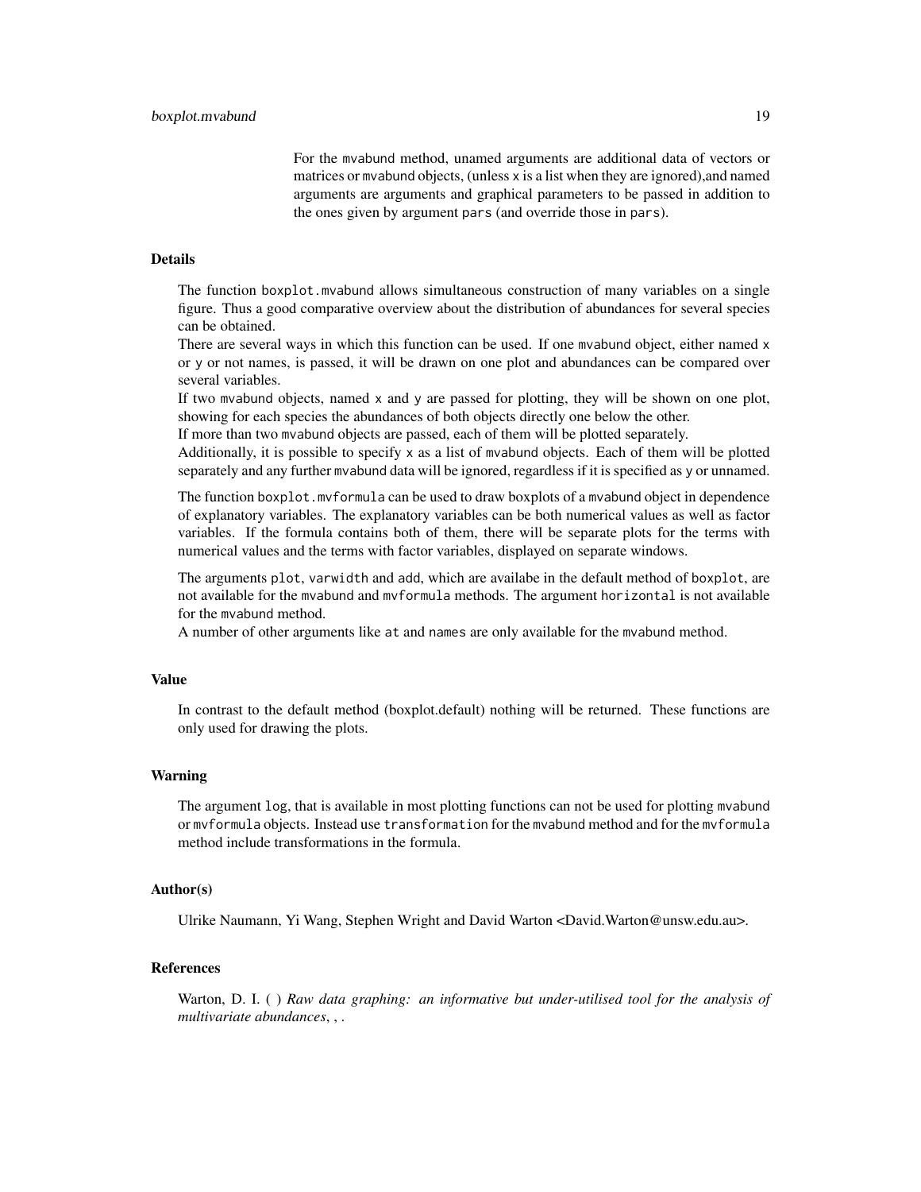For the mvabund method, unamed arguments are additional data of vectors or matrices or mvabund objects, (unless x is a list when they are ignored),and named arguments are arguments and graphical parameters to be passed in addition to the ones given by argument pars (and override those in pars).

### Details

The function boxplot.mvabund allows simultaneous construction of many variables on a single figure. Thus a good comparative overview about the distribution of abundances for several species can be obtained.

There are several ways in which this function can be used. If one mvabund object, either named x or y or not names, is passed, it will be drawn on one plot and abundances can be compared over several variables.

If two mvabund objects, named x and y are passed for plotting, they will be shown on one plot, showing for each species the abundances of both objects directly one below the other.

If more than two mvabund objects are passed, each of them will be plotted separately.

Additionally, it is possible to specify x as a list of mvabund objects. Each of them will be plotted separately and any further mvabund data will be ignored, regardless if it is specified as y or unnamed.

The function boxplot.mvformula can be used to draw boxplots of a mvabund object in dependence of explanatory variables. The explanatory variables can be both numerical values as well as factor variables. If the formula contains both of them, there will be separate plots for the terms with numerical values and the terms with factor variables, displayed on separate windows.

The arguments plot, varwidth and add, which are availabe in the default method of boxplot, are not available for the mvabund and mvformula methods. The argument horizontal is not available for the mvabund method.

A number of other arguments like at and names are only available for the mvabund method.

### Value

In contrast to the default method (boxplot.default) nothing will be returned. These functions are only used for drawing the plots.

### Warning

The argument log, that is available in most plotting functions can not be used for plotting mvabund or mvformula objects. Instead use transformation for the mvabund method and for the mvformula method include transformations in the formula.

### Author(s)

Ulrike Naumann, Yi Wang, Stephen Wright and David Warton <David.Warton@unsw.edu.au>.

### References

Warton, D. I. ( ) *Raw data graphing: an informative but under-utilised tool for the analysis of multivariate abundances*, , .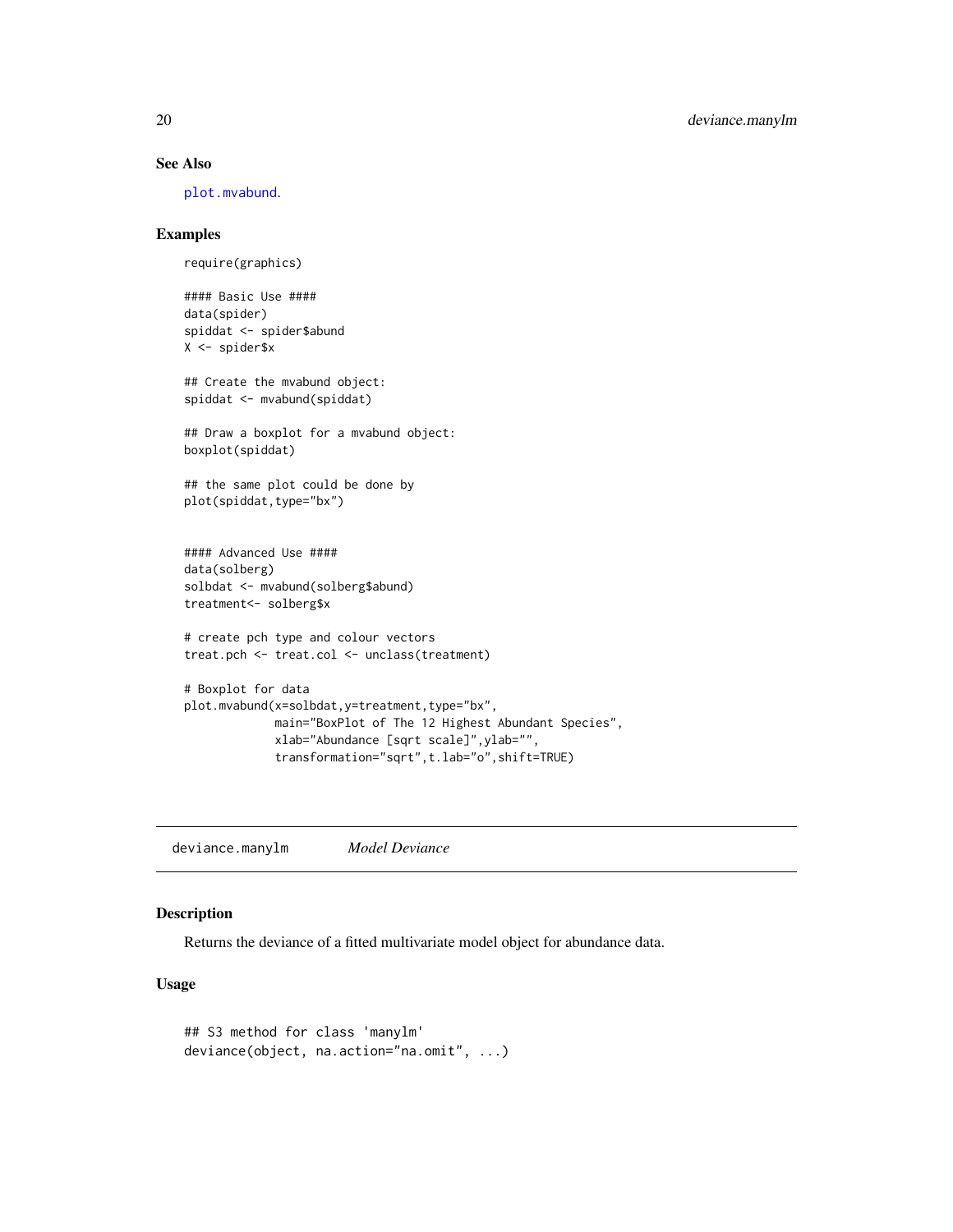## See Also

plot.mvabund.

## Examples

```
require(graphics)

#### Basic Use ####
data(spider)
spiddat <- spider$abund
X <- spider$x

## Create the mvabund object:
spiddat <- mvabund(spiddat)

## Draw a boxplot for a mvabund object:
boxplot(spiddat)

## the same plot could be done by
plot(spiddat,type="bx")


#### Advanced Use ####
data(solberg)
solbdat <- mvabund(solberg$abund)
treatment<- solberg$x

# create pch type and colour vectors
treat.pch <- treat.col <- unclass(treatment)

# Boxplot for data
plot.mvabund(x=solbdat,y=treatment,type="bx",
             main="BoxPlot of The 12 Highest Abundant Species",
             xlab="Abundance [sqrt scale]",ylab="",
             transformation="sqrt",t.lab="o",shift=TRUE)
```

---

# deviance.manylm *Model Deviance*

## Description

Returns the deviance of a fitted multivariate model object for abundance data.

## Usage

```
## S3 method for class 'manylm'
deviance(object, na.action="na.omit", ...)
```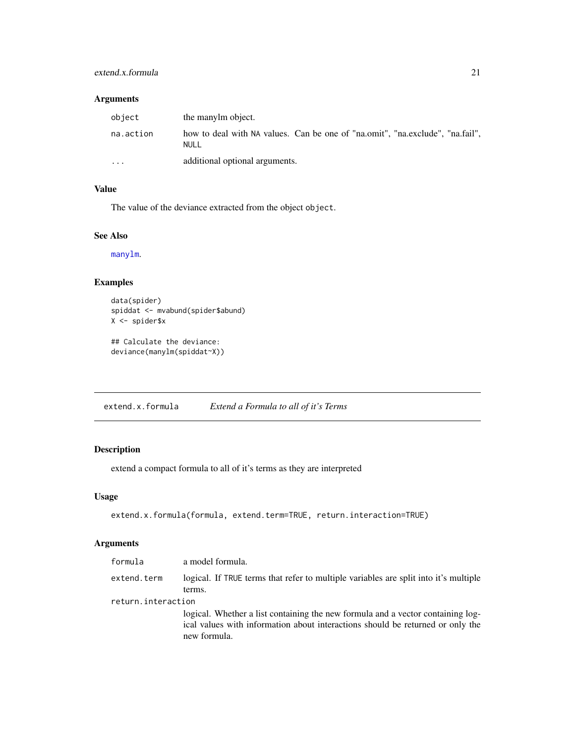### Arguments

| | |
|---|---|
| `object` | the manylm object. |
| `na.action` | how to deal with `NA` values. Can be one of "na.omit", "na.exclude", "na.fail", `NULL` |
| `...` | additional optional arguments. |

### Value

The value of the deviance extracted from the object `object`.

### See Also

`manylm`.

### Examples

```
data(spider)
spiddat <- mvabund(spider$abund)
X <- spider$x

## Calculate the deviance:
deviance(manylm(spiddat~X))
```

---

## extend.x.formula &nbsp;&nbsp;&nbsp; *Extend a Formula to all of it's Terms*

### Description

extend a compact formula to all of it's terms as they are interpreted

### Usage

```
extend.x.formula(formula, extend.term=TRUE, return.interaction=TRUE)
```

### Arguments

| | |
|---|---|
| `formula` | a model formula. |
| `extend.term` | logical. If `TRUE` terms that refer to multiple variables are split into it's multiple terms. |
| `return.interaction` | logical. Whether a list containing the new formula and a vector containing logical values with information about interactions should be returned or only the new formula. |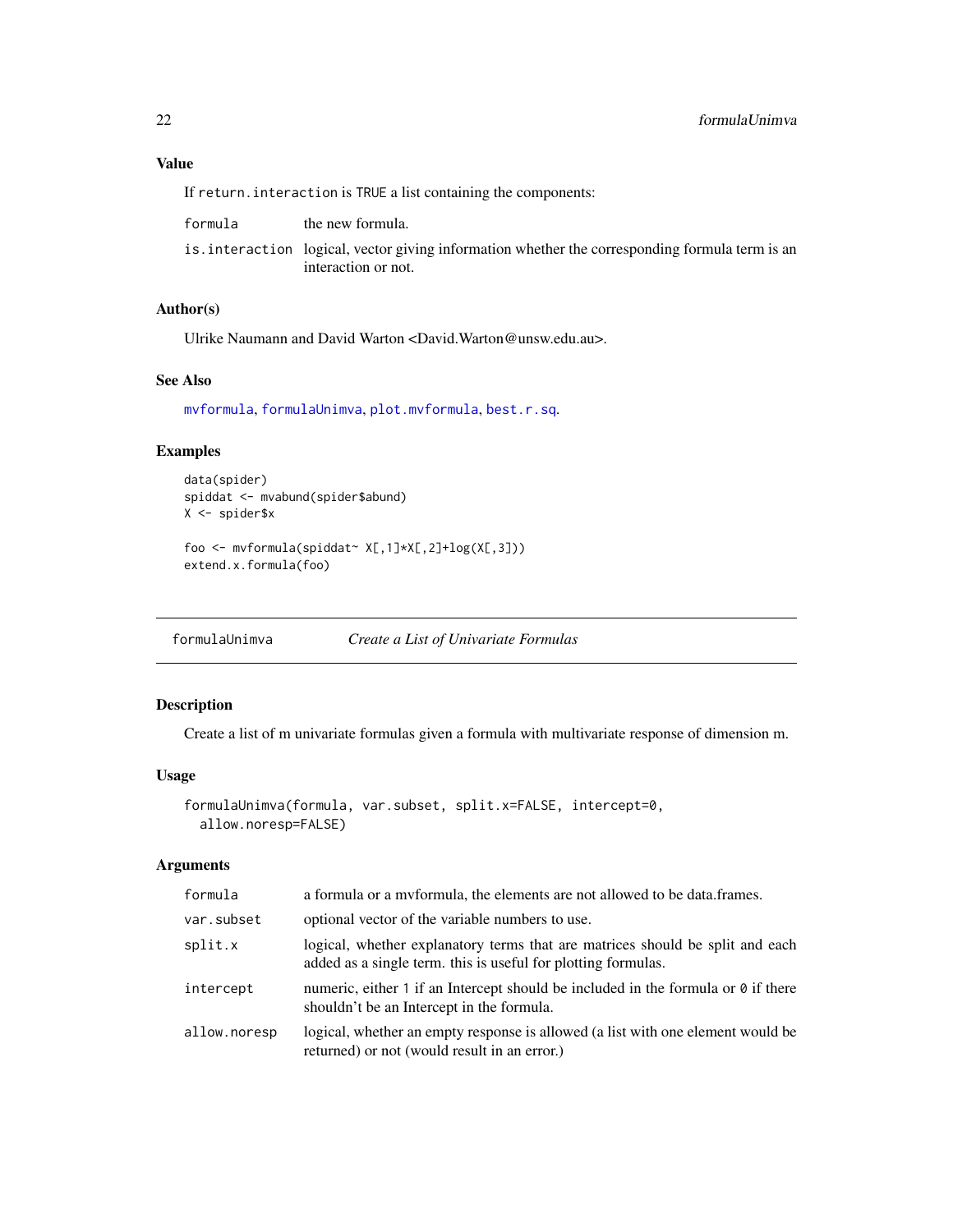### Value

If `return.interaction` is `TRUE` a list containing the components:

| | |
|---|---|
| `formula` | the new formula. |
| `is.interaction` | logical, vector giving information whether the corresponding formula term is an interaction or not. |

### Author(s)

Ulrike Naumann and David Warton <David.Warton@unsw.edu.au>.

### See Also

`mvformula`, `formulaUnimva`, `plot.mvformula`, `best.r.sq`.

### Examples

```
data(spider)
spiddat <- mvabund(spider$abund)
X <- spider$x

foo <- mvformula(spiddat~ X[,1]*X[,2]+log(X[,3]))
extend.x.formula(foo)
```

---

## formulaUnimva — *Create a List of Univariate Formulas*

### Description

Create a list of m univariate formulas given a formula with multivariate response of dimension m.

### Usage

```
formulaUnimva(formula, var.subset, split.x=FALSE, intercept=0,
  allow.noresp=FALSE)
```

### Arguments

| | |
|---|---|
| `formula` | a formula or a mvformula, the elements are not allowed to be data.frames. |
| `var.subset` | optional vector of the variable numbers to use. |
| `split.x` | logical, whether explanatory terms that are matrices should be split and each added as a single term. this is useful for plotting formulas. |
| `intercept` | numeric, either `1` if an Intercept should be included in the formula or `0` if there shouldn't be an Intercept in the formula. |
| `allow.noresp` | logical, whether an empty response is allowed (a list with one element would be returned) or not (would result in an error.) |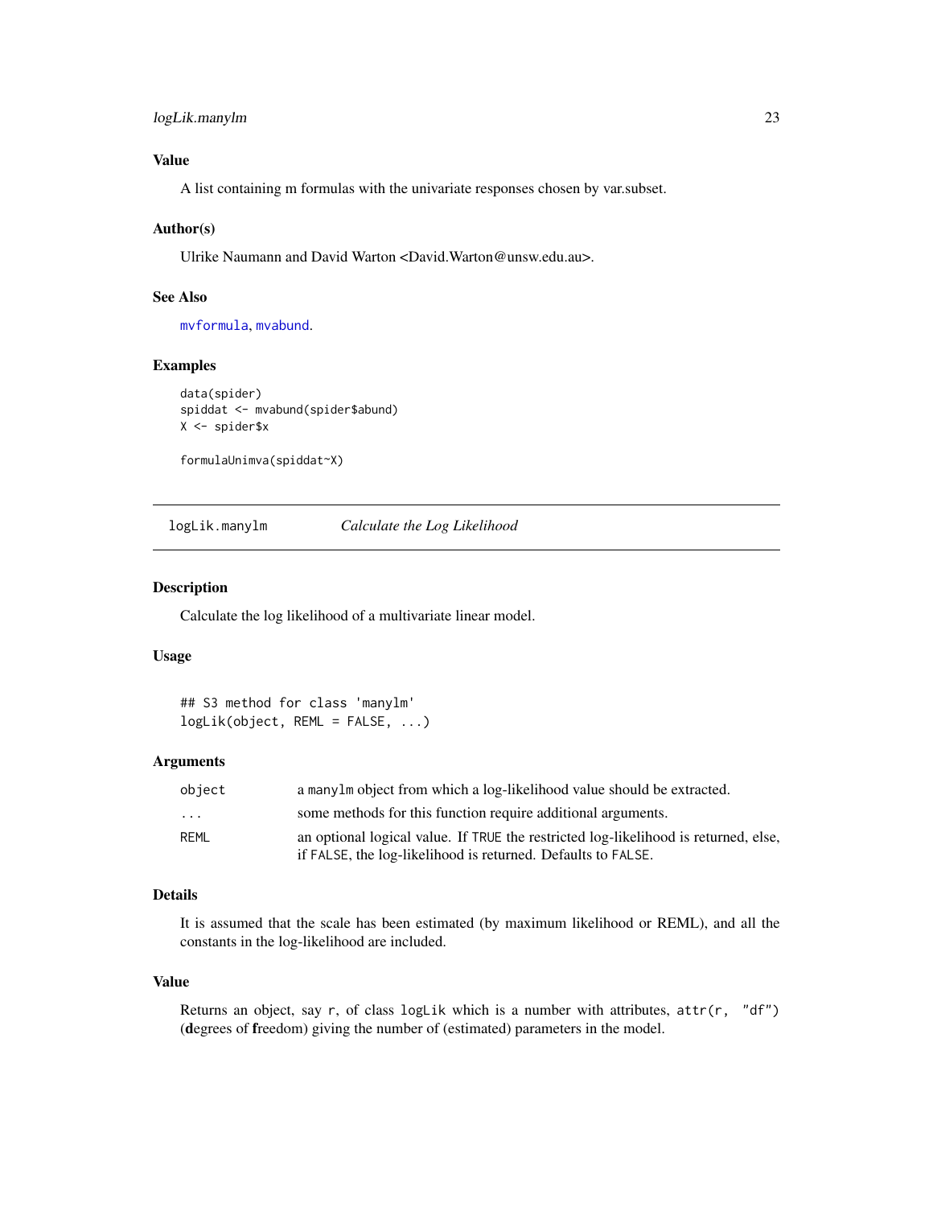### Value

A list containing m formulas with the univariate responses chosen by var.subset.

### Author(s)

Ulrike Naumann and David Warton <David.Warton@unsw.edu.au>.

### See Also

mvformula, mvabund.

### Examples

```
data(spider)
spiddat <- mvabund(spider$abund)
X <- spider$x

formulaUnimva(spiddat~X)
```

---

## logLik.manylm — *Calculate the Log Likelihood*

---

### Description

Calculate the log likelihood of a multivariate linear model.

### Usage

```
## S3 method for class 'manylm'
logLik(object, REML = FALSE, ...)
```

### Arguments

| | |
|---|---|
| object | a manylm object from which a log-likelihood value should be extracted. |
| ... | some methods for this function require additional arguments. |
| REML | an optional logical value. If TRUE the restricted log-likelihood is returned, else, if FALSE, the log-likelihood is returned. Defaults to FALSE. |

### Details

It is assumed that the scale has been estimated (by maximum likelihood or REML), and all the constants in the log-likelihood are included.

### Value

Returns an object, say r, of class logLik which is a number with attributes, attr(r, "df") (**d**egrees of **f**reedom) giving the number of (estimated) parameters in the model.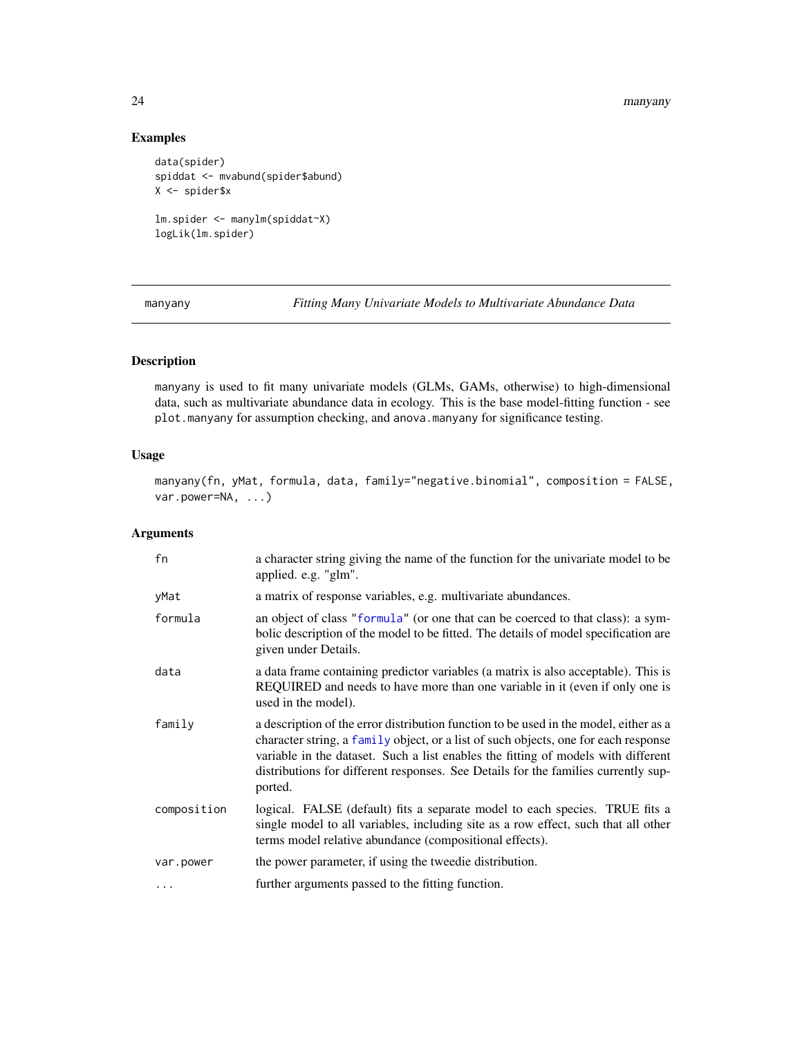## Examples

```
data(spider)
spiddat <- mvabund(spider$abund)
X <- spider$x

lm.spider <- manylm(spiddat~X)
logLik(lm.spider)
```

---

# manyany — *Fitting Many Univariate Models to Multivariate Abundance Data*

## Description

manyany is used to fit many univariate models (GLMs, GAMs, otherwise) to high-dimensional data, such as multivariate abundance data in ecology. This is the base model-fitting function - see plot.manyany for assumption checking, and anova.manyany for significance testing.

## Usage

```
manyany(fn, yMat, formula, data, family="negative.binomial", composition = FALSE,
var.power=NA, ...)
```

## Arguments

| Argument | Description |
|---|---|
| fn | a character string giving the name of the function for the univariate model to be applied. e.g. "glm". |
| yMat | a matrix of response variables, e.g. multivariate abundances. |
| formula | an object of class "formula" (or one that can be coerced to that class): a symbolic description of the model to be fitted. The details of model specification are given under Details. |
| data | a data frame containing predictor variables (a matrix is also acceptable). This is REQUIRED and needs to have more than one variable in it (even if only one is used in the model). |
| family | a description of the error distribution function to be used in the model, either as a character string, a family object, or a list of such objects, one for each response variable in the dataset. Such a list enables the fitting of models with different distributions for different responses. See Details for the families currently supported. |
| composition | logical. FALSE (default) fits a separate model to each species. TRUE fits a single model to all variables, including site as a row effect, such that all other terms model relative abundance (compositional effects). |
| var.power | the power parameter, if using the tweedie distribution. |
| ... | further arguments passed to the fitting function. |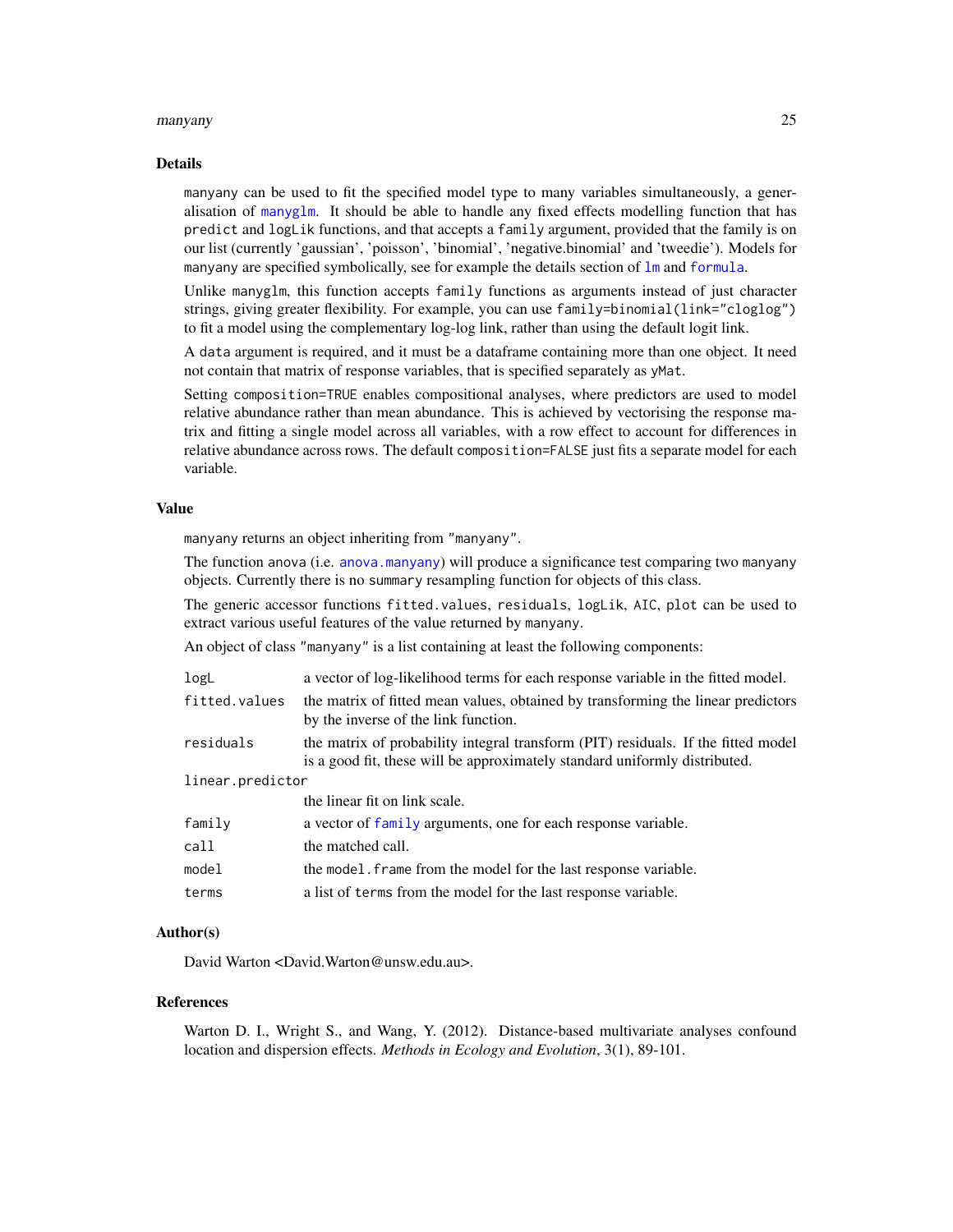## Details

manyany can be used to fit the specified model type to many variables simultaneously, a generalisation of manyglm. It should be able to handle any fixed effects modelling function that has predict and logLik functions, and that accepts a family argument, provided that the family is on our list (currently 'gaussian', 'poisson', 'binomial', 'negative.binomial' and 'tweedie'). Models for manyany are specified symbolically, see for example the details section of lm and formula.

Unlike manyglm, this function accepts family functions as arguments instead of just character strings, giving greater flexibility. For example, you can use family=binomial(link="cloglog") to fit a model using the complementary log-log link, rather than using the default logit link.

A data argument is required, and it must be a dataframe containing more than one object. It need not contain that matrix of response variables, that is specified separately as yMat.

Setting composition=TRUE enables compositional analyses, where predictors are used to model relative abundance rather than mean abundance. This is achieved by vectorising the response matrix and fitting a single model across all variables, with a row effect to account for differences in relative abundance across rows. The default composition=FALSE just fits a separate model for each variable.

## Value

manyany returns an object inheriting from "manyany".

The function anova (i.e. anova.manyany) will produce a significance test comparing two manyany objects. Currently there is no summary resampling function for objects of this class.

The generic accessor functions fitted.values, residuals, logLik, AIC, plot can be used to extract various useful features of the value returned by manyany.

An object of class "manyany" is a list containing at least the following components:

| | |
|---|---|
| logL | a vector of log-likelihood terms for each response variable in the fitted model. |
| fitted.values | the matrix of fitted mean values, obtained by transforming the linear predictors by the inverse of the link function. |
| residuals | the matrix of probability integral transform (PIT) residuals. If the fitted model is a good fit, these will be approximately standard uniformly distributed. |
| linear.predictor | the linear fit on link scale. |
| family | a vector of family arguments, one for each response variable. |
| call | the matched call. |
| model | the model.frame from the model for the last response variable. |
| terms | a list of terms from the model for the last response variable. |

## Author(s)

David Warton <David.Warton@unsw.edu.au>.

## References

Warton D. I., Wright S., and Wang, Y. (2012). Distance-based multivariate analyses confound location and dispersion effects. *Methods in Ecology and Evolution*, 3(1), 89-101.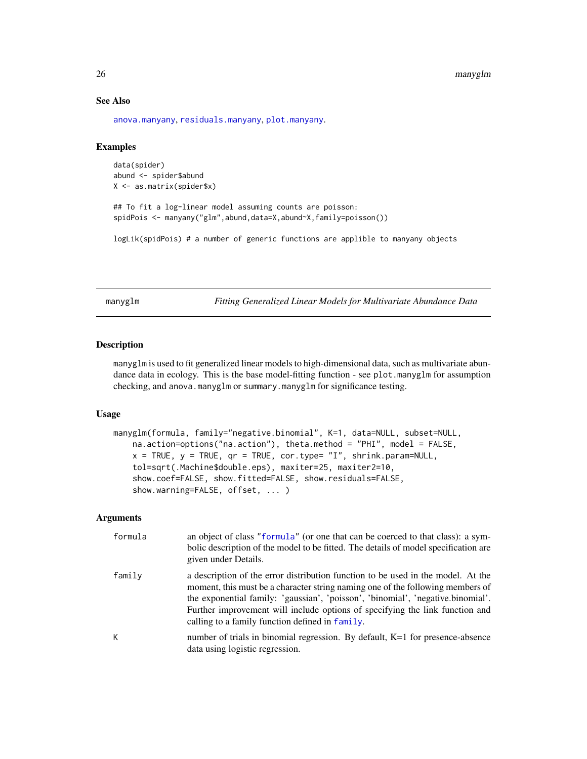## See Also

anova.manyany, residuals.manyany, plot.manyany.

## Examples

```
data(spider)
abund <- spider$abund
X <- as.matrix(spider$x)

## To fit a log-linear model assuming counts are poisson:
spidPois <- manyany("glm",abund,data=X,abund~X,family=poisson())

logLik(spidPois) # a number of generic functions are applible to manyany objects
```

---

# manyglm — *Fitting Generalized Linear Models for Multivariate Abundance Data*

## Description

`manyglm` is used to fit generalized linear models to high-dimensional data, such as multivariate abundance data in ecology. This is the base model-fitting function - see `plot.manyglm` for assumption checking, and `anova.manyglm` or `summary.manyglm` for significance testing.

## Usage

```
manyglm(formula, family="negative.binomial", K=1, data=NULL, subset=NULL,
    na.action=options("na.action"), theta.method = "PHI", model = FALSE,
    x = TRUE, y = TRUE, qr = TRUE, cor.type= "I", shrink.param=NULL,
    tol=sqrt(.Machine$double.eps), maxiter=25, maxiter2=10,
    show.coef=FALSE, show.fitted=FALSE, show.residuals=FALSE,
    show.warning=FALSE, offset, ... )
```

## Arguments

| | |
|---|---|
| formula | an object of class "formula" (or one that can be coerced to that class): a symbolic description of the model to be fitted. The details of model specification are given under Details. |
| family | a description of the error distribution function to be used in the model. At the moment, this must be a character string naming one of the following members of the exponential family: 'gaussian', 'poisson', 'binomial', 'negative.binomial'. Further improvement will include options of specifying the link function and calling to a family function defined in family. |
| K | number of trials in binomial regression. By default, K=1 for presence-absence data using logistic regression. |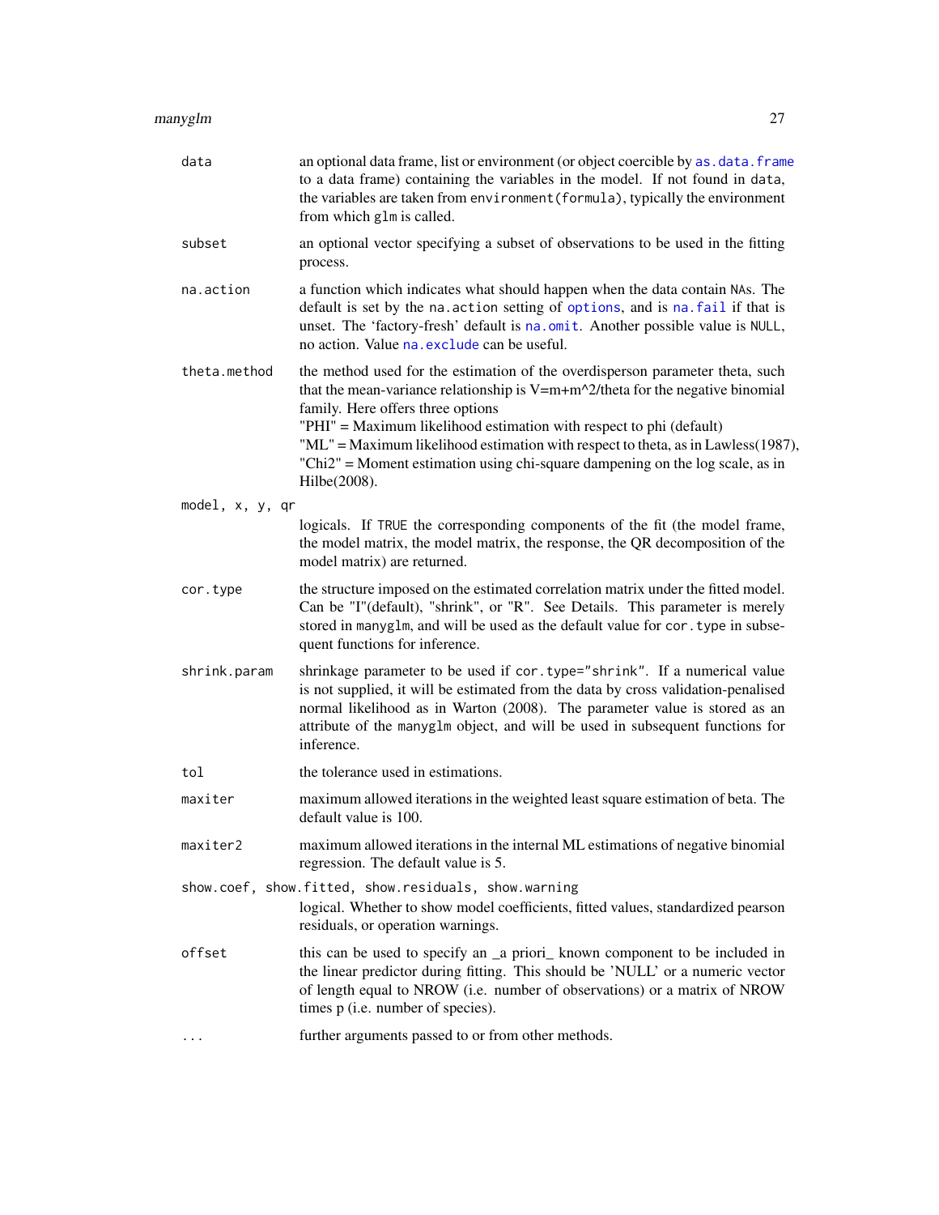`data` an optional data frame, list or environment (or object coercible by `as.data.frame` to a data frame) containing the variables in the model. If not found in `data`, the variables are taken from `environment(formula)`, typically the environment from which `glm` is called.

`subset` an optional vector specifying a subset of observations to be used in the fitting process.

`na.action` a function which indicates what should happen when the data contain NAs. The default is set by the `na.action` setting of `options`, and is `na.fail` if that is unset. The 'factory-fresh' default is `na.omit`. Another possible value is NULL, no action. Value `na.exclude` can be useful.

`theta.method` the method used for the estimation of the overdisperson parameter theta, such that the mean-variance relationship is V=m+m^2/theta for the negative binomial family. Here offers three options
"PHI" = Maximum likelihood estimation with respect to phi (default)
"ML" = Maximum likelihood estimation with respect to theta, as in Lawless(1987),
"Chi2" = Moment estimation using chi-square dampening on the log scale, as in Hilbe(2008).

`model, x, y, qr`
logicals. If TRUE the corresponding components of the fit (the model frame, the model matrix, the model matrix, the response, the QR decomposition of the model matrix) are returned.

`cor.type` the structure imposed on the estimated correlation matrix under the fitted model. Can be "I"(default), "shrink", or "R". See Details. This parameter is merely stored in `manyglm`, and will be used as the default value for `cor.type` in subsequent functions for inference.

`shrink.param` shrinkage parameter to be used if `cor.type="shrink"`. If a numerical value is not supplied, it will be estimated from the data by cross validation-penalised normal likelihood as in Warton (2008). The parameter value is stored as an attribute of the `manyglm` object, and will be used in subsequent functions for inference.

`tol` the tolerance used in estimations.

`maxiter` maximum allowed iterations in the weighted least square estimation of beta. The default value is 100.

`maxiter2` maximum allowed iterations in the internal ML estimations of negative binomial regression. The default value is 5.

`show.coef, show.fitted, show.residuals, show.warning`
logical. Whether to show model coefficients, fitted values, standardized pearson residuals, or operation warnings.

`offset` this can be used to specify an _a priori_ known component to be included in the linear predictor during fitting. This should be 'NULL' or a numeric vector of length equal to NROW (i.e. number of observations) or a matrix of NROW times p (i.e. number of species).

`...` further arguments passed to or from other methods.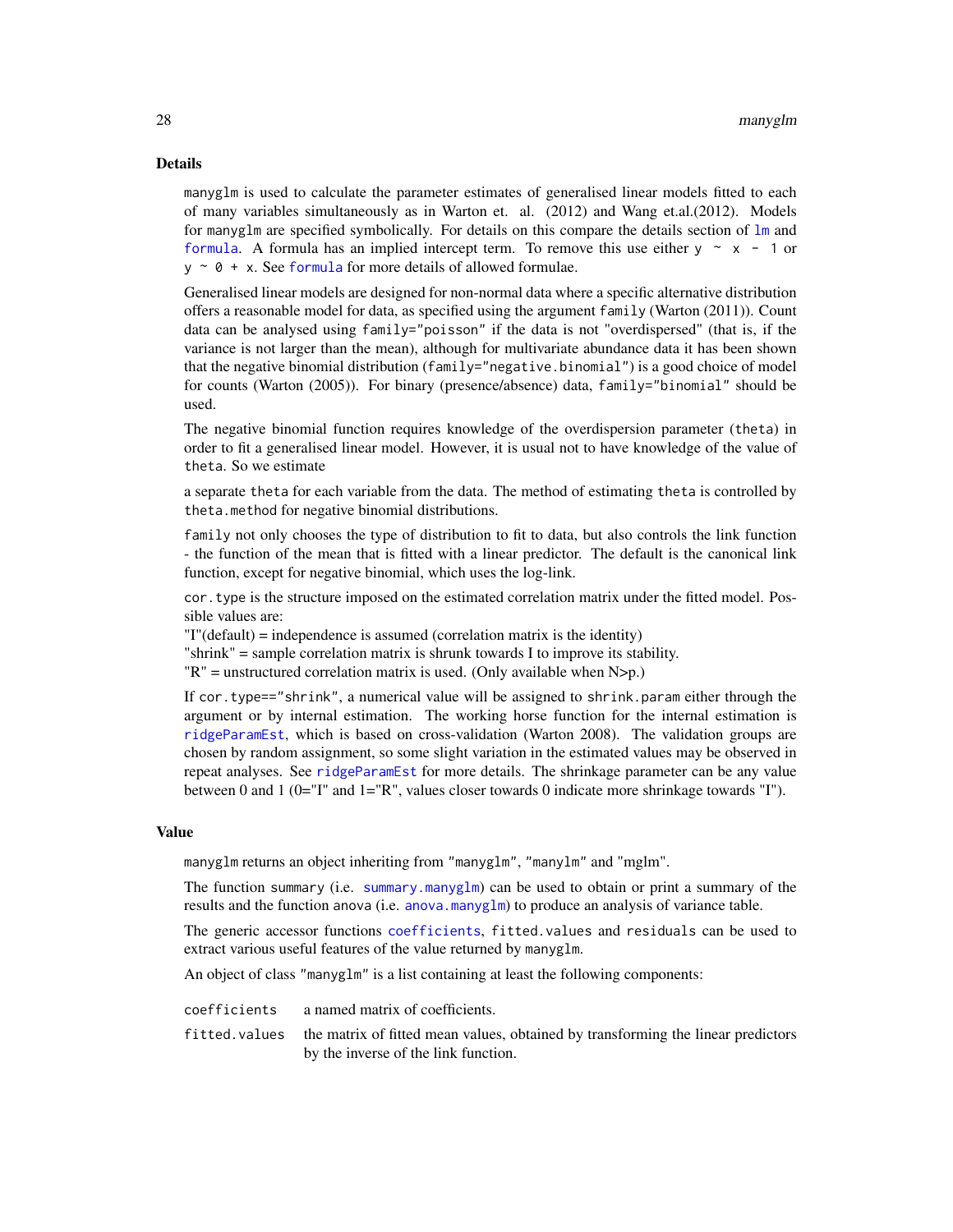## Details

`manyglm` is used to calculate the parameter estimates of generalised linear models fitted to each of many variables simultaneously as in Warton et. al. (2012) and Wang et.al.(2012). Models for `manyglm` are specified symbolically. For details on this compare the details section of `lm` and `formula`. A formula has an implied intercept term. To remove this use either `y ~ x - 1` or `y ~ 0 + x`. See `formula` for more details of allowed formulae.

Generalised linear models are designed for non-normal data where a specific alternative distribution offers a reasonable model for data, as specified using the argument `family` (Warton (2011)). Count data can be analysed using `family="poisson"` if the data is not "overdispersed" (that is, if the variance is not larger than the mean), although for multivariate abundance data it has been shown that the negative binomial distribution (`family="negative.binomial"`) is a good choice of model for counts (Warton (2005)). For binary (presence/absence) data, `family="binomial"` should be used.

The negative binomial function requires knowledge of the overdispersion parameter (`theta`) in order to fit a generalised linear model. However, it is usual not to have knowledge of the value of `theta`. So we estimate

a separate `theta` for each variable from the data. The method of estimating `theta` is controlled by `theta.method` for negative binomial distributions.

`family` not only chooses the type of distribution to fit to data, but also controls the link function - the function of the mean that is fitted with a linear predictor. The default is the canonical link function, except for negative binomial, which uses the log-link.

`cor.type` is the structure imposed on the estimated correlation matrix under the fitted model. Possible values are:
"I"(default) = independence is assumed (correlation matrix is the identity)
"shrink" = sample correlation matrix is shrunk towards I to improve its stability.
"R" = unstructured correlation matrix is used. (Only available when N>p.)

If `cor.type=="shrink"`, a numerical value will be assigned to `shrink.param` either through the argument or by internal estimation. The working horse function for the internal estimation is `ridgeParamEst`, which is based on cross-validation (Warton 2008). The validation groups are chosen by random assignment, so some slight variation in the estimated values may be observed in repeat analyses. See `ridgeParamEst` for more details. The shrinkage parameter can be any value between 0 and 1 (0="I" and 1="R", values closer towards 0 indicate more shrinkage towards "I").

## Value

`manyglm` returns an object inheriting from "manyglm", "manylm" and "mglm".

The function `summary` (i.e. `summary.manyglm`) can be used to obtain or print a summary of the results and the function `anova` (i.e. `anova.manyglm`) to produce an analysis of variance table.

The generic accessor functions `coefficients`, `fitted.values` and `residuals` can be used to extract various useful features of the value returned by `manyglm`.

An object of class "manyglm" is a list containing at least the following components:

`coefficients` a named matrix of coefficients.

`fitted.values` the matrix of fitted mean values, obtained by transforming the linear predictors by the inverse of the link function.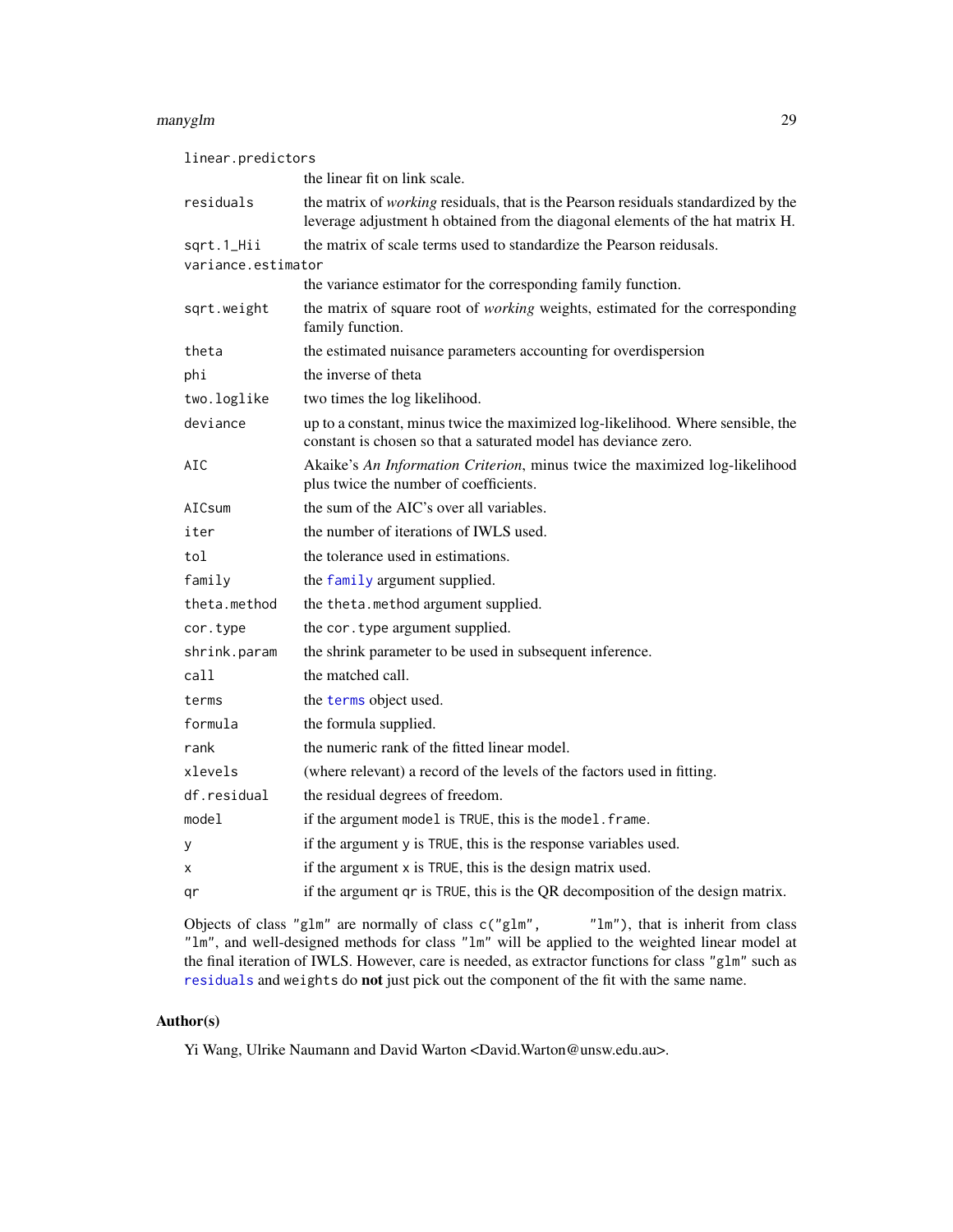| | |
|---|---|
| `linear.predictors` | the linear fit on link scale. |
| `residuals` | the matrix of *working* residuals, that is the Pearson residuals standardized by the leverage adjustment h obtained from the diagonal elements of the hat matrix H. |
| `sqrt.1_Hii` | the matrix of scale terms used to standardize the Pearson reidusals. |
| `variance.estimator` | the variance estimator for the corresponding family function. |
| `sqrt.weight` | the matrix of square root of *working* weights, estimated for the corresponding family function. |
| `theta` | the estimated nuisance parameters accounting for overdispersion |
| `phi` | the inverse of theta |
| `two.loglike` | two times the log likelihood. |
| `deviance` | up to a constant, minus twice the maximized log-likelihood. Where sensible, the constant is chosen so that a saturated model has deviance zero. |
| `AIC` | Akaike's *An Information Criterion*, minus twice the maximized log-likelihood plus twice the number of coefficients. |
| `AICsum` | the sum of the AIC's over all variables. |
| `iter` | the number of iterations of IWLS used. |
| `tol` | the tolerance used in estimations. |
| `family` | the `family` argument supplied. |
| `theta.method` | the `theta.method` argument supplied. |
| `cor.type` | the `cor.type` argument supplied. |
| `shrink.param` | the shrink parameter to be used in subsequent inference. |
| `call` | the matched call. |
| `terms` | the `terms` object used. |
| `formula` | the formula supplied. |
| `rank` | the numeric rank of the fitted linear model. |
| `xlevels` | (where relevant) a record of the levels of the factors used in fitting. |
| `df.residual` | the residual degrees of freedom. |
| `model` | if the argument `model` is `TRUE`, this is the `model.frame`. |
| `y` | if the argument `y` is `TRUE`, this is the response variables used. |
| `x` | if the argument `x` is `TRUE`, this is the design matrix used. |
| `qr` | if the argument `qr` is `TRUE`, this is the QR decomposition of the design matrix. |

Objects of class `"glm"` are normally of class `c("glm", "lm")`, that is inherit from class `"lm"`, and well-designed methods for class `"lm"` will be applied to the weighted linear model at the final iteration of IWLS. However, care is needed, as extractor functions for class `"glm"` such as `residuals` and `weights` do **not** just pick out the component of the fit with the same name.

## Author(s)

Yi Wang, Ulrike Naumann and David Warton <David.Warton@unsw.edu.au>.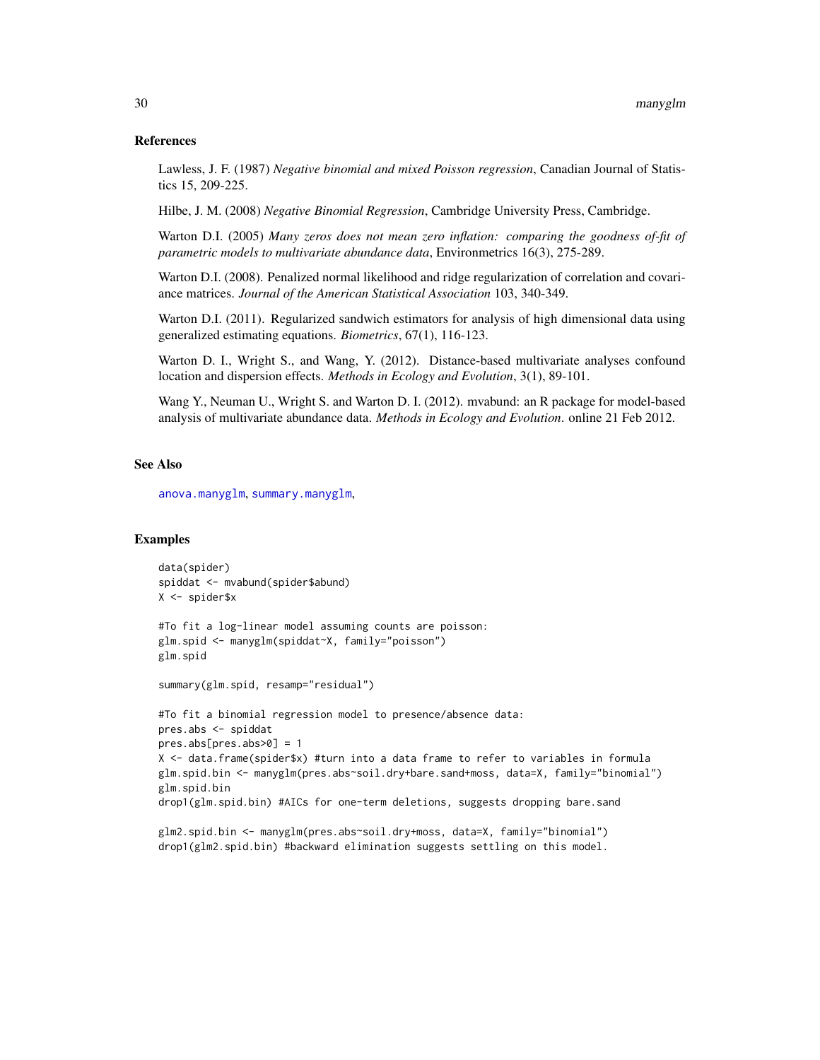## References

Lawless, J. F. (1987) *Negative binomial and mixed Poisson regression*, Canadian Journal of Statistics 15, 209-225.

Hilbe, J. M. (2008) *Negative Binomial Regression*, Cambridge University Press, Cambridge.

Warton D.I. (2005) *Many zeros does not mean zero inflation: comparing the goodness of-fit of parametric models to multivariate abundance data*, Environmetrics 16(3), 275-289.

Warton D.I. (2008). Penalized normal likelihood and ridge regularization of correlation and covariance matrices. *Journal of the American Statistical Association* 103, 340-349.

Warton D.I. (2011). Regularized sandwich estimators for analysis of high dimensional data using generalized estimating equations. *Biometrics*, 67(1), 116-123.

Warton D. I., Wright S., and Wang, Y. (2012). Distance-based multivariate analyses confound location and dispersion effects. *Methods in Ecology and Evolution*, 3(1), 89-101.

Wang Y., Neuman U., Wright S. and Warton D. I. (2012). mvabund: an R package for model-based analysis of multivariate abundance data. *Methods in Ecology and Evolution*. online 21 Feb 2012.

## See Also

anova.manyglm, summary.manyglm,

## Examples

```
data(spider)
spiddat <- mvabund(spider$abund)
X <- spider$x

#To fit a log-linear model assuming counts are poisson:
glm.spid <- manyglm(spiddat~X, family="poisson")
glm.spid

summary(glm.spid, resamp="residual")

#To fit a binomial regression model to presence/absence data:
pres.abs <- spiddat
pres.abs[pres.abs>0] = 1
X <- data.frame(spider$x) #turn into a data frame to refer to variables in formula
glm.spid.bin <- manyglm(pres.abs~soil.dry+bare.sand+moss, data=X, family="binomial")
glm.spid.bin
drop1(glm.spid.bin) #AICs for one-term deletions, suggests dropping bare.sand

glm2.spid.bin <- manyglm(pres.abs~soil.dry+moss, data=X, family="binomial")
drop1(glm2.spid.bin) #backward elimination suggests settling on this model.
```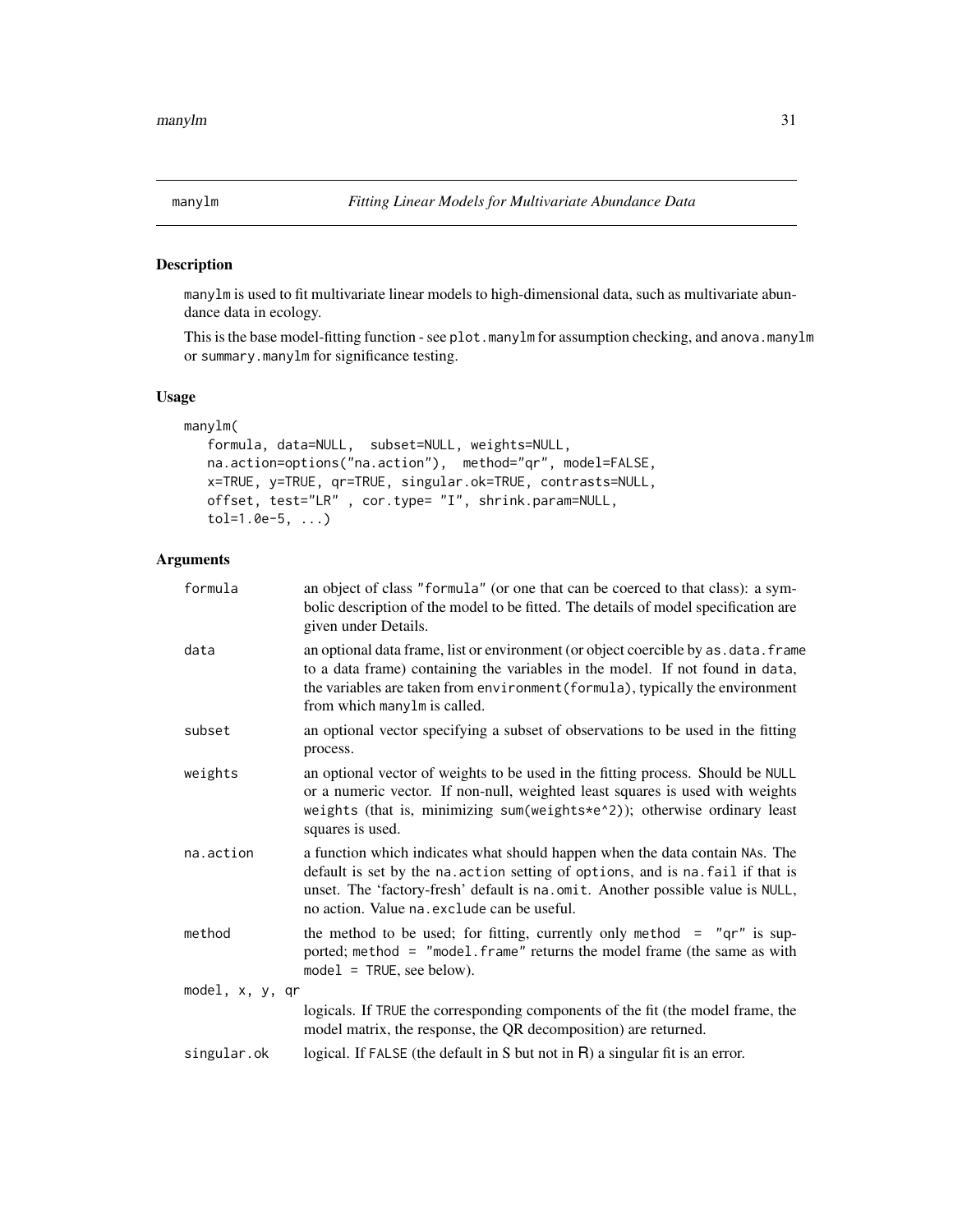# manylm — *Fitting Linear Models for Multivariate Abundance Data*

## Description

manylm is used to fit multivariate linear models to high-dimensional data, such as multivariate abundance data in ecology.

This is the base model-fitting function - see plot.manylm for assumption checking, and anova.manylm or summary.manylm for significance testing.

## Usage

```
manylm(
   formula, data=NULL,  subset=NULL, weights=NULL,
   na.action=options("na.action"),  method="qr", model=FALSE,
   x=TRUE, y=TRUE, qr=TRUE, singular.ok=TRUE, contrasts=NULL,
   offset, test="LR" , cor.type= "I", shrink.param=NULL,
   tol=1.0e-5, ...)
```

## Arguments

| Argument | Description |
|---|---|
| formula | an object of class "formula" (or one that can be coerced to that class): a symbolic description of the model to be fitted. The details of model specification are given under Details. |
| data | an optional data frame, list or environment (or object coercible by as.data.frame to a data frame) containing the variables in the model. If not found in data, the variables are taken from environment(formula), typically the environment from which manylm is called. |
| subset | an optional vector specifying a subset of observations to be used in the fitting process. |
| weights | an optional vector of weights to be used in the fitting process. Should be NULL or a numeric vector. If non-null, weighted least squares is used with weights weights (that is, minimizing sum(weights*e^2)); otherwise ordinary least squares is used. |
| na.action | a function which indicates what should happen when the data contain NAs. The default is set by the na.action setting of options, and is na.fail if that is unset. The 'factory-fresh' default is na.omit. Another possible value is NULL, no action. Value na.exclude can be useful. |
| method | the method to be used; for fitting, currently only method = "qr" is supported; method = "model.frame" returns the model frame (the same as with model = TRUE, see below). |
| model, x, y, qr | logicals. If TRUE the corresponding components of the fit (the model frame, the model matrix, the response, the QR decomposition) are returned. |
| singular.ok | logical. If FALSE (the default in S but not in R) a singular fit is an error. |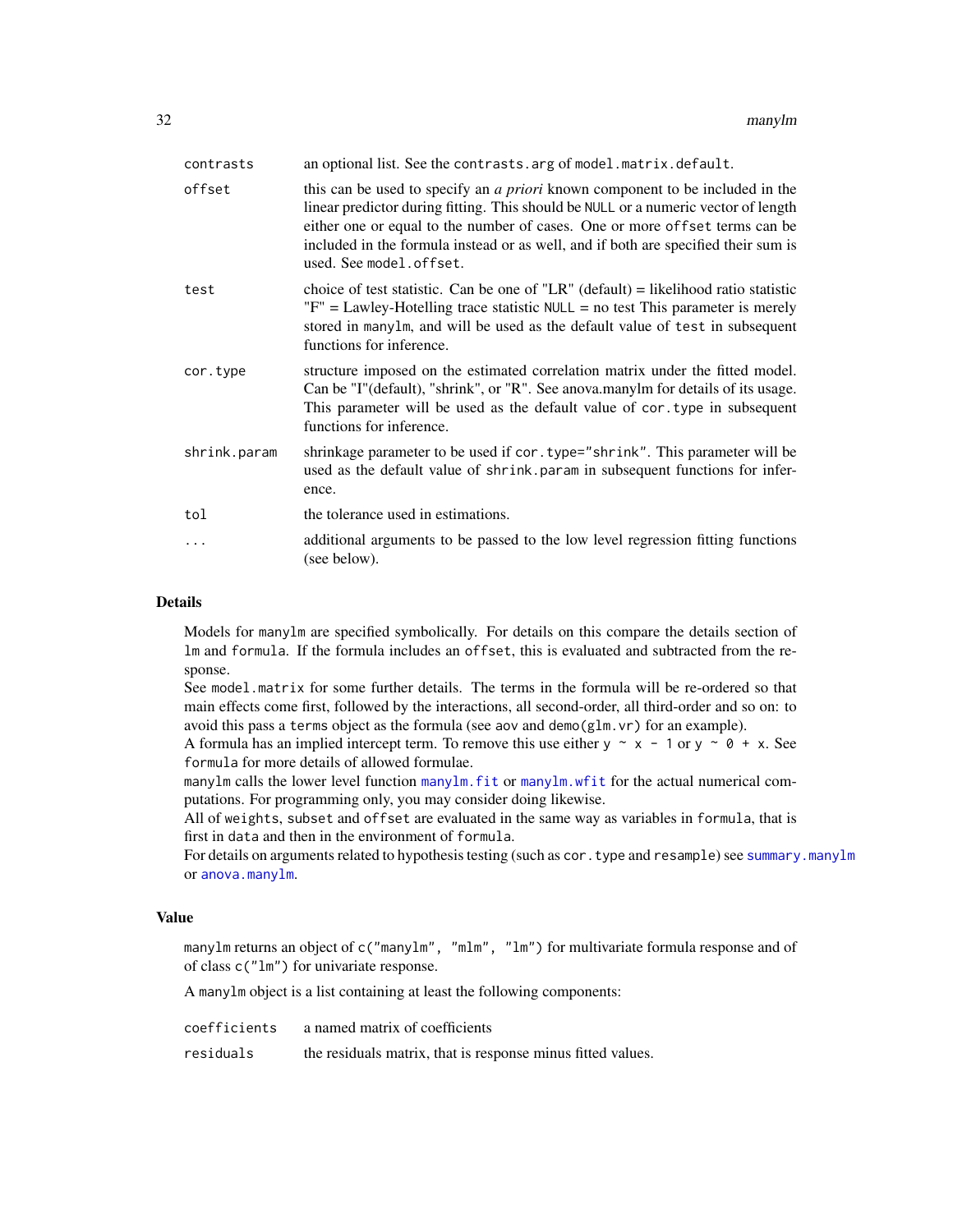| | |
|---|---|
| `contrasts` | an optional list. See the `contrasts.arg` of `model.matrix.default`. |
| `offset` | this can be used to specify an *a priori* known component to be included in the linear predictor during fitting. This should be `NULL` or a numeric vector of length either one or equal to the number of cases. One or more `offset` terms can be included in the formula instead or as well, and if both are specified their sum is used. See `model.offset`. |
| `test` | choice of test statistic. Can be one of "LR" (default) = likelihood ratio statistic "F" = Lawley-Hotelling trace statistic `NULL` = no test This parameter is merely stored in `manylm`, and will be used as the default value of `test` in subsequent functions for inference. |
| `cor.type` | structure imposed on the estimated correlation matrix under the fitted model. Can be "I"(default), "shrink", or "R". See anova.manylm for details of its usage. This parameter will be used as the default value of `cor.type` in subsequent functions for inference. |
| `shrink.param` | shrinkage parameter to be used if `cor.type="shrink"`. This parameter will be used as the default value of `shrink.param` in subsequent functions for inference. |
| `tol` | the tolerance used in estimations. |
| `...` | additional arguments to be passed to the low level regression fitting functions (see below). |

## Details

Models for `manylm` are specified symbolically. For details on this compare the details section of `lm` and `formula`. If the formula includes an `offset`, this is evaluated and subtracted from the response.

See `model.matrix` for some further details. The terms in the formula will be re-ordered so that main effects come first, followed by the interactions, all second-order, all third-order and so on: to avoid this pass a `terms` object as the formula (see `aov` and `demo(glm.vr)` for an example).

A formula has an implied intercept term. To remove this use either `y ~ x - 1` or `y ~ 0 + x`. See `formula` for more details of allowed formulae.

`manylm` calls the lower level function `manylm.fit` or `manylm.wfit` for the actual numerical computations. For programming only, you may consider doing likewise.

All of `weights`, `subset` and `offset` are evaluated in the same way as variables in `formula`, that is first in `data` and then in the environment of `formula`.

For details on arguments related to hypothesis testing (such as `cor.type` and `resample`) see `summary.manylm` or `anova.manylm`.

## Value

`manylm` returns an object of `c("manylm", "mlm", "lm")` for multivariate formula response and of of class `c("lm")` for univariate response.

A `manylm` object is a list containing at least the following components:

| | |
|---|---|
| `coefficients` | a named matrix of coefficients |
| `residuals` | the residuals matrix, that is response minus fitted values. |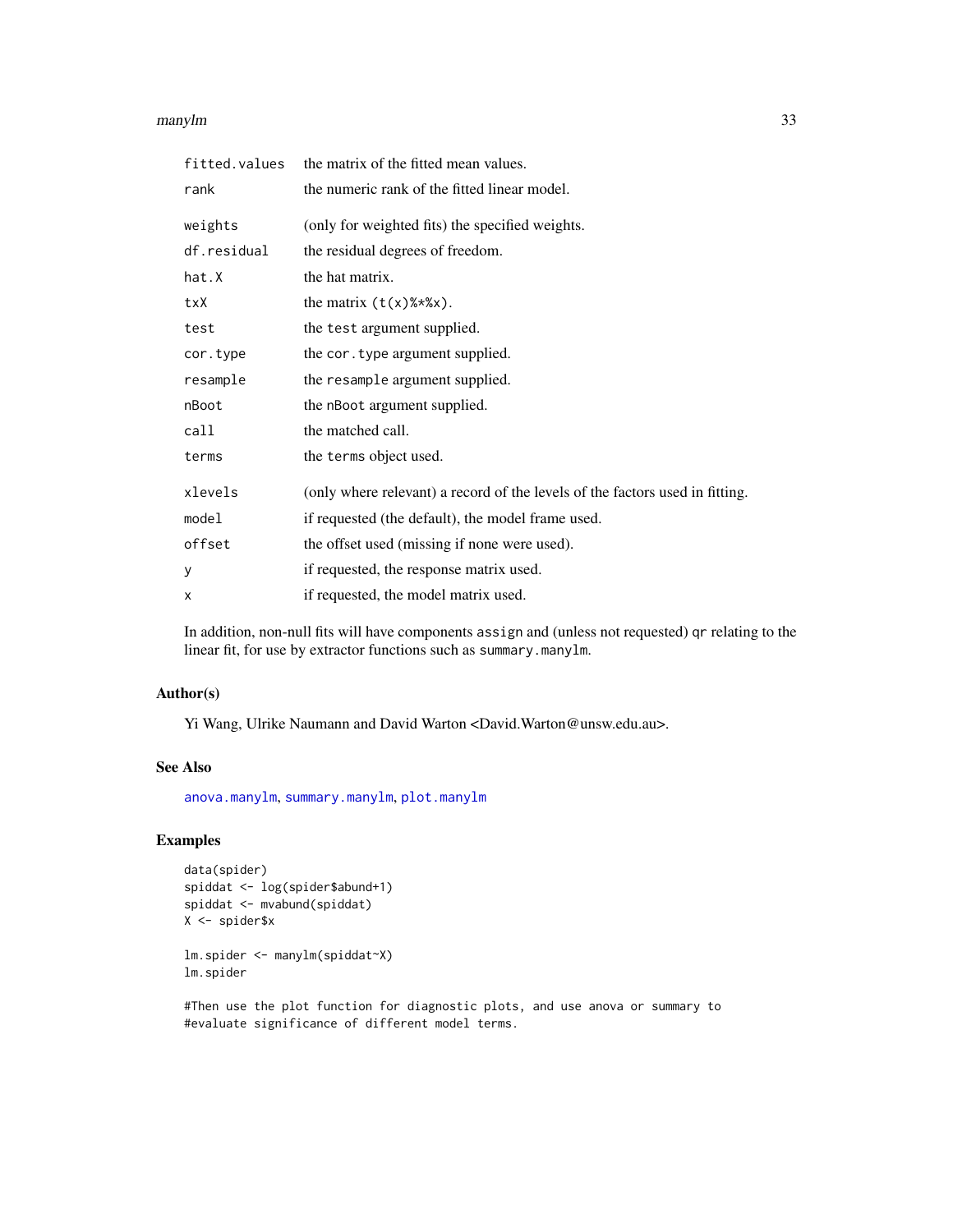| | |
|---|---|
| `fitted.values` | the matrix of the fitted mean values. |
| `rank` | the numeric rank of the fitted linear model. |
| `weights` | (only for weighted fits) the specified weights. |
| `df.residual` | the residual degrees of freedom. |
| `hat.X` | the hat matrix. |
| `txX` | the matrix `(t(x)%*%x)`. |
| `test` | the `test` argument supplied. |
| `cor.type` | the `cor.type` argument supplied. |
| `resample` | the `resample` argument supplied. |
| `nBoot` | the `nBoot` argument supplied. |
| `call` | the matched call. |
| `terms` | the `terms` object used. |
| `xlevels` | (only where relevant) a record of the levels of the factors used in fitting. |
| `model` | if requested (the default), the model frame used. |
| `offset` | the offset used (missing if none were used). |
| `y` | if requested, the response matrix used. |
| `x` | if requested, the model matrix used. |

In addition, non-null fits will have components `assign` and (unless not requested) `qr` relating to the linear fit, for use by extractor functions such as `summary.manylm`.

## Author(s)

Yi Wang, Ulrike Naumann and David Warton <David.Warton@unsw.edu.au>.

## See Also

`anova.manylm`, `summary.manylm`, `plot.manylm`

## Examples

```
data(spider)
spiddat <- log(spider$abund+1)
spiddat <- mvabund(spiddat)
X <- spider$x

lm.spider <- manylm(spiddat~X)
lm.spider

#Then use the plot function for diagnostic plots, and use anova or summary to
#evaluate significance of different model terms.
```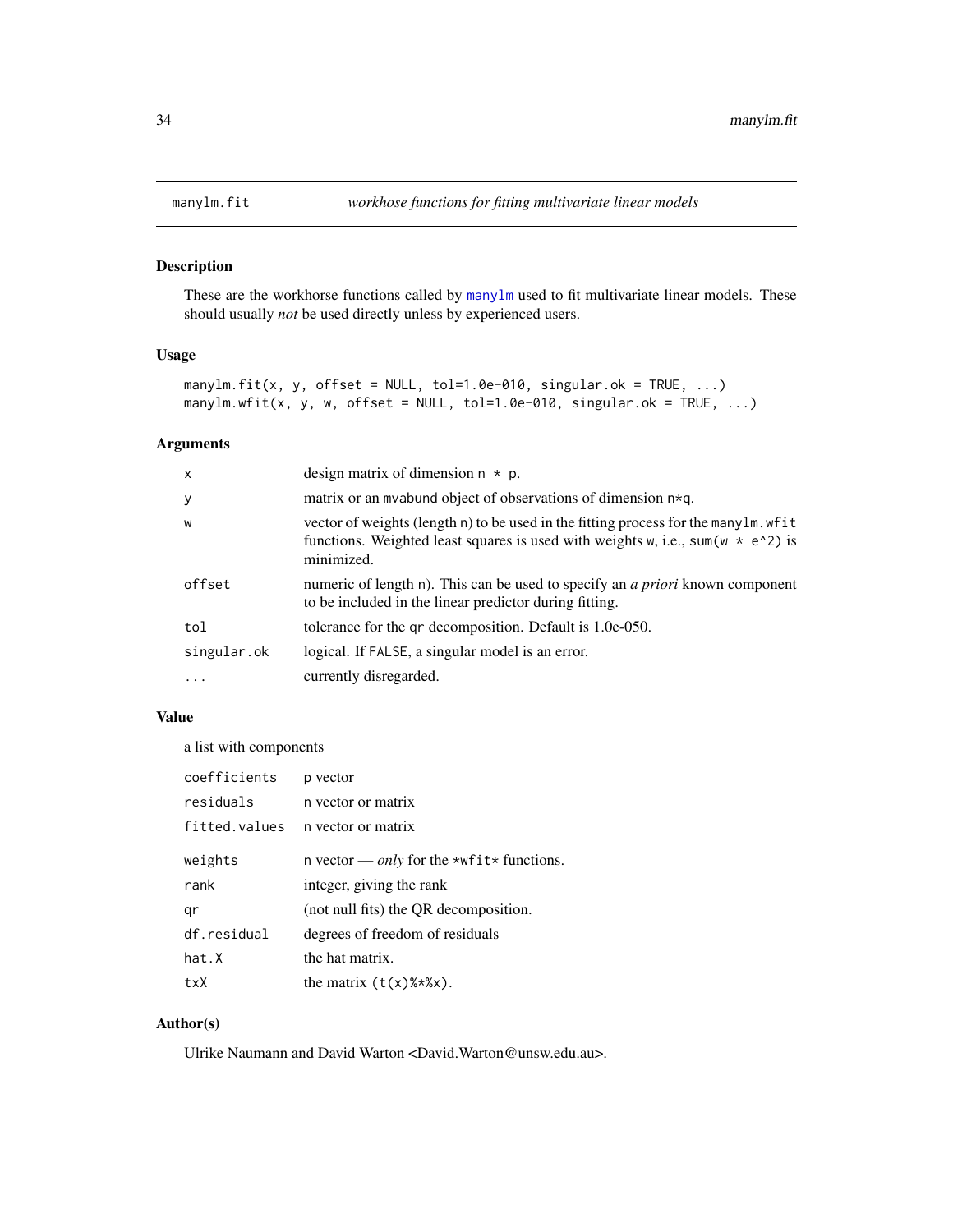manylm.fit — *workhose functions for fitting multivariate linear models*

### Description

These are the workhorse functions called by manylm used to fit multivariate linear models. These should usually *not* be used directly unless by experienced users.

### Usage

```
manylm.fit(x, y, offset = NULL, tol=1.0e-010, singular.ok = TRUE, ...)
manylm.wfit(x, y, w, offset = NULL, tol=1.0e-010, singular.ok = TRUE, ...)
```

### Arguments

| | |
|---|---|
| x | design matrix of dimension n * p. |
| y | matrix or an mvabund object of observations of dimension n*q. |
| w | vector of weights (length n) to be used in the fitting process for the manylm.wfit functions. Weighted least squares is used with weights w, i.e., sum(w * e^2) is minimized. |
| offset | numeric of length n). This can be used to specify an *a priori* known component to be included in the linear predictor during fitting. |
| tol | tolerance for the qr decomposition. Default is 1.0e-050. |
| singular.ok | logical. If FALSE, a singular model is an error. |
| ... | currently disregarded. |

### Value

a list with components

| | |
|---|---|
| coefficients | p vector |
| residuals | n vector or matrix |
| fitted.values | n vector or matrix |
| weights | n vector — *only* for the *wfit* functions. |
| rank | integer, giving the rank |
| qr | (not null fits) the QR decomposition. |
| df.residual | degrees of freedom of residuals |
| hat.X | the hat matrix. |
| txX | the matrix (t(x)%*%x). |

### Author(s)

Ulrike Naumann and David Warton <David.Warton@unsw.edu.au>.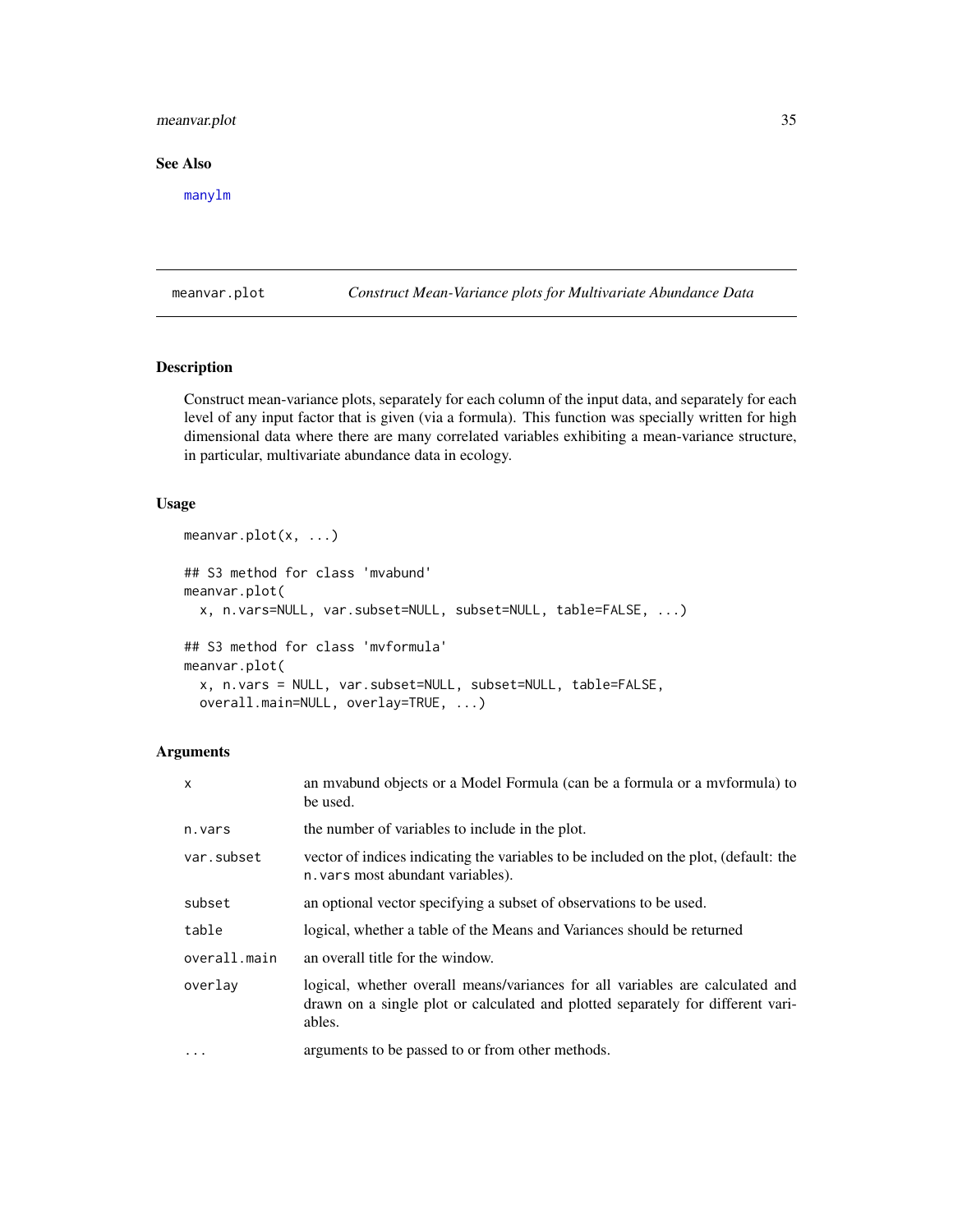### See Also

manylm

## meanvar.plot *Construct Mean-Variance plots for Multivariate Abundance Data*

### Description

Construct mean-variance plots, separately for each column of the input data, and separately for each level of any input factor that is given (via a formula). This function was specially written for high dimensional data where there are many correlated variables exhibiting a mean-variance structure, in particular, multivariate abundance data in ecology.

### Usage

```
meanvar.plot(x, ...)

## S3 method for class 'mvabund'
meanvar.plot(
  x, n.vars=NULL, var.subset=NULL, subset=NULL, table=FALSE, ...)

## S3 method for class 'mvformula'
meanvar.plot(
  x, n.vars = NULL, var.subset=NULL, subset=NULL, table=FALSE,
  overall.main=NULL, overlay=TRUE, ...)
```

### Arguments

| | |
|---|---|
| `x` | an mvabund objects or a Model Formula (can be a formula or a mvformula) to be used. |
| `n.vars` | the number of variables to include in the plot. |
| `var.subset` | vector of indices indicating the variables to be included on the plot, (default: the `n.vars` most abundant variables). |
| `subset` | an optional vector specifying a subset of observations to be used. |
| `table` | logical, whether a table of the Means and Variances should be returned |
| `overall.main` | an overall title for the window. |
| `overlay` | logical, whether overall means/variances for all variables are calculated and drawn on a single plot or calculated and plotted separately for different variables. |
| `...` | arguments to be passed to or from other methods. |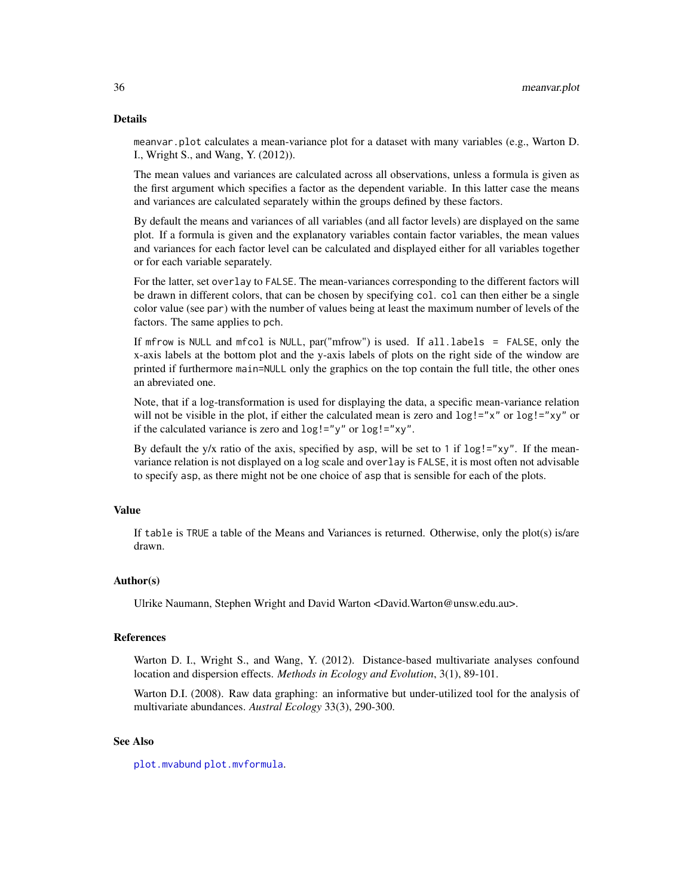## Details

`meanvar.plot` calculates a mean-variance plot for a dataset with many variables (e.g., Warton D. I., Wright S., and Wang, Y. (2012)).

The mean values and variances are calculated across all observations, unless a formula is given as the first argument which specifies a factor as the dependent variable. In this latter case the means and variances are calculated separately within the groups defined by these factors.

By default the means and variances of all variables (and all factor levels) are displayed on the same plot. If a formula is given and the explanatory variables contain factor variables, the mean values and variances for each factor level can be calculated and displayed either for all variables together or for each variable separately.

For the latter, set `overlay` to `FALSE`. The mean-variances corresponding to the different factors will be drawn in different colors, that can be chosen by specifying `col`. `col` can then either be a single color value (see `par`) with the number of values being at least the maximum number of levels of the factors. The same applies to `pch`.

If `mfrow` is `NULL` and `mfcol` is `NULL`, par("mfrow") is used. If `all.labels = FALSE`, only the x-axis labels at the bottom plot and the y-axis labels of plots on the right side of the window are printed if furthermore `main=NULL` only the graphics on the top contain the full title, the other ones an abreviated one.

Note, that if a log-transformation is used for displaying the data, a specific mean-variance relation will not be visible in the plot, if either the calculated mean is zero and `log!="x"` or `log!="xy"` or if the calculated variance is zero and `log!="y"` or `log!="xy"`.

By default the y/x ratio of the axis, specified by `asp`, will be set to `1` if `log!="xy"`. If the mean-variance relation is not displayed on a log scale and `overlay` is `FALSE`, it is most often not advisable to specify `asp`, as there might not be one choice of `asp` that is sensible for each of the plots.

## Value

If `table` is `TRUE` a table of the Means and Variances is returned. Otherwise, only the plot(s) is/are drawn.

## Author(s)

Ulrike Naumann, Stephen Wright and David Warton <David.Warton@unsw.edu.au>.

## References

Warton D. I., Wright S., and Wang, Y. (2012). Distance-based multivariate analyses confound location and dispersion effects. *Methods in Ecology and Evolution*, 3(1), 89-101.

Warton D.I. (2008). Raw data graphing: an informative but under-utilized tool for the analysis of multivariate abundances. *Austral Ecology* 33(3), 290-300.

## See Also

`plot.mvabund` `plot.mvformula`.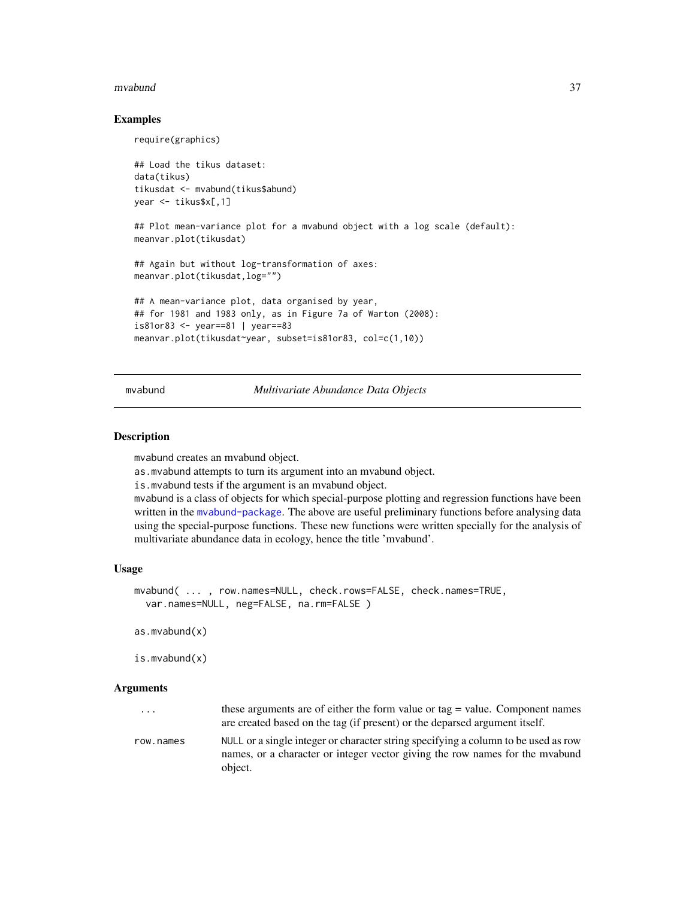### Examples

```
require(graphics)

## Load the tikus dataset:
data(tikus)
tikusdat <- mvabund(tikus$abund)
year <- tikus$x[,1]

## Plot mean-variance plot for a mvabund object with a log scale (default):
meanvar.plot(tikusdat)

## Again but without log-transformation of axes:
meanvar.plot(tikusdat,log="")

## A mean-variance plot, data organised by year,
## for 1981 and 1983 only, as in Figure 7a of Warton (2008):
is81or83 <- year==81 | year==83
meanvar.plot(tikusdat~year, subset=is81or83, col=c(1,10))
```

---

## mvabund — *Multivariate Abundance Data Objects*

### Description

mvabund creates an mvabund object.
as.mvabund attempts to turn its argument into an mvabund object.
is.mvabund tests if the argument is an mvabund object.
mvabund is a class of objects for which special-purpose plotting and regression functions have been written in the mvabund-package. The above are useful preliminary functions before analysing data using the special-purpose functions. These new functions were written specially for the analysis of multivariate abundance data in ecology, hence the title 'mvabund'.

### Usage

```
mvabund( ... , row.names=NULL, check.rows=FALSE, check.names=TRUE,
  var.names=NULL, neg=FALSE, na.rm=FALSE )

as.mvabund(x)

is.mvabund(x)
```

### Arguments

| | |
|---|---|
| ... | these arguments are of either the form value or tag = value. Component names are created based on the tag (if present) or the deparsed argument itself. |
| row.names | NULL or a single integer or character string specifying a column to be used as row names, or a character or integer vector giving the row names for the mvabund object. |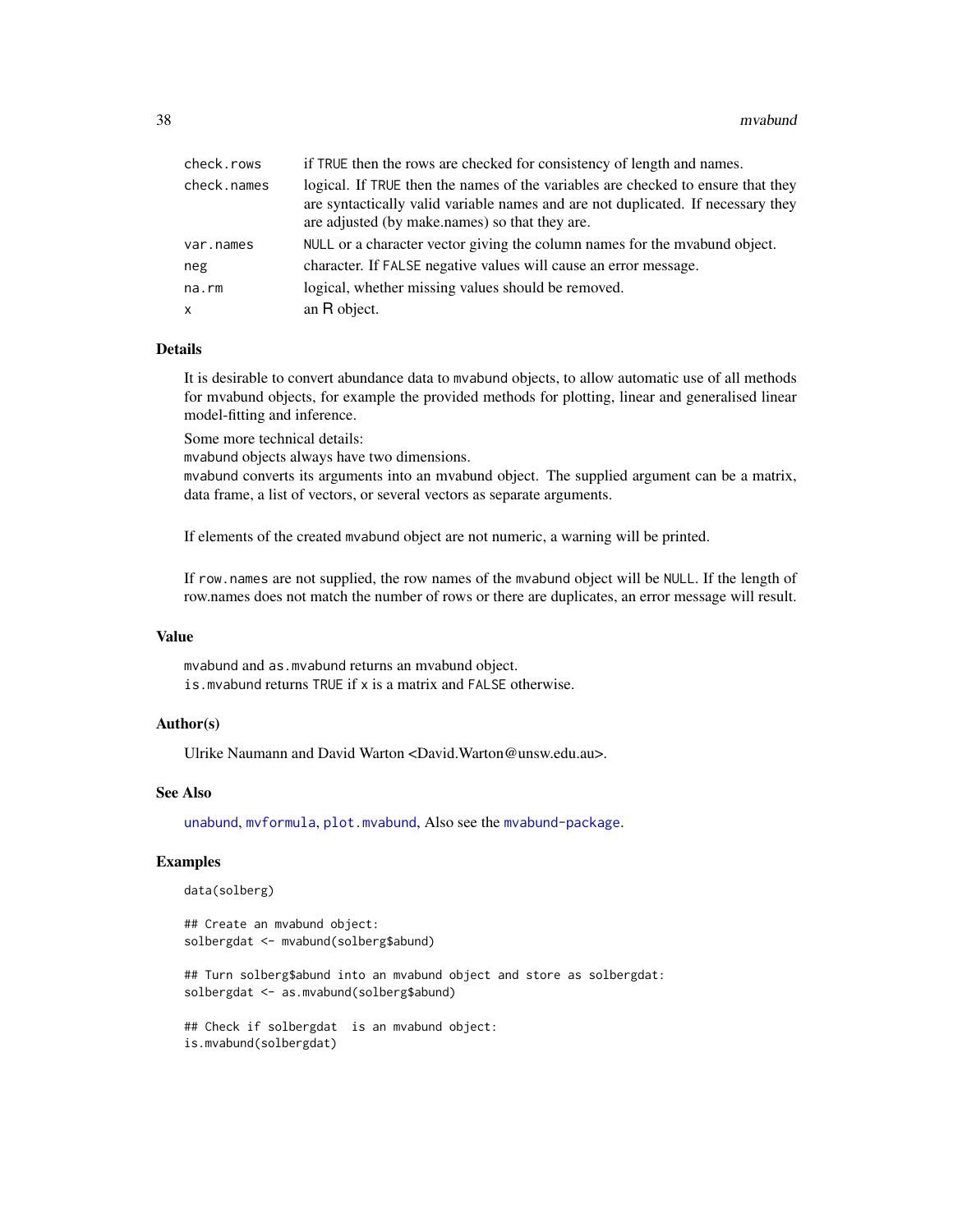| | |
|---|---|
| check.rows | if TRUE then the rows are checked for consistency of length and names. |
| check.names | logical. If TRUE then the names of the variables are checked to ensure that they are syntactically valid variable names and are not duplicated. If necessary they are adjusted (by make.names) so that they are. |
| var.names | NULL or a character vector giving the column names for the mvabund object. |
| neg | character. If FALSE negative values will cause an error message. |
| na.rm | logical, whether missing values should be removed. |
| x | an R object. |

### Details

It is desirable to convert abundance data to mvabund objects, to allow automatic use of all methods for mvabund objects, for example the provided methods for plotting, linear and generalised linear model-fitting and inference.

Some more technical details:

mvabund objects always have two dimensions.

mvabund converts its arguments into an mvabund object. The supplied argument can be a matrix, data frame, a list of vectors, or several vectors as separate arguments.

If elements of the created mvabund object are not numeric, a warning will be printed.

If row.names are not supplied, the row names of the mvabund object will be NULL. If the length of row.names does not match the number of rows or there are duplicates, an error message will result.

### Value

mvabund and as.mvabund returns an mvabund object.

is.mvabund returns TRUE if x is a matrix and FALSE otherwise.

### Author(s)

Ulrike Naumann and David Warton <David.Warton@unsw.edu.au>.

### See Also

unabund, mvformula, plot.mvabund, Also see the mvabund-package.

### Examples

```
data(solberg)

## Create an mvabund object:
solbergdat <- mvabund(solberg$abund)

## Turn solberg$abund into an mvabund object and store as solbergdat:
solbergdat <- as.mvabund(solberg$abund)

## Check if solbergdat  is an mvabund object:
is.mvabund(solbergdat)
```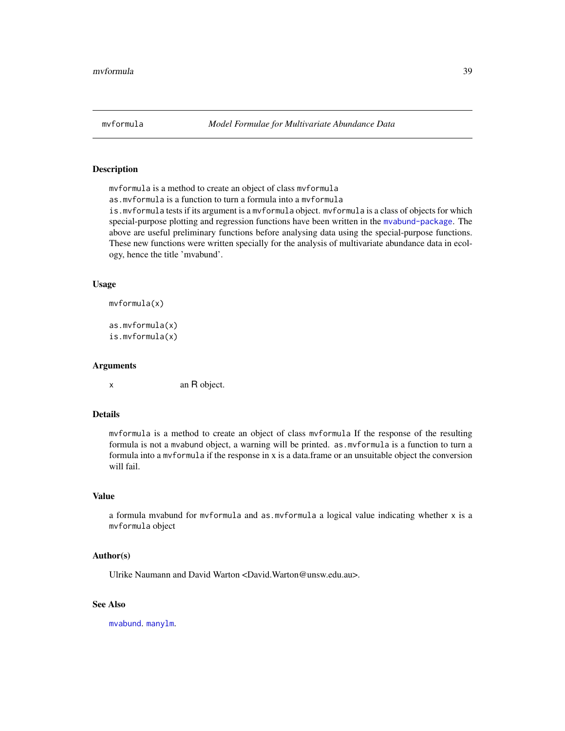## mvformula *Model Formulae for Multivariate Abundance Data*

### Description

`mvformula` is a method to create an object of class `mvformula`
`as.mvformula` is a function to turn a formula into a `mvformula`
`is.mvformula` tests if its argument is a `mvformula` object. `mvformula` is a class of objects for which special-purpose plotting and regression functions have been written in the `mvabund-package`. The above are useful preliminary functions before analysing data using the special-purpose functions. These new functions were written specially for the analysis of multivariate abundance data in ecology, hence the title 'mvabund'.

### Usage

```
mvformula(x)

as.mvformula(x)
is.mvformula(x)
```

### Arguments

| | |
|---|---|
| `x` | an R object. |

### Details

`mvformula` is a method to create an object of class `mvformula` If the response of the resulting formula is not a `mvabund` object, a warning will be printed. `as.mvformula` is a function to turn a formula into a `mvformula` if the response in x is a data.frame or an unsuitable object the conversion will fail.

### Value

a formula mvabund for `mvformula` and `as.mvformula` a logical value indicating whether `x` is a `mvformula` object

### Author(s)

Ulrike Naumann and David Warton <David.Warton@unsw.edu.au>.

### See Also

`mvabund`. `manylm`.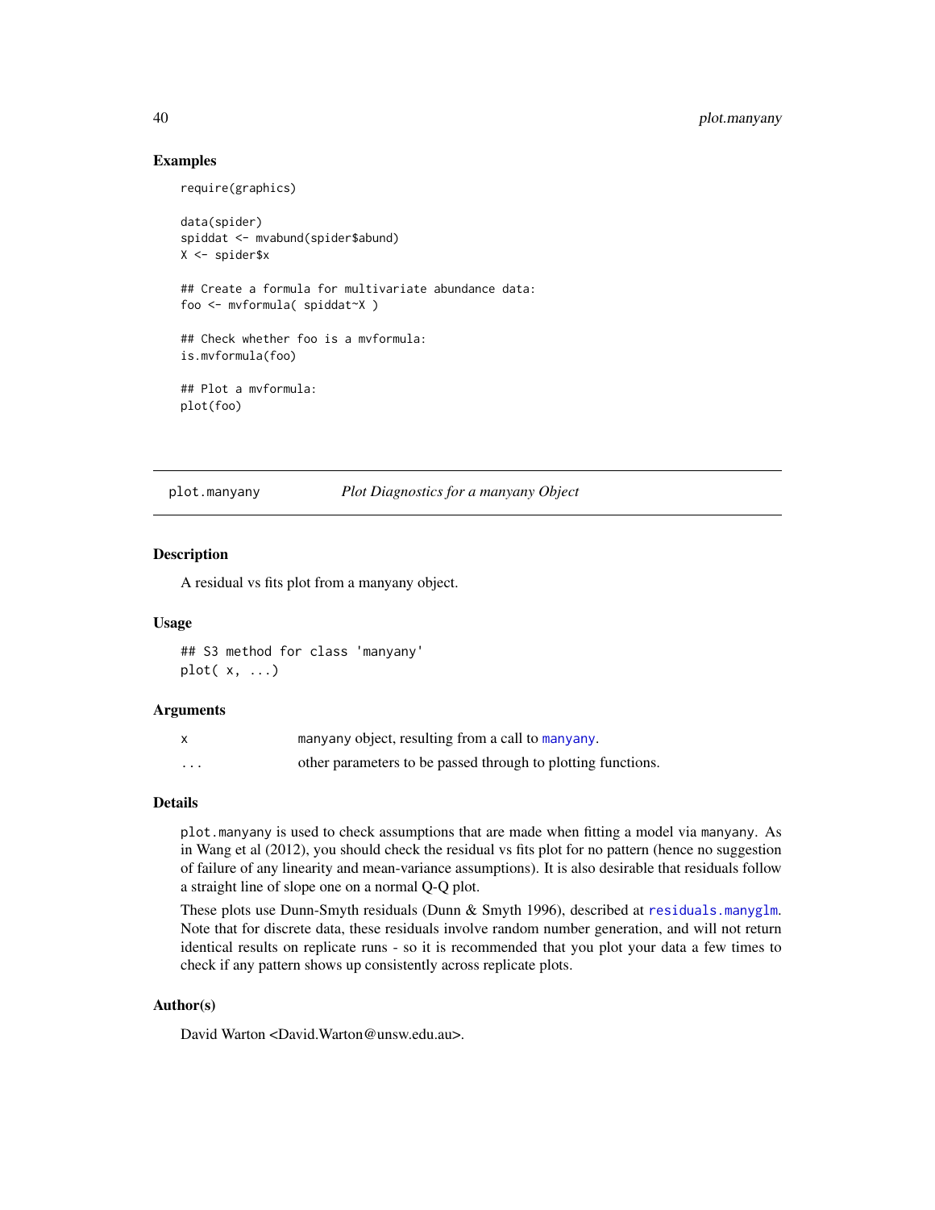### Examples

```
require(graphics)

data(spider)
spiddat <- mvabund(spider$abund)
X <- spider$x

## Create a formula for multivariate abundance data:
foo <- mvformula( spiddat~X )

## Check whether foo is a mvformula:
is.mvformula(foo)

## Plot a mvformula:
plot(foo)
```

---

## plot.manyany — *Plot Diagnostics for a manyany Object*

---

### Description

A residual vs fits plot from a manyany object.

### Usage

```
## S3 method for class 'manyany'
plot( x, ...)
```

### Arguments

| | |
|---|---|
| x | manyany object, resulting from a call to `manyany`. |
| ... | other parameters to be passed through to plotting functions. |

### Details

`plot.manyany` is used to check assumptions that are made when fitting a model via `manyany`. As in Wang et al (2012), you should check the residual vs fits plot for no pattern (hence no suggestion of failure of any linearity and mean-variance assumptions). It is also desirable that residuals follow a straight line of slope one on a normal Q-Q plot.

These plots use Dunn-Smyth residuals (Dunn & Smyth 1996), described at `residuals.manyglm`. Note that for discrete data, these residuals involve random number generation, and will not return identical results on replicate runs - so it is recommended that you plot your data a few times to check if any pattern shows up consistently across replicate plots.

### Author(s)

David Warton <David.Warton@unsw.edu.au>.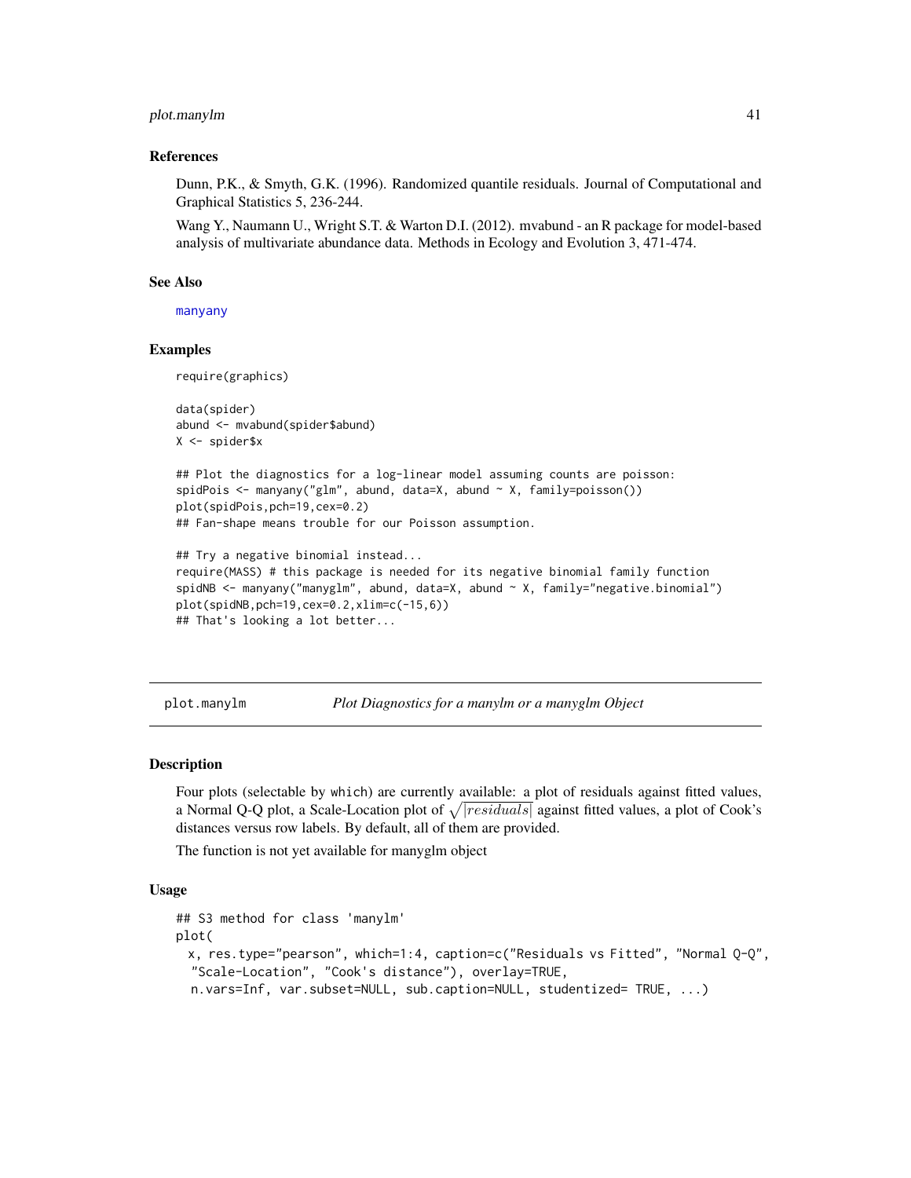### References

Dunn, P.K., & Smyth, G.K. (1996). Randomized quantile residuals. Journal of Computational and Graphical Statistics 5, 236-244.

Wang Y., Naumann U., Wright S.T. & Warton D.I. (2012). mvabund - an R package for model-based analysis of multivariate abundance data. Methods in Ecology and Evolution 3, 471-474.

### See Also

manyany

### Examples

```
require(graphics)

data(spider)
abund <- mvabund(spider$abund)
X <- spider$x

## Plot the diagnostics for a log-linear model assuming counts are poisson:
spidPois <- manyany("glm", abund, data=X, abund ~ X, family=poisson())
plot(spidPois,pch=19,cex=0.2)
## Fan-shape means trouble for our Poisson assumption.

## Try a negative binomial instead...
require(MASS) # this package is needed for its negative binomial family function
spidNB <- manyany("manyglm", abund, data=X, abund ~ X, family="negative.binomial")
plot(spidNB,pch=19,cex=0.2,xlim=c(-15,6))
## That's looking a lot better...
```

---

## plot.manylm — *Plot Diagnostics for a manylm or a manyglm Object*

### Description

Four plots (selectable by which) are currently available: a plot of residuals against fitted values, a Normal Q-Q plot, a Scale-Location plot of $\sqrt{|residuals|}$ against fitted values, a plot of Cook's distances versus row labels. By default, all of them are provided.

The function is not yet available for manyglm object

### Usage

```
## S3 method for class 'manylm'
plot(
  x, res.type="pearson", which=1:4, caption=c("Residuals vs Fitted", "Normal Q-Q",
  "Scale-Location", "Cook's distance"), overlay=TRUE,
  n.vars=Inf, var.subset=NULL, sub.caption=NULL, studentized= TRUE, ...)
```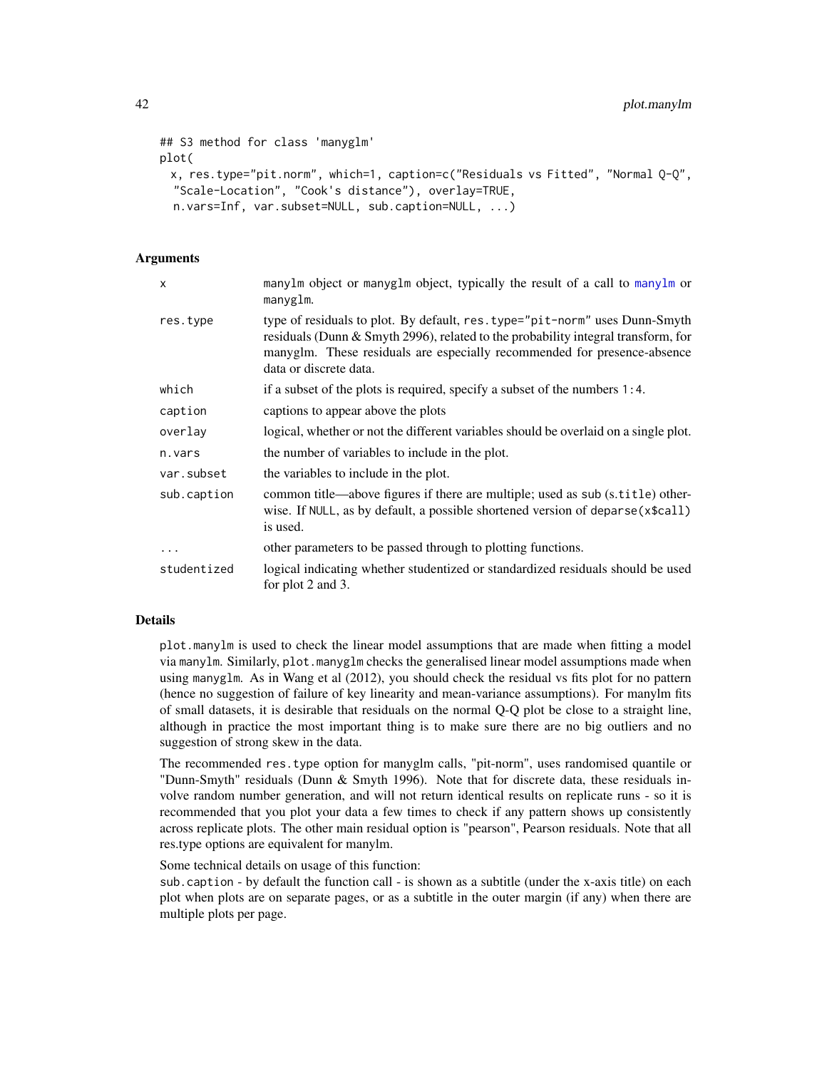```
## S3 method for class 'manyglm'
plot(
  x, res.type="pit.norm", which=1, caption=c("Residuals vs Fitted", "Normal Q-Q",
  "Scale-Location", "Cook's distance"), overlay=TRUE,
  n.vars=Inf, var.subset=NULL, sub.caption=NULL, ...)
```

## Arguments

| | |
|---|---|
| x | manylm object or manyglm object, typically the result of a call to manylm or manyglm. |
| res.type | type of residuals to plot. By default, res.type="pit-norm" uses Dunn-Smyth residuals (Dunn & Smyth 2996), related to the probability integral transform, for manyglm. These residuals are especially recommended for presence-absence data or discrete data. |
| which | if a subset of the plots is required, specify a subset of the numbers 1:4. |
| caption | captions to appear above the plots |
| overlay | logical, whether or not the different variables should be overlaid on a single plot. |
| n.vars | the number of variables to include in the plot. |
| var.subset | the variables to include in the plot. |
| sub.caption | common title—above figures if there are multiple; used as sub (s.title) otherwise. If NULL, as by default, a possible shortened version of deparse(x$call) is used. |
| ... | other parameters to be passed through to plotting functions. |
| studentized | logical indicating whether studentized or standardized residuals should be used for plot 2 and 3. |

## Details

plot.manylm is used to check the linear model assumptions that are made when fitting a model via manylm. Similarly, plot.manyglm checks the generalised linear model assumptions made when using manyglm. As in Wang et al (2012), you should check the residual vs fits plot for no pattern (hence no suggestion of failure of key linearity and mean-variance assumptions). For manylm fits of small datasets, it is desirable that residuals on the normal Q-Q plot be close to a straight line, although in practice the most important thing is to make sure there are no big outliers and no suggestion of strong skew in the data.

The recommended res.type option for manyglm calls, "pit-norm", uses randomised quantile or "Dunn-Smyth" residuals (Dunn & Smyth 1996). Note that for discrete data, these residuals involve random number generation, and will not return identical results on replicate runs - so it is recommended that you plot your data a few times to check if any pattern shows up consistently across replicate plots. The other main residual option is "pearson", Pearson residuals. Note that all res.type options are equivalent for manylm.

Some technical details on usage of this function:

sub.caption - by default the function call - is shown as a subtitle (under the x-axis title) on each plot when plots are on separate pages, or as a subtitle in the outer margin (if any) when there are multiple plots per page.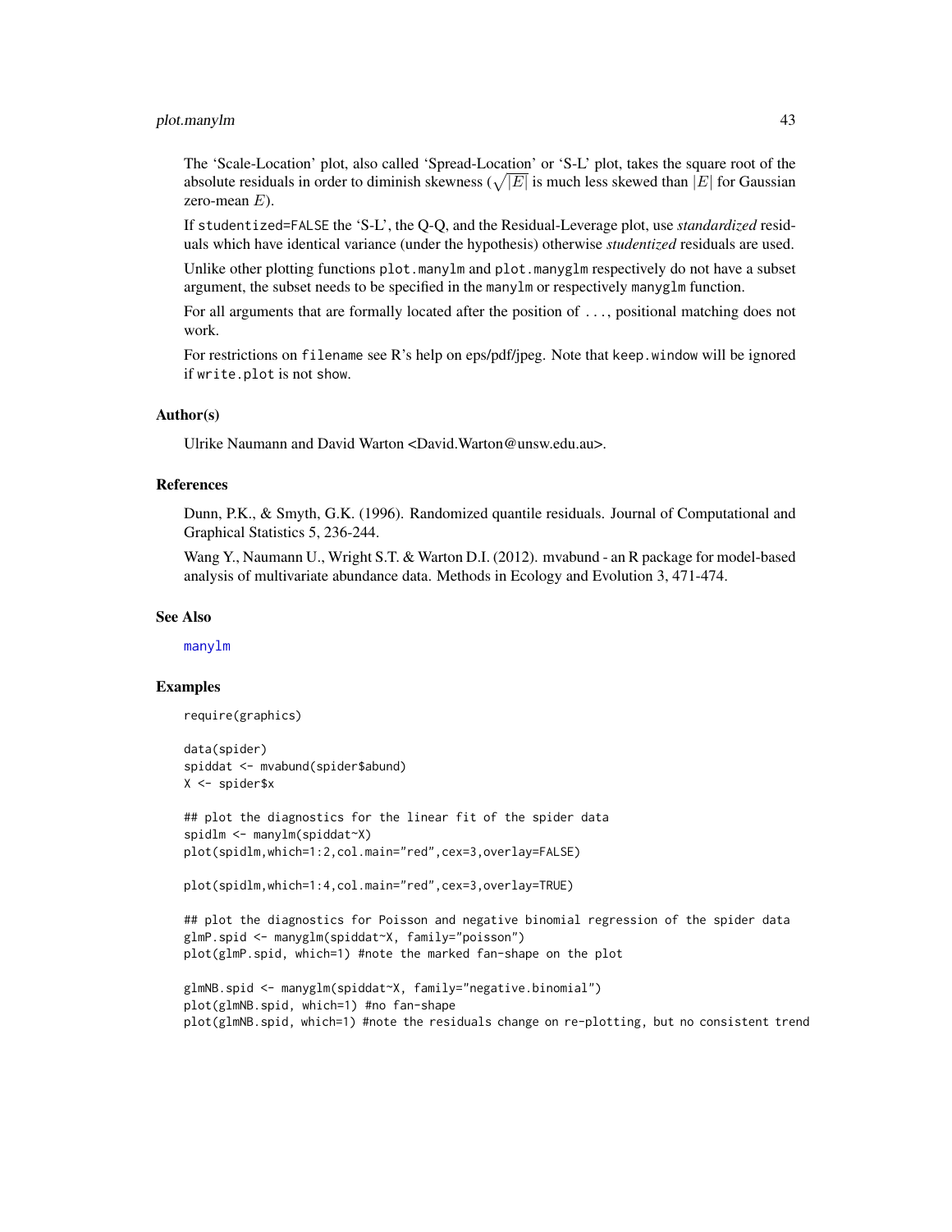The 'Scale-Location' plot, also called 'Spread-Location' or 'S-L' plot, takes the square root of the absolute residuals in order to diminish skewness ($\sqrt{|E|}$ is much less skewed than $|E|$ for Gaussian zero-mean $E$).

If studentized=FALSE the 'S-L', the Q-Q, and the Residual-Leverage plot, use *standardized* residuals which have identical variance (under the hypothesis) otherwise *studentized* residuals are used.

Unlike other plotting functions plot.manylm and plot.manyglm respectively do not have a subset argument, the subset needs to be specified in the manylm or respectively manyglm function.

For all arguments that are formally located after the position of ..., positional matching does not work.

For restrictions on filename see R's help on eps/pdf/jpeg. Note that keep.window will be ignored if write.plot is not show.

### Author(s)

Ulrike Naumann and David Warton <David.Warton@unsw.edu.au>.

### References

Dunn, P.K., & Smyth, G.K. (1996). Randomized quantile residuals. Journal of Computational and Graphical Statistics 5, 236-244.

Wang Y., Naumann U., Wright S.T. & Warton D.I. (2012). mvabund - an R package for model-based analysis of multivariate abundance data. Methods in Ecology and Evolution 3, 471-474.

### See Also

manylm

### Examples

```
require(graphics)

data(spider)
spiddat <- mvabund(spider$abund)
X <- spider$x

## plot the diagnostics for the linear fit of the spider data
spidlm <- manylm(spiddat~X)
plot(spidlm,which=1:2,col.main="red",cex=3,overlay=FALSE)

plot(spidlm,which=1:4,col.main="red",cex=3,overlay=TRUE)

## plot the diagnostics for Poisson and negative binomial regression of the spider data
glmP.spid <- manyglm(spiddat~X, family="poisson")
plot(glmP.spid, which=1) #note the marked fan-shape on the plot

glmNB.spid <- manyglm(spiddat~X, family="negative.binomial")
plot(glmNB.spid, which=1) #no fan-shape
plot(glmNB.spid, which=1) #note the residuals change on re-plotting, but no consistent trend
```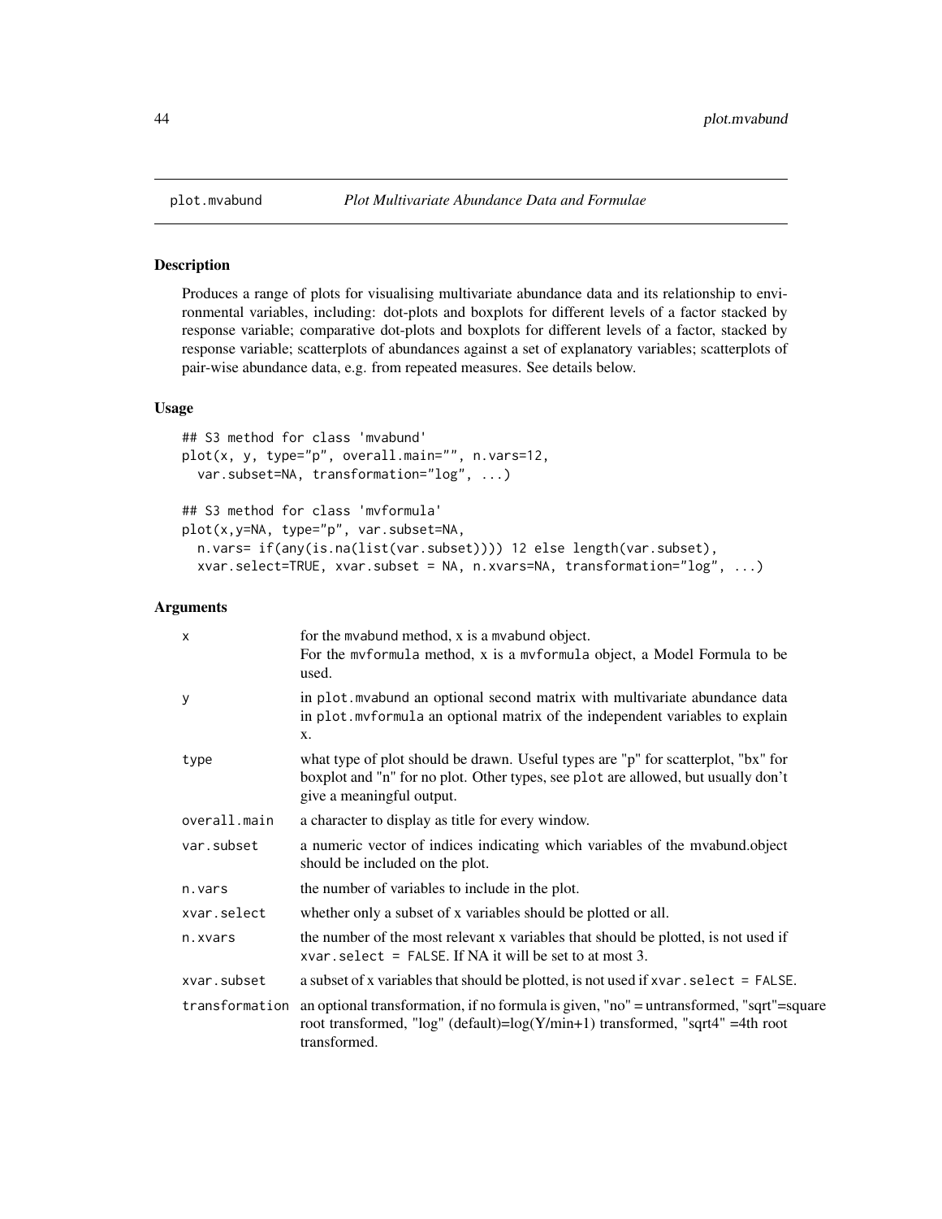## plot.mvabund *Plot Multivariate Abundance Data and Formulae*

### Description

Produces a range of plots for visualising multivariate abundance data and its relationship to environmental variables, including: dot-plots and boxplots for different levels of a factor stacked by response variable; comparative dot-plots and boxplots for different levels of a factor, stacked by response variable; scatterplots of abundances against a set of explanatory variables; scatterplots of pair-wise abundance data, e.g. from repeated measures. See details below.

### Usage

```
## S3 method for class 'mvabund'
plot(x, y, type="p", overall.main="", n.vars=12,
  var.subset=NA, transformation="log", ...)

## S3 method for class 'mvformula'
plot(x,y=NA, type="p", var.subset=NA,
  n.vars= if(any(is.na(list(var.subset)))) 12 else length(var.subset),
  xvar.select=TRUE, xvar.subset = NA, n.xvars=NA, transformation="log", ...)
```

### Arguments

| | |
|---|---|
| `x` | for the `mvabund` method, x is a `mvabund` object.<br>For the `mvformula` method, x is a `mvformula` object, a Model Formula to be used. |
| `y` | in `plot.mvabund` an optional second matrix with multivariate abundance data in `plot.mvformula` an optional matrix of the independent variables to explain x. |
| `type` | what type of plot should be drawn. Useful types are "p" for scatterplot, "bx" for boxplot and "n" for no plot. Other types, see `plot` are allowed, but usually don't give a meaningful output. |
| `overall.main` | a character to display as title for every window. |
| `var.subset` | a numeric vector of indices indicating which variables of the mvabund.object should be included on the plot. |
| `n.vars` | the number of variables to include in the plot. |
| `xvar.select` | whether only a subset of x variables should be plotted or all. |
| `n.xvars` | the number of the most relevant x variables that should be plotted, is not used if `xvar.select = FALSE`. If NA it will be set to at most 3. |
| `xvar.subset` | a subset of x variables that should be plotted, is not used if `xvar.select = FALSE`. |
| `transformation` | an optional transformation, if no formula is given, "no" = untransformed, "sqrt"=square root transformed, "log" (default)=log(Y/min+1) transformed, "sqrt4" =4th root transformed. |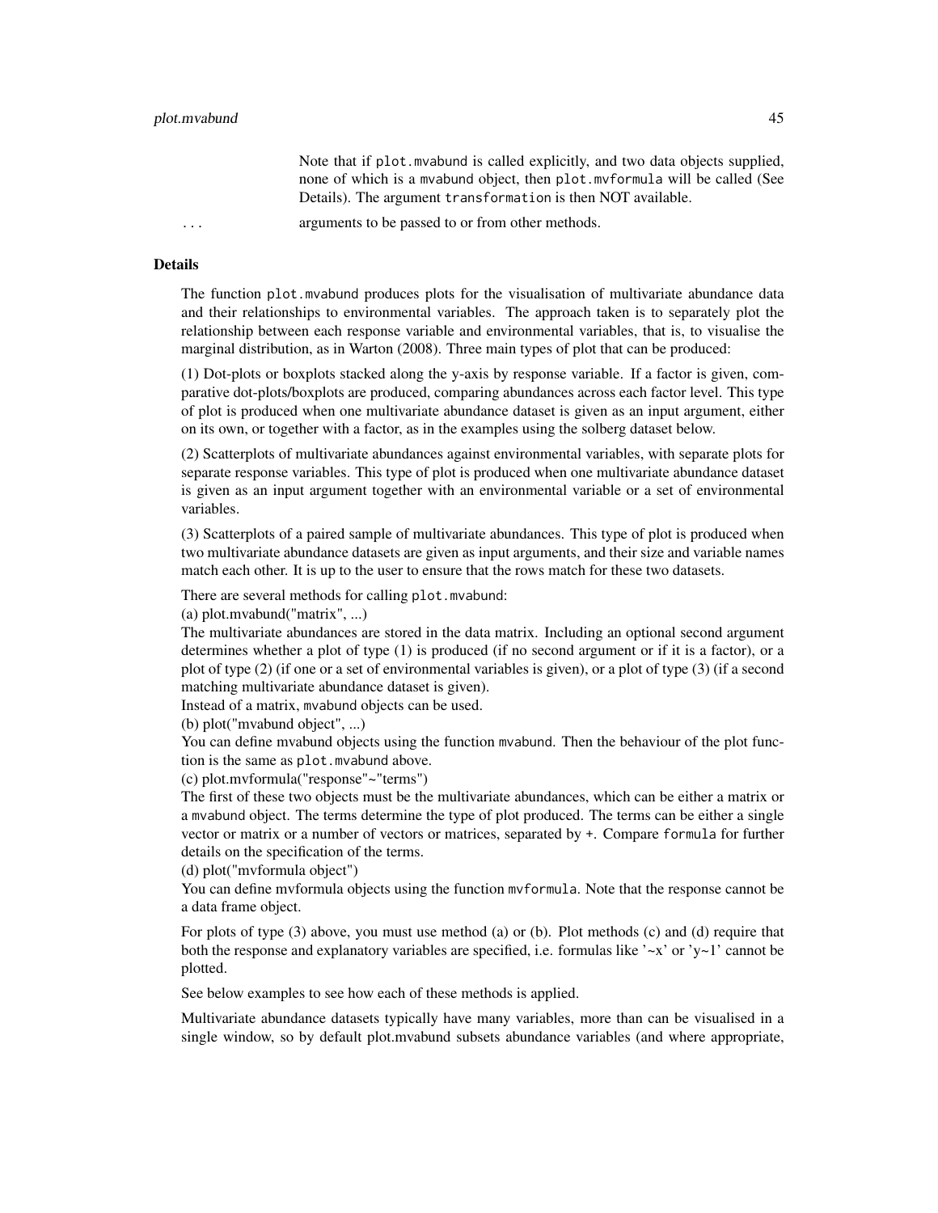Note that if `plot.mvabund` is called explicitly, and two data objects supplied, none of which is a `mvabund` object, then `plot.mvformula` will be called (See Details). The argument `transformation` is then NOT available.

`...` arguments to be passed to or from other methods.

## Details

The function `plot.mvabund` produces plots for the visualisation of multivariate abundance data and their relationships to environmental variables. The approach taken is to separately plot the relationship between each response variable and environmental variables, that is, to visualise the marginal distribution, as in Warton (2008). Three main types of plot that can be produced:

(1) Dot-plots or boxplots stacked along the y-axis by response variable. If a factor is given, comparative dot-plots/boxplots are produced, comparing abundances across each factor level. This type of plot is produced when one multivariate abundance dataset is given as an input argument, either on its own, or together with a factor, as in the examples using the solberg dataset below.

(2) Scatterplots of multivariate abundances against environmental variables, with separate plots for separate response variables. This type of plot is produced when one multivariate abundance dataset is given as an input argument together with an environmental variable or a set of environmental variables.

(3) Scatterplots of a paired sample of multivariate abundances. This type of plot is produced when two multivariate abundance datasets are given as input arguments, and their size and variable names match each other. It is up to the user to ensure that the rows match for these two datasets.

There are several methods for calling `plot.mvabund`:
(a) plot.mvabund("matrix", ...)
The multivariate abundances are stored in the data matrix. Including an optional second argument determines whether a plot of type (1) is produced (if no second argument or if it is a factor), or a plot of type (2) (if one or a set of environmental variables is given), or a plot of type (3) (if a second matching multivariate abundance dataset is given).
Instead of a matrix, `mvabund` objects can be used.
(b) plot("mvabund object", ...)
You can define mvabund objects using the function `mvabund`. Then the behaviour of the plot function is the same as `plot.mvabund` above.
(c) plot.mvformula("response"~"terms")
The first of these two objects must be the multivariate abundances, which can be either a matrix or a `mvabund` object. The terms determine the type of plot produced. The terms can be either a single vector or matrix or a number of vectors or matrices, separated by `+`. Compare `formula` for further details on the specification of the terms.
(d) plot("mvformula object")
You can define mvformula objects using the function `mvformula`. Note that the response cannot be a data frame object.

For plots of type (3) above, you must use method (a) or (b). Plot methods (c) and (d) require that both the response and explanatory variables are specified, i.e. formulas like '~x' or 'y~1' cannot be plotted.

See below examples to see how each of these methods is applied.

Multivariate abundance datasets typically have many variables, more than can be visualised in a single window, so by default plot.mvabund subsets abundance variables (and where appropriate,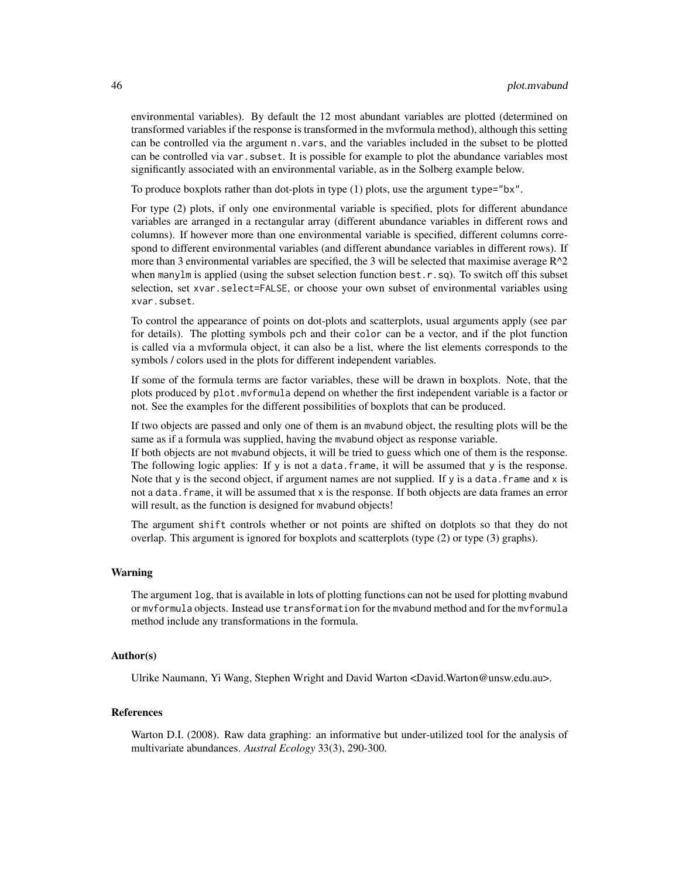environmental variables). By default the 12 most abundant variables are plotted (determined on transformed variables if the response is transformed in the mvformula method), although this setting can be controlled via the argument `n.vars`, and the variables included in the subset to be plotted can be controlled via `var.subset`. It is possible for example to plot the abundance variables most significantly associated with an environmental variable, as in the Solberg example below.

To produce boxplots rather than dot-plots in type (1) plots, use the argument `type="bx"`.

For type (2) plots, if only one environmental variable is specified, plots for different abundance variables are arranged in a rectangular array (different abundance variables in different rows and columns). If however more than one environmental variable is specified, different columns correspond to different environmental variables (and different abundance variables in different rows). If more than 3 environmental variables are specified, the 3 will be selected that maximise average R^2 when `manylm` is applied (using the subset selection function `best.r.sq`). To switch off this subset selection, set `xvar.select=FALSE`, or choose your own subset of environmental variables using `xvar.subset`.

To control the appearance of points on dot-plots and scatterplots, usual arguments apply (see `par` for details). The plotting symbols `pch` and their `color` can be a vector, and if the plot function is called via a mvformula object, it can also be a list, where the list elements corresponds to the symbols / colors used in the plots for different independent variables.

If some of the formula terms are factor variables, these will be drawn in boxplots. Note, that the plots produced by `plot.mvformula` depend on whether the first independent variable is a factor or not. See the examples for the different possibilities of boxplots that can be produced.

If two objects are passed and only one of them is an `mvabund` object, the resulting plots will be the same as if a formula was supplied, having the `mvabund` object as response variable.
If both objects are not `mvabund` objects, it will be tried to guess which one of them is the response. The following logic applies: If `y` is not a `data.frame`, it will be assumed that `y` is the response. Note that `y` is the second object, if argument names are not supplied. If `y` is a `data.frame` and `x` is not a `data.frame`, it will be assumed that `x` is the response. If both objects are data frames an error will result, as the function is designed for `mvabund` objects!

The argument `shift` controls whether or not points are shifted on dotplots so that they do not overlap. This argument is ignored for boxplots and scatterplots (type (2) or type (3) graphs).

## Warning

The argument `log`, that is available in lots of plotting functions can not be used for plotting `mvabund` or `mvformula` objects. Instead use `transformation` for the `mvabund` method and for the `mvformula` method include any transformations in the formula.

## Author(s)

Ulrike Naumann, Yi Wang, Stephen Wright and David Warton <David.Warton@unsw.edu.au>.

## References

Warton D.I. (2008). Raw data graphing: an informative but under-utilized tool for the analysis of multivariate abundances. *Austral Ecology* 33(3), 290-300.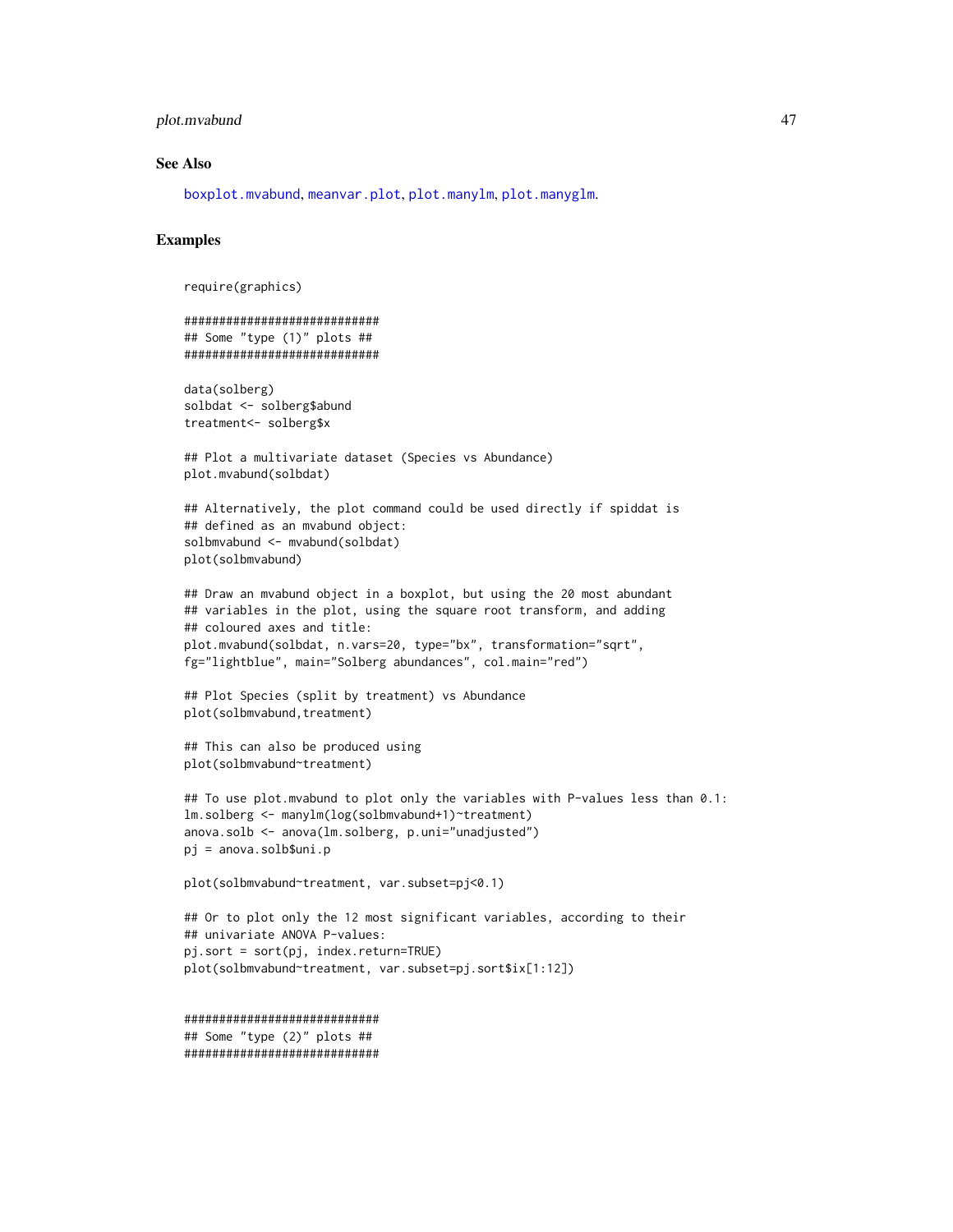## See Also

boxplot.mvabund, meanvar.plot, plot.manylm, plot.manyglm.

## Examples

```
require(graphics)

############################
## Some "type (1)" plots ##
############################

data(solberg)
solbdat <- solberg$abund
treatment<- solberg$x

## Plot a multivariate dataset (Species vs Abundance)
plot.mvabund(solbdat)

## Alternatively, the plot command could be used directly if spiddat is
## defined as an mvabund object:
solbmvabund <- mvabund(solbdat)
plot(solbmvabund)

## Draw an mvabund object in a boxplot, but using the 20 most abundant
## variables in the plot, using the square root transform, and adding
## coloured axes and title:
plot.mvabund(solbdat, n.vars=20, type="bx", transformation="sqrt",
fg="lightblue", main="Solberg abundances", col.main="red")

## Plot Species (split by treatment) vs Abundance
plot(solbmvabund,treatment)

## This can also be produced using
plot(solbmvabund~treatment)

## To use plot.mvabund to plot only the variables with P-values less than 0.1:
lm.solberg <- manylm(log(solbmvabund+1)~treatment)
anova.solb <- anova(lm.solberg, p.uni="unadjusted")
pj = anova.solb$uni.p

plot(solbmvabund~treatment, var.subset=pj<0.1)

## Or to plot only the 12 most significant variables, according to their
## univariate ANOVA P-values:
pj.sort = sort(pj, index.return=TRUE)
plot(solbmvabund~treatment, var.subset=pj.sort$ix[1:12])


############################
## Some "type (2)" plots ##
############################
```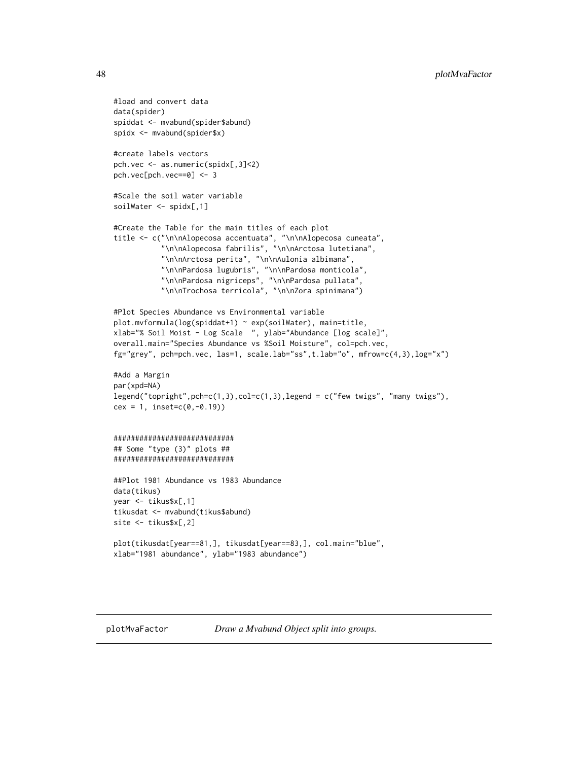```
#load and convert data
data(spider)
spiddat <- mvabund(spider$abund)
spidx <- mvabund(spider$x)

#create labels vectors
pch.vec <- as.numeric(spidx[,3]<2)
pch.vec[pch.vec==0] <- 3

#Scale the soil water variable
soilWater <- spidx[,1]

#Create the Table for the main titles of each plot
title <- c("\n\nAlopecosa accentuata", "\n\nAlopecosa cuneata",
           "\n\nAlopecosa fabrilis", "\n\nArctosa lutetiana",
           "\n\nArctosa perita", "\n\nAulonia albimana",
           "\n\nPardosa lugubris", "\n\nPardosa monticola",
           "\n\nPardosa nigriceps", "\n\nPardosa pullata",
           "\n\nTrochosa terricola", "\n\nZora spinimana")

#Plot Species Abundance vs Environmental variable
plot.mvformula(log(spiddat+1) ~ exp(soilWater), main=title,
xlab="% Soil Moist - Log Scale  ", ylab="Abundance [log scale]",
overall.main="Species Abundance vs %Soil Moisture", col=pch.vec,
fg="grey", pch=pch.vec, las=1, scale.lab="ss",t.lab="o", mfrow=c(4,3),log="x")

#Add a Margin
par(xpd=NA)
legend("topright",pch=c(1,3),col=c(1,3),legend = c("few twigs", "many twigs"),
cex = 1, inset=c(0,-0.19))


############################
## Some "type (3)" plots ##
############################

##Plot 1981 Abundance vs 1983 Abundance
data(tikus)
year <- tikus$x[,1]
tikusdat <- mvabund(tikus$abund)
site <- tikus$x[,2]

plot(tikusdat[year==81,], tikusdat[year==83,], col.main="blue",
xlab="1981 abundance", ylab="1983 abundance")
```

---

plotMvaFactor    *Draw a Mvabund Object split into groups.*

---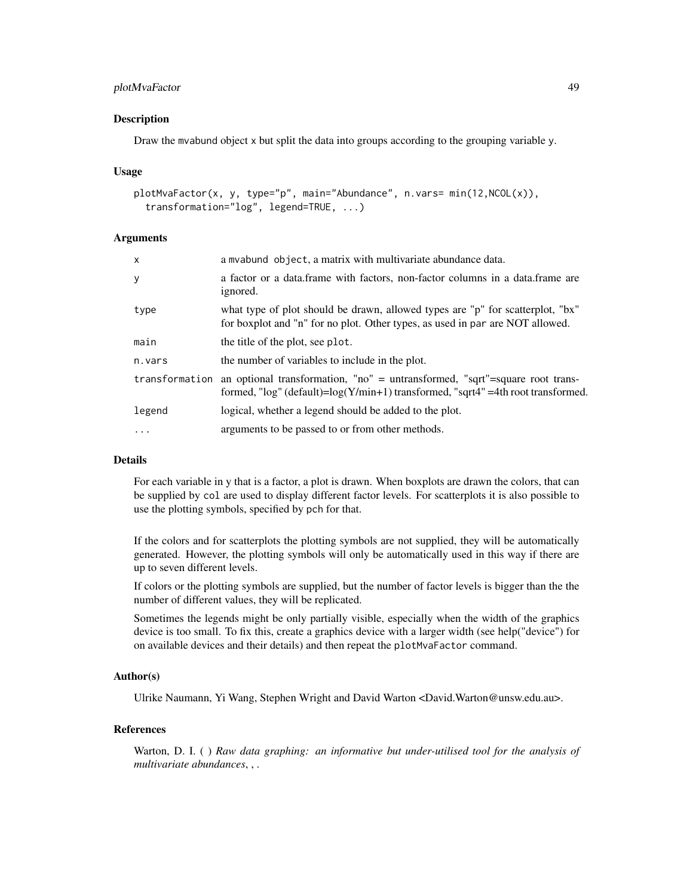### Description

Draw the mvabund object x but split the data into groups according to the grouping variable y.

### Usage

```
plotMvaFactor(x, y, type="p", main="Abundance", n.vars= min(12,NCOL(x)),
  transformation="log", legend=TRUE, ...)
```

### Arguments

| | |
|---|---|
| x | a mvabund object, a matrix with multivariate abundance data. |
| y | a factor or a data.frame with factors, non-factor columns in a data.frame are ignored. |
| type | what type of plot should be drawn, allowed types are "p" for scatterplot, "bx" for boxplot and "n" for no plot. Other types, as used in par are NOT allowed. |
| main | the title of the plot, see plot. |
| n.vars | the number of variables to include in the plot. |
| transformation | an optional transformation, "no" = untransformed, "sqrt"=square root transformed, "log" (default)=log(Y/min+1) transformed, "sqrt4" =4th root transformed. |
| legend | logical, whether a legend should be added to the plot. |
| ... | arguments to be passed to or from other methods. |

### Details

For each variable in y that is a factor, a plot is drawn. When boxplots are drawn the colors, that can be supplied by col are used to display different factor levels. For scatterplots it is also possible to use the plotting symbols, specified by pch for that.

If the colors and for scatterplots the plotting symbols are not supplied, they will be automatically generated. However, the plotting symbols will only be automatically used in this way if there are up to seven different levels.

If colors or the plotting symbols are supplied, but the number of factor levels is bigger than the the number of different values, they will be replicated.

Sometimes the legends might be only partially visible, especially when the width of the graphics device is too small. To fix this, create a graphics device with a larger width (see help("device") for on available devices and their details) and then repeat the plotMvaFactor command.

### Author(s)

Ulrike Naumann, Yi Wang, Stephen Wright and David Warton <David.Warton@unsw.edu.au>.

### References

Warton, D. I. ( ) *Raw data graphing: an informative but under-utilised tool for the analysis of multivariate abundances*, , .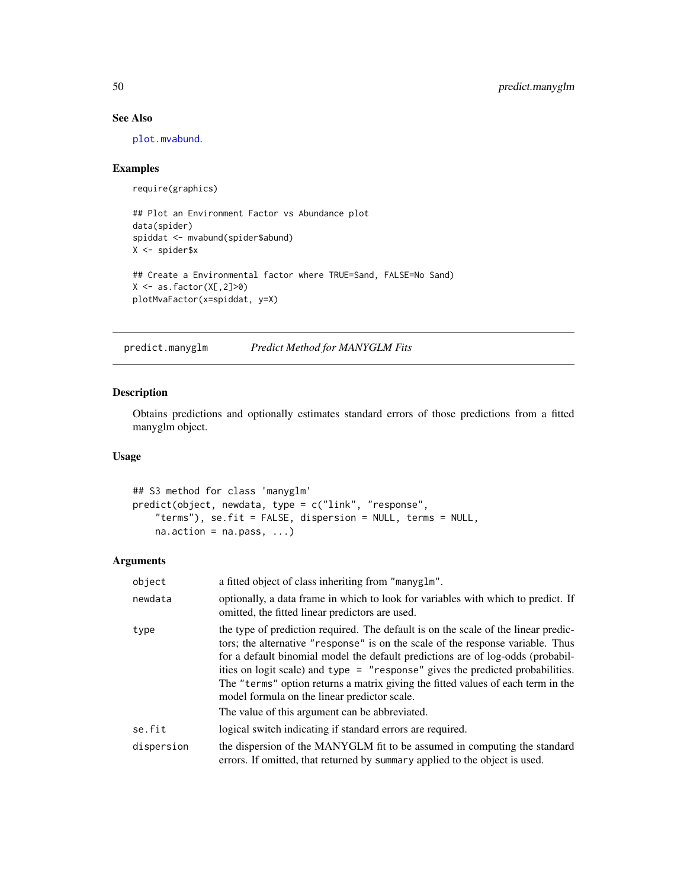## See Also

plot.mvabund.

## Examples

```
require(graphics)

## Plot an Environment Factor vs Abundance plot
data(spider)
spiddat <- mvabund(spider$abund)
X <- spider$x

## Create a Environmental factor where TRUE=Sand, FALSE=No Sand)
X <- as.factor(X[,2]>0)
plotMvaFactor(x=spiddat, y=X)
```

---

# predict.manyglm &nbsp;&nbsp;&nbsp;&nbsp; *Predict Method for MANYGLM Fits*

## Description

Obtains predictions and optionally estimates standard errors of those predictions from a fitted manyglm object.

## Usage

```
## S3 method for class 'manyglm'
predict(object, newdata, type = c("link", "response",
    "terms"), se.fit = FALSE, dispersion = NULL, terms = NULL,
    na.action = na.pass, ...)
```

## Arguments

| | |
|---|---|
| object | a fitted object of class inheriting from "manyglm". |
| newdata | optionally, a data frame in which to look for variables with which to predict. If omitted, the fitted linear predictors are used. |
| type | the type of prediction required. The default is on the scale of the linear predictors; the alternative "response" is on the scale of the response variable. Thus for a default binomial model the default predictions are of log-odds (probabilities on logit scale) and type = "response" gives the predicted probabilities. The "terms" option returns a matrix giving the fitted values of each term in the model formula on the linear predictor scale. <br> The value of this argument can be abbreviated. |
| se.fit | logical switch indicating if standard errors are required. |
| dispersion | the dispersion of the MANYGLM fit to be assumed in computing the standard errors. If omitted, that returned by summary applied to the object is used. |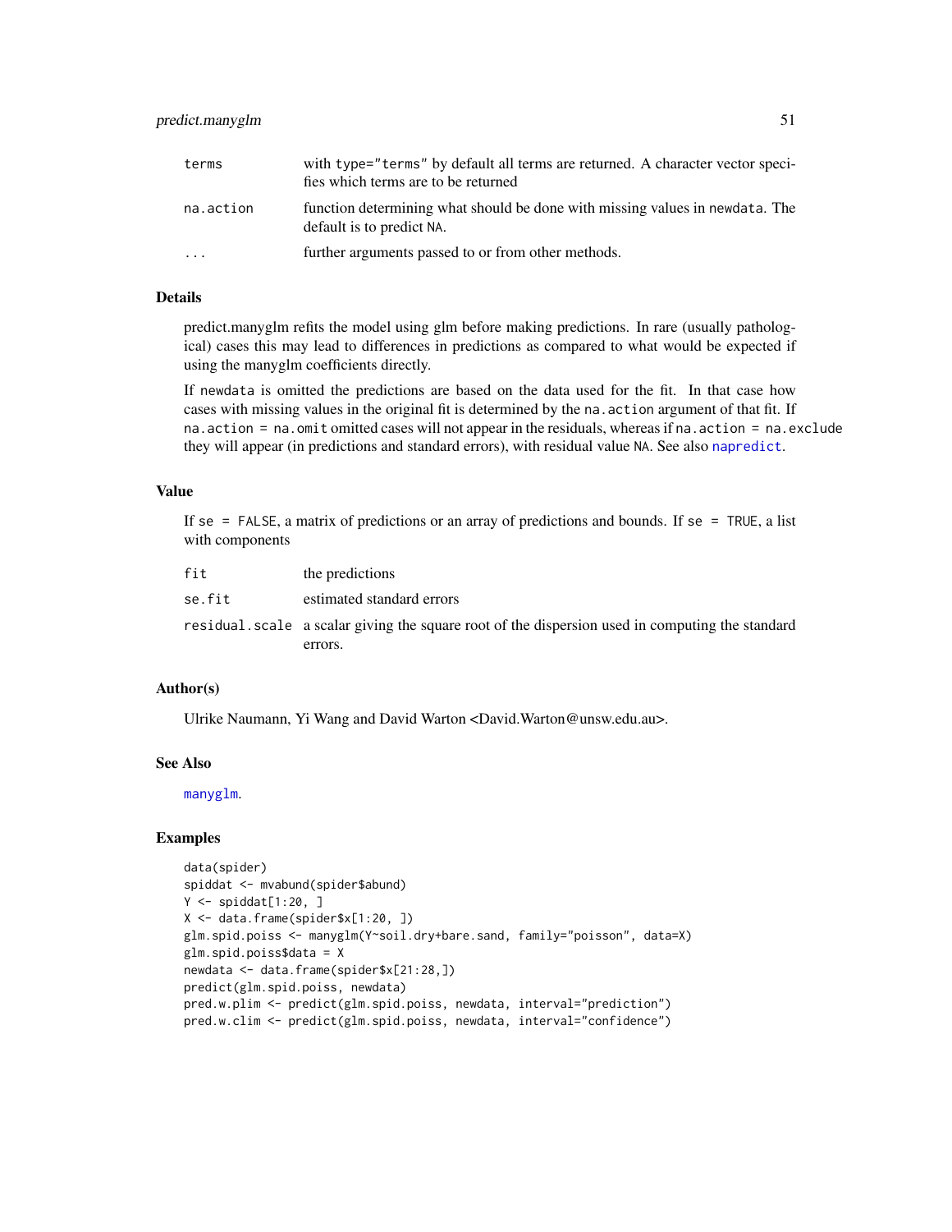| | |
|---|---|
| terms | with type="terms" by default all terms are returned. A character vector specifies which terms are to be returned |
| na.action | function determining what should be done with missing values in newdata. The default is to predict NA. |
| ... | further arguments passed to or from other methods. |

## Details

predict.manyglm refits the model using glm before making predictions. In rare (usually pathological) cases this may lead to differences in predictions as compared to what would be expected if using the manyglm coefficients directly.

If newdata is omitted the predictions are based on the data used for the fit. In that case how cases with missing values in the original fit is determined by the na.action argument of that fit. If na.action = na.omit omitted cases will not appear in the residuals, whereas if na.action = na.exclude they will appear (in predictions and standard errors), with residual value NA. See also napredict.

## Value

If se = FALSE, a matrix of predictions or an array of predictions and bounds. If se = TRUE, a list with components

| | |
|---|---|
| fit | the predictions |
| se.fit | estimated standard errors |
| residual.scale | a scalar giving the square root of the dispersion used in computing the standard errors. |

## Author(s)

Ulrike Naumann, Yi Wang and David Warton <David.Warton@unsw.edu.au>.

## See Also

manyglm.

## Examples

```
data(spider)
spiddat <- mvabund(spider$abund)
Y <- spiddat[1:20, ]
X <- data.frame(spider$x[1:20, ])
glm.spid.poiss <- manyglm(Y~soil.dry+bare.sand, family="poisson", data=X)
glm.spid.poiss$data = X
newdata <- data.frame(spider$x[21:28,])
predict(glm.spid.poiss, newdata)
pred.w.plim <- predict(glm.spid.poiss, newdata, interval="prediction")
pred.w.clim <- predict(glm.spid.poiss, newdata, interval="confidence")
```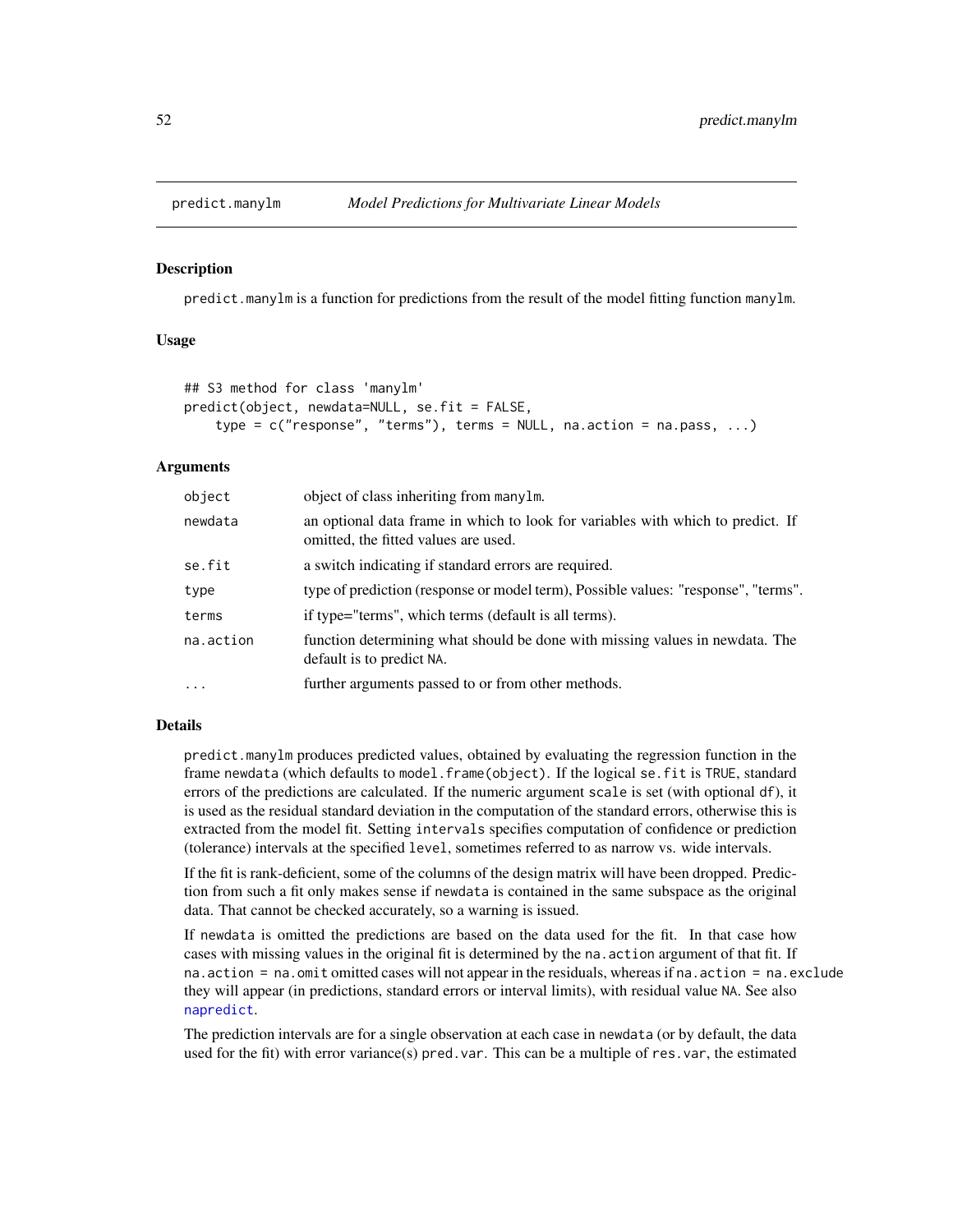# predict.manylm — *Model Predictions for Multivariate Linear Models*

## Description

predict.manylm is a function for predictions from the result of the model fitting function manylm.

## Usage

```
## S3 method for class 'manylm'
predict(object, newdata=NULL, se.fit = FALSE,
    type = c("response", "terms"), terms = NULL, na.action = na.pass, ...)
```

## Arguments

| | |
|---|---|
| object | object of class inheriting from manylm. |
| newdata | an optional data frame in which to look for variables with which to predict. If omitted, the fitted values are used. |
| se.fit | a switch indicating if standard errors are required. |
| type | type of prediction (response or model term), Possible values: "response", "terms". |
| terms | if type="terms", which terms (default is all terms). |
| na.action | function determining what should be done with missing values in newdata. The default is to predict NA. |
| ... | further arguments passed to or from other methods. |

## Details

predict.manylm produces predicted values, obtained by evaluating the regression function in the frame newdata (which defaults to model.frame(object). If the logical se.fit is TRUE, standard errors of the predictions are calculated. If the numeric argument scale is set (with optional df), it is used as the residual standard deviation in the computation of the standard errors, otherwise this is extracted from the model fit. Setting intervals specifies computation of confidence or prediction (tolerance) intervals at the specified level, sometimes referred to as narrow vs. wide intervals.

If the fit is rank-deficient, some of the columns of the design matrix will have been dropped. Prediction from such a fit only makes sense if newdata is contained in the same subspace as the original data. That cannot be checked accurately, so a warning is issued.

If newdata is omitted the predictions are based on the data used for the fit. In that case how cases with missing values in the original fit is determined by the na.action argument of that fit. If na.action = na.omit omitted cases will not appear in the residuals, whereas if na.action = na.exclude they will appear (in predictions, standard errors or interval limits), with residual value NA. See also napredict.

The prediction intervals are for a single observation at each case in newdata (or by default, the data used for the fit) with error variance(s) pred.var. This can be a multiple of res.var, the estimated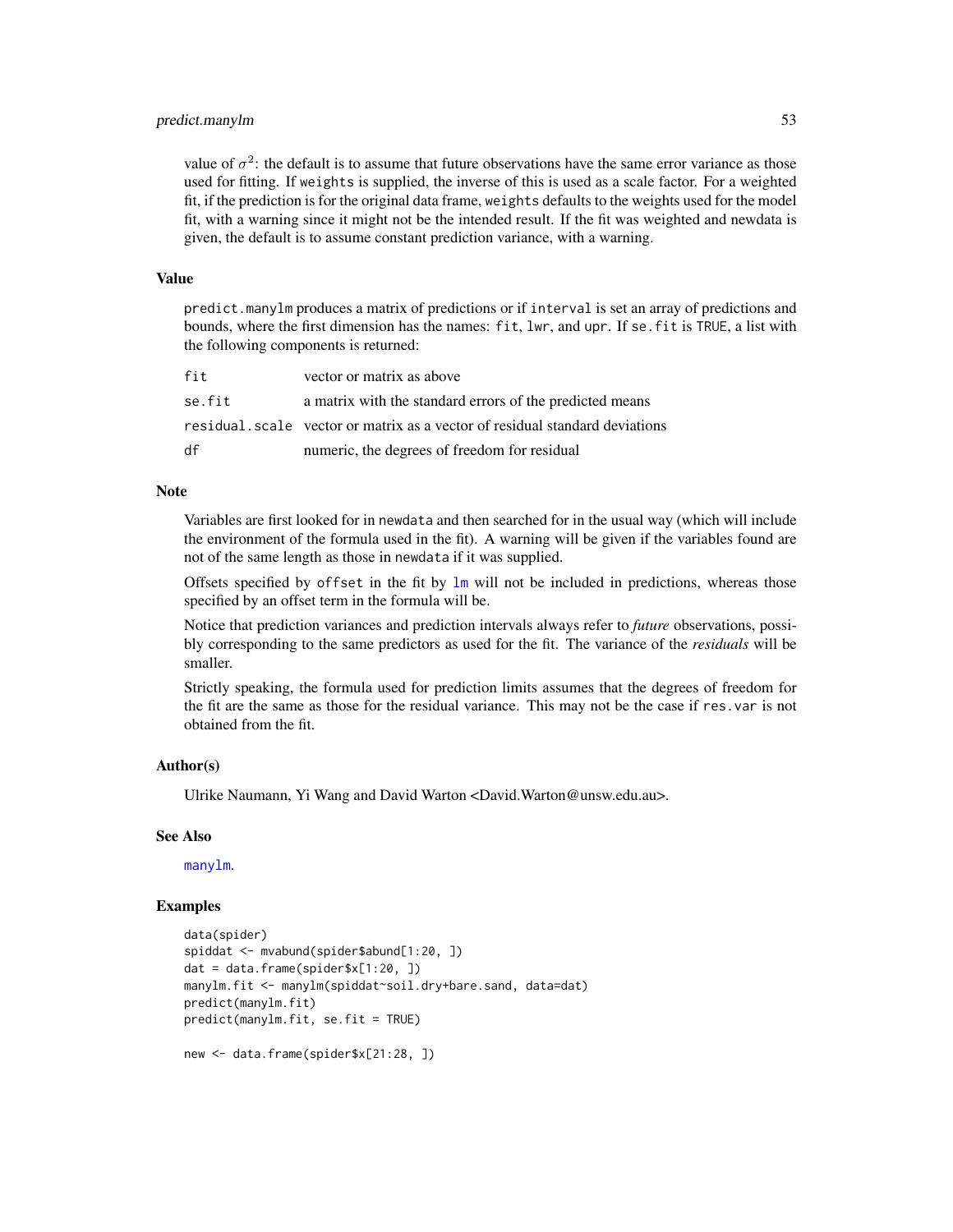value of $\sigma^2$: the default is to assume that future observations have the same error variance as those used for fitting. If `weights` is supplied, the inverse of this is used as a scale factor. For a weighted fit, if the prediction is for the original data frame, `weights` defaults to the weights used for the model fit, with a warning since it might not be the intended result. If the fit was weighted and newdata is given, the default is to assume constant prediction variance, with a warning.

### Value

`predict.manylm` produces a matrix of predictions or if `interval` is set an array of predictions and bounds, where the first dimension has the names: `fit`, `lwr`, and `upr`. If `se.fit` is `TRUE`, a list with the following components is returned:

| | |
|---|---|
| `fit` | vector or matrix as above |
| `se.fit` | a matrix with the standard errors of the predicted means |
| `residual.scale` | vector or matrix as a vector of residual standard deviations |
| `df` | numeric, the degrees of freedom for residual |

### Note

Variables are first looked for in `newdata` and then searched for in the usual way (which will include the environment of the formula used in the fit). A warning will be given if the variables found are not of the same length as those in `newdata` if it was supplied.

Offsets specified by `offset` in the fit by `lm` will not be included in predictions, whereas those specified by an offset term in the formula will be.

Notice that prediction variances and prediction intervals always refer to *future* observations, possibly corresponding to the same predictors as used for the fit. The variance of the *residuals* will be smaller.

Strictly speaking, the formula used for prediction limits assumes that the degrees of freedom for the fit are the same as those for the residual variance. This may not be the case if `res.var` is not obtained from the fit.

### Author(s)

Ulrike Naumann, Yi Wang and David Warton <David.Warton@unsw.edu.au>.

### See Also

`manylm`.

### Examples

```
data(spider)
spiddat <- mvabund(spider$abund[1:20, ])
dat = data.frame(spider$x[1:20, ])
manylm.fit <- manylm(spiddat~soil.dry+bare.sand, data=dat)
predict(manylm.fit)
predict(manylm.fit, se.fit = TRUE)

new <- data.frame(spider$x[21:28, ])
```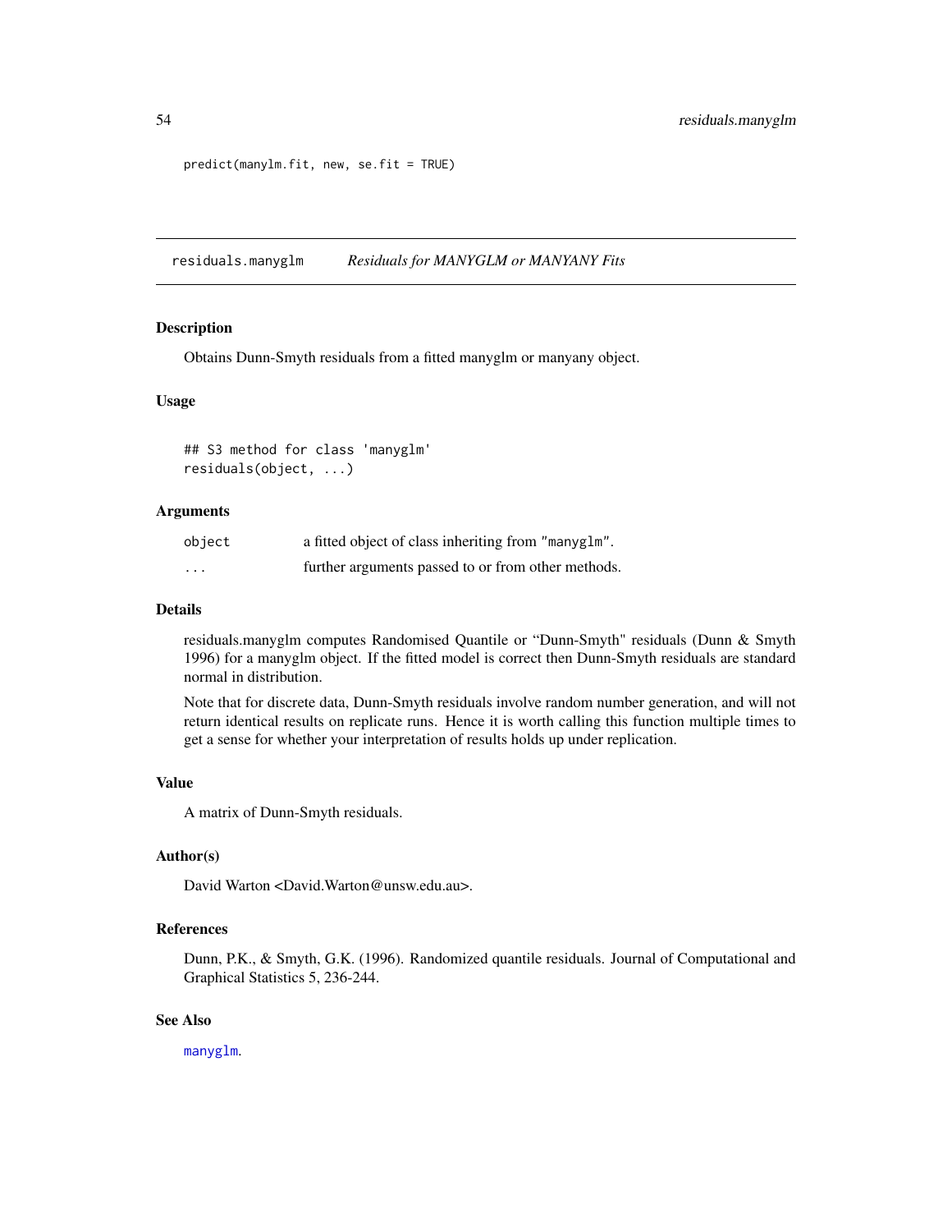```
predict(manylm.fit, new, se.fit = TRUE)
```

---

## residuals.manyglm — *Residuals for MANYGLM or MANYANY Fits*

### Description

Obtains Dunn-Smyth residuals from a fitted manyglm or manyany object.

### Usage

```
## S3 method for class 'manyglm'
residuals(object, ...)
```

### Arguments

| | |
|---|---|
| `object` | a fitted object of class inheriting from `"manyglm"`. |
| `...` | further arguments passed to or from other methods. |

### Details

residuals.manyglm computes Randomised Quantile or "Dunn-Smyth" residuals (Dunn & Smyth 1996) for a manyglm object. If the fitted model is correct then Dunn-Smyth residuals are standard normal in distribution.

Note that for discrete data, Dunn-Smyth residuals involve random number generation, and will not return identical results on replicate runs. Hence it is worth calling this function multiple times to get a sense for whether your interpretation of results holds up under replication.

### Value

A matrix of Dunn-Smyth residuals.

### Author(s)

David Warton <David.Warton@unsw.edu.au>.

### References

Dunn, P.K., & Smyth, G.K. (1996). Randomized quantile residuals. Journal of Computational and Graphical Statistics 5, 236-244.

### See Also

`manyglm`.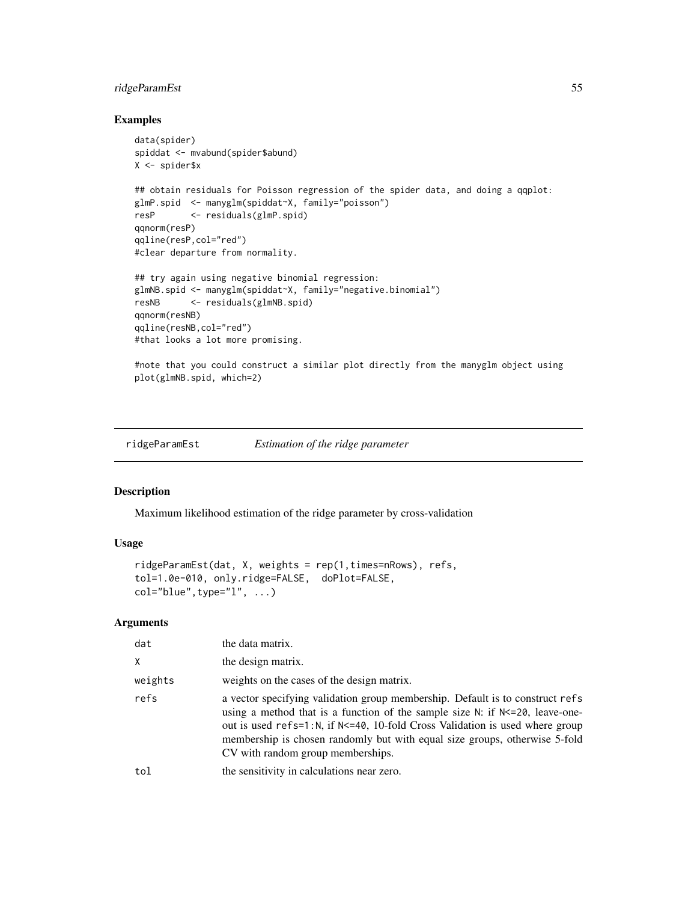## Examples

```
data(spider)
spiddat <- mvabund(spider$abund)
X <- spider$x

## obtain residuals for Poisson regression of the spider data, and doing a qqplot:
glmP.spid  <- manyglm(spiddat~X, family="poisson")
resP       <- residuals(glmP.spid)
qqnorm(resP)
qqline(resP,col="red")
#clear departure from normality.

## try again using negative binomial regression:
glmNB.spid <- manyglm(spiddat~X, family="negative.binomial")
resNB      <- residuals(glmNB.spid)
qqnorm(resNB)
qqline(resNB,col="red")
#that looks a lot more promising.

#note that you could construct a similar plot directly from the manyglm object using
plot(glmNB.spid, which=2)
```

---

# ridgeParamEst *Estimation of the ridge parameter*

## Description

Maximum likelihood estimation of the ridge parameter by cross-validation

## Usage

```
ridgeParamEst(dat, X, weights = rep(1,times=nRows), refs,
tol=1.0e-010, only.ridge=FALSE,  doPlot=FALSE,
col="blue",type="l", ...)
```

## Arguments

| | |
|---|---|
| `dat` | the data matrix. |
| `X` | the design matrix. |
| `weights` | weights on the cases of the design matrix. |
| `refs` | a vector specifying validation group membership. Default is to construct `refs` using a method that is a function of the sample size `N`: if `N<=20`, leave-one-out is used `refs=1:N`, if `N<=40`, 10-fold Cross Validation is used where group membership is chosen randomly but with equal size groups, otherwise 5-fold CV with random group memberships. |
| `tol` | the sensitivity in calculations near zero. |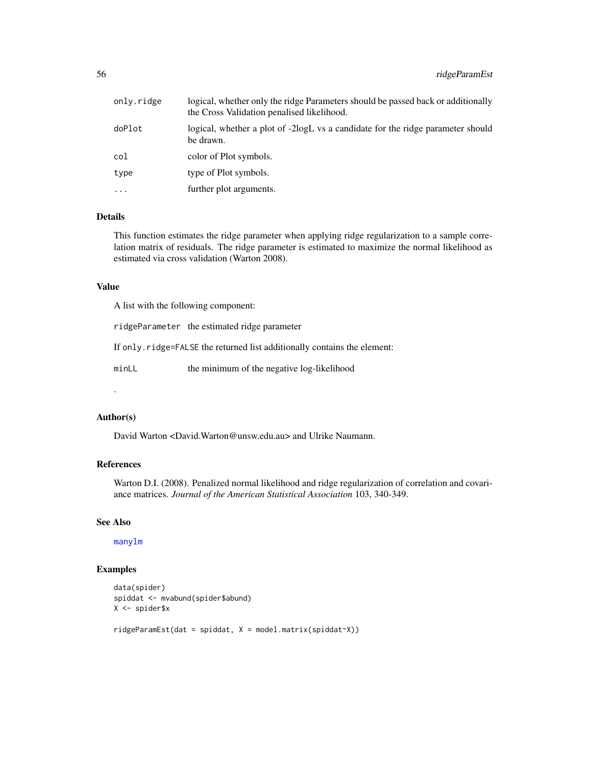| | |
|---|---|
| `only.ridge` | logical, whether only the ridge Parameters should be passed back or additionally the Cross Validation penalised likelihood. |
| `doPlot` | logical, whether a plot of -2logL vs a candidate for the ridge parameter should be drawn. |
| `col` | color of Plot symbols. |
| `type` | type of Plot symbols. |
| `...` | further plot arguments. |

### Details

This function estimates the ridge parameter when applying ridge regularization to a sample correlation matrix of residuals. The ridge parameter is estimated to maximize the normal likelihood as estimated via cross validation (Warton 2008).

### Value

A list with the following component:

`ridgeParameter` the estimated ridge parameter

If `only.ridge=FALSE` the returned list additionally contains the element:

`minLL` the minimum of the negative log-likelihood

.

### Author(s)

David Warton <David.Warton@unsw.edu.au> and Ulrike Naumann.

### References

Warton D.I. (2008). Penalized normal likelihood and ridge regularization of correlation and covariance matrices. *Journal of the American Statistical Association* 103, 340-349.

### See Also

`manylm`

### Examples

```
data(spider)
spiddat <- mvabund(spider$abund)
X <- spider$x

ridgeParamEst(dat = spiddat, X = model.matrix(spiddat~X))
```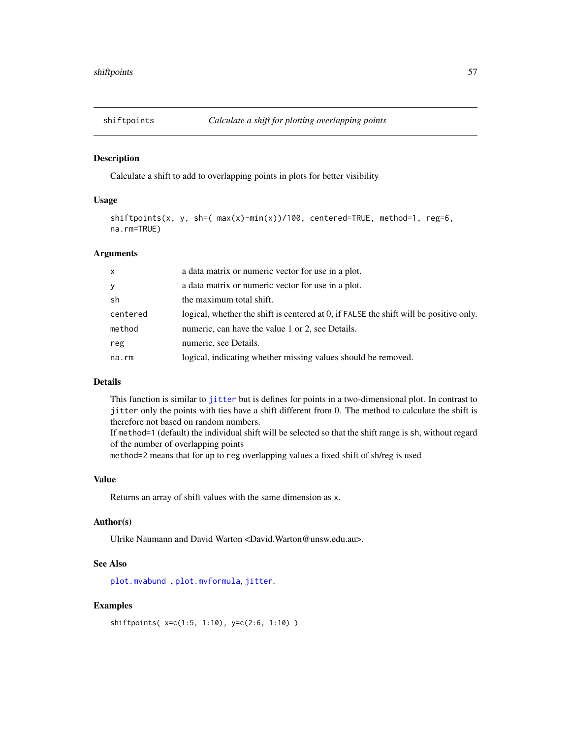## shiftpoints — *Calculate a shift for plotting overlapping points*

### Description

Calculate a shift to add to overlapping points in plots for better visibility

### Usage

```
shiftpoints(x, y, sh=( max(x)-min(x))/100, centered=TRUE, method=1, reg=6,
na.rm=TRUE)
```

### Arguments

| | |
|---|---|
| `x` | a data matrix or numeric vector for use in a plot. |
| `y` | a data matrix or numeric vector for use in a plot. |
| `sh` | the maximum total shift. |
| `centered` | logical, whether the shift is centered at 0, if `FALSE` the shift will be positive only. |
| `method` | numeric, can have the value 1 or 2, see Details. |
| `reg` | numeric, see Details. |
| `na.rm` | logical, indicating whether missing values should be removed. |

### Details

This function is similar to `jitter` but is defines for points in a two-dimensional plot. In contrast to `jitter` only the points with ties have a shift different from 0. The method to calculate the shift is therefore not based on random numbers.
If `method=1` (default) the individual shift will be selected so that the shift range is `sh`, without regard of the number of overlapping points
`method=2` means that for up to `reg` overlapping values a fixed shift of sh/reg is used

### Value

Returns an array of shift values with the same dimension as `x`.

### Author(s)

Ulrike Naumann and David Warton <David.Warton@unsw.edu.au>.

### See Also

`plot.mvabund` , `plot.mvformula`, `jitter`.

### Examples

```
shiftpoints( x=c(1:5, 1:10), y=c(2:6, 1:10) )
```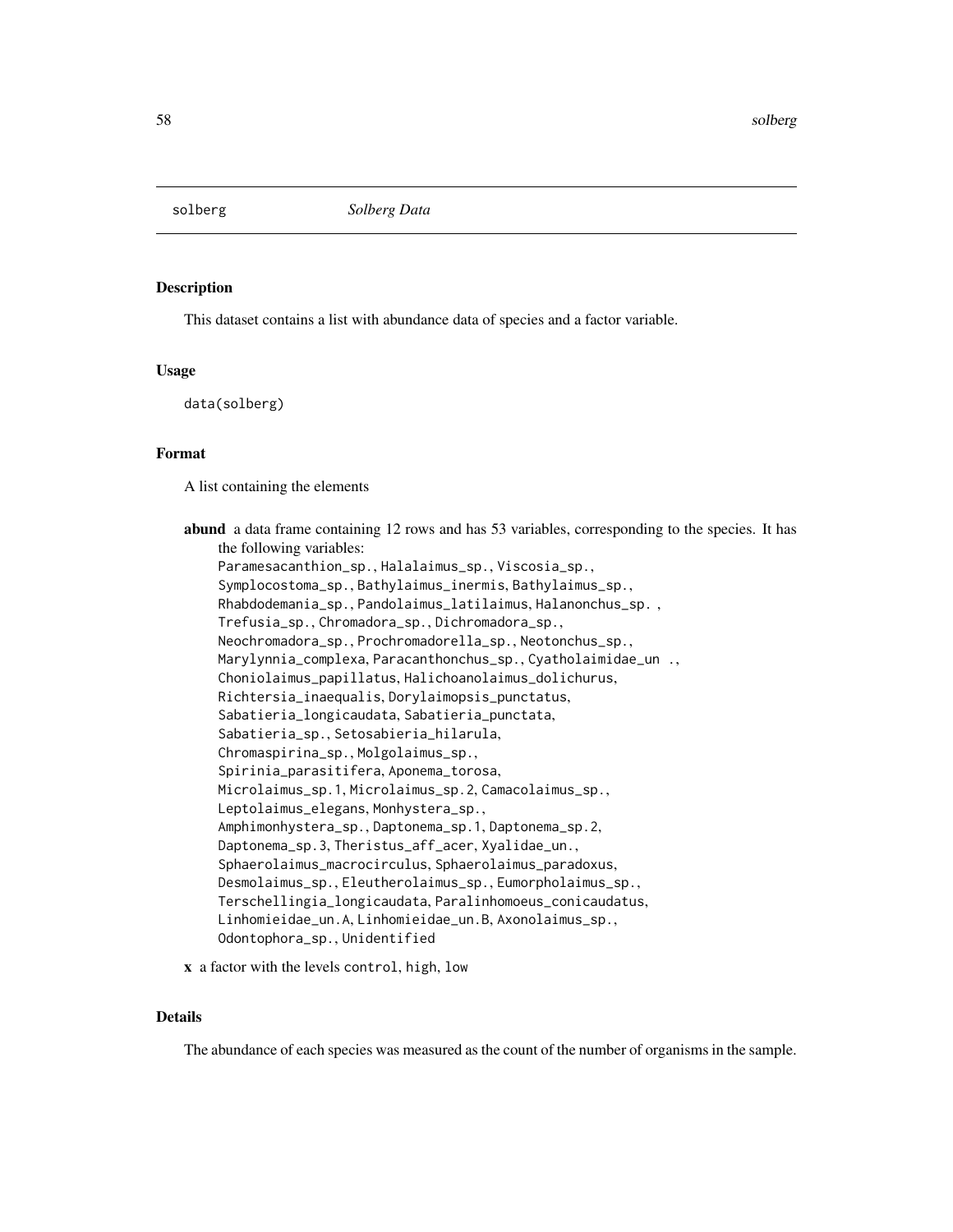solberg *Solberg Data*

## Description

This dataset contains a list with abundance data of species and a factor variable.

## Usage

```
data(solberg)
```

## Format

A list containing the elements

**abund** a data frame containing 12 rows and has 53 variables, corresponding to the species. It has the following variables:
`Paramesacanthion_sp.`, `Halalaimus_sp.`, `Viscosia_sp.`, `Symplocostoma_sp.`, `Bathylaimus_inermis`, `Bathylaimus_sp.`, `Rhabdodemania_sp.`, `Pandolaimus_latilaimus`, `Halanonchus_sp.` , `Trefusia_sp.`, `Chromadora_sp.`, `Dichromadora_sp.`, `Neochromadora_sp.`, `Prochromadorella_sp.`, `Neotonchus_sp.`, `Marylynnia_complexa`, `Paracanthonchus_sp.`, `Cyatholaimidae_un .`, `Choniolaimus_papillatus`, `Halichoanolaimus_dolichurus`, `Richtersia_inaequalis`, `Dorylaimopsis_punctatus`, `Sabatieria_longicaudata`, `Sabatieria_punctata`, `Sabatieria_sp.`, `Setosabieria_hilarula`, `Chromaspirina_sp.`, `Molgolaimus_sp.`, `Spirinia_parasitifera`, `Aponema_torosa`, `Microlaimus_sp.1`, `Microlaimus_sp.2`, `Camacolaimus_sp.`, `Leptolaimus_elegans`, `Monhystera_sp.`, `Amphimonhystera_sp.`, `Daptonema_sp.1`, `Daptonema_sp.2`, `Daptonema_sp.3`, `Theristus_aff_acer`, `Xyalidae_un.`, `Sphaerolaimus_macrocirculus`, `Sphaerolaimus_paradoxus`, `Desmolaimus_sp.`, `Eleutherolaimus_sp.`, `Eumorpholaimus_sp.`, `Terschellingia_longicaudata`, `Paralinhomoeus_conicaudatus`, `Linhomieidae_un.A`, `Linhomieidae_un.B`, `Axonolaimus_sp.`, `Odontophora_sp.`, `Unidentified`

**x** a factor with the levels `control`, `high`, `low`

## Details

The abundance of each species was measured as the count of the number of organisms in the sample.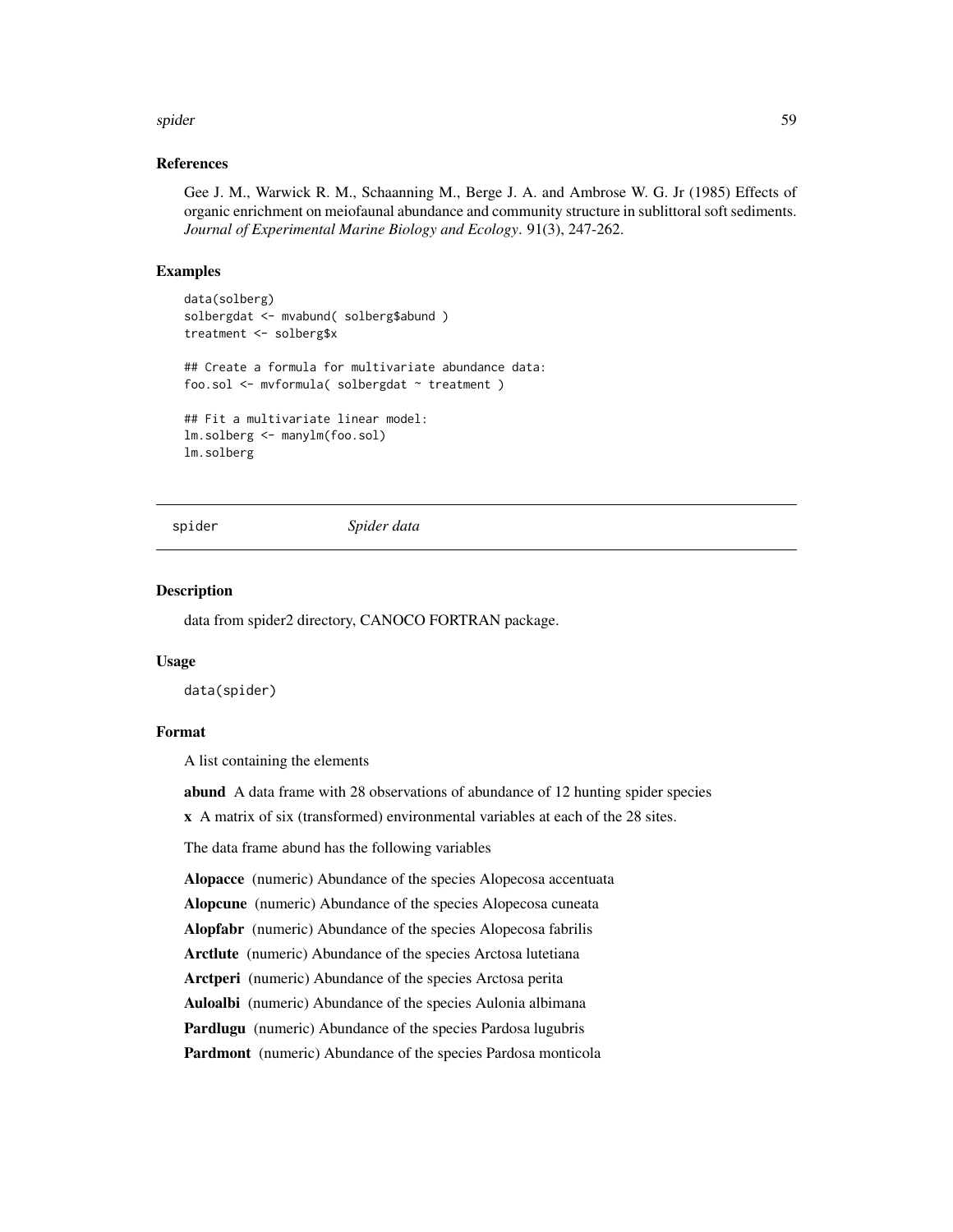### References

Gee J. M., Warwick R. M., Schaanning M., Berge J. A. and Ambrose W. G. Jr (1985) Effects of organic enrichment on meiofaunal abundance and community structure in sublittoral soft sediments. *Journal of Experimental Marine Biology and Ecology*. 91(3), 247-262.

### Examples

```
data(solberg)
solbergdat <- mvabund( solberg$abund )
treatment <- solberg$x

## Create a formula for multivariate abundance data:
foo.sol <- mvformula( solbergdat ~ treatment )

## Fit a multivariate linear model:
lm.solberg <- manylm(foo.sol)
lm.solberg
```

---

## spider *Spider data*

### Description

data from spider2 directory, CANOCO FORTRAN package.

### Usage

```
data(spider)
```

### Format

A list containing the elements

**abund** A data frame with 28 observations of abundance of 12 hunting spider species

**x** A matrix of six (transformed) environmental variables at each of the 28 sites.

The data frame abund has the following variables

**Alopacce** (numeric) Abundance of the species Alopecosa accentuata

**Alopcune** (numeric) Abundance of the species Alopecosa cuneata

**Alopfabr** (numeric) Abundance of the species Alopecosa fabrilis

**Arctlute** (numeric) Abundance of the species Arctosa lutetiana

**Arctperi** (numeric) Abundance of the species Arctosa perita

**Auloalbi** (numeric) Abundance of the species Aulonia albimana

**Pardlugu** (numeric) Abundance of the species Pardosa lugubris

**Pardmont** (numeric) Abundance of the species Pardosa monticola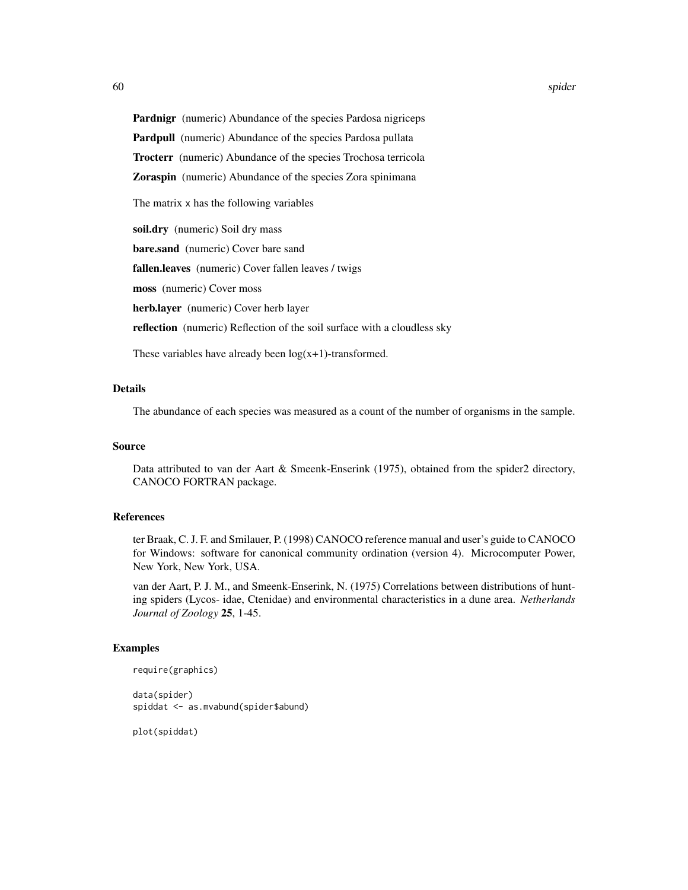**Pardnigr** (numeric) Abundance of the species Pardosa nigriceps

**Pardpull** (numeric) Abundance of the species Pardosa pullata

**Trocterr** (numeric) Abundance of the species Trochosa terricola

**Zoraspin** (numeric) Abundance of the species Zora spinimana

The matrix x has the following variables

**soil.dry** (numeric) Soil dry mass

**bare.sand** (numeric) Cover bare sand

**fallen.leaves** (numeric) Cover fallen leaves / twigs

**moss** (numeric) Cover moss

**herb.layer** (numeric) Cover herb layer

**reflection** (numeric) Reflection of the soil surface with a cloudless sky

These variables have already been log(x+1)-transformed.

### Details

The abundance of each species was measured as a count of the number of organisms in the sample.

### Source

Data attributed to van der Aart & Smeenk-Enserink (1975), obtained from the spider2 directory, CANOCO FORTRAN package.

### References

ter Braak, C. J. F. and Smilauer, P. (1998) CANOCO reference manual and user's guide to CANOCO for Windows: software for canonical community ordination (version 4). Microcomputer Power, New York, New York, USA.

van der Aart, P. J. M., and Smeenk-Enserink, N. (1975) Correlations between distributions of hunting spiders (Lycos- idae, Ctenidae) and environmental characteristics in a dune area. *Netherlands Journal of Zoology* **25**, 1-45.

### Examples

```
require(graphics)

data(spider)
spiddat <- as.mvabund(spider$abund)

plot(spiddat)
```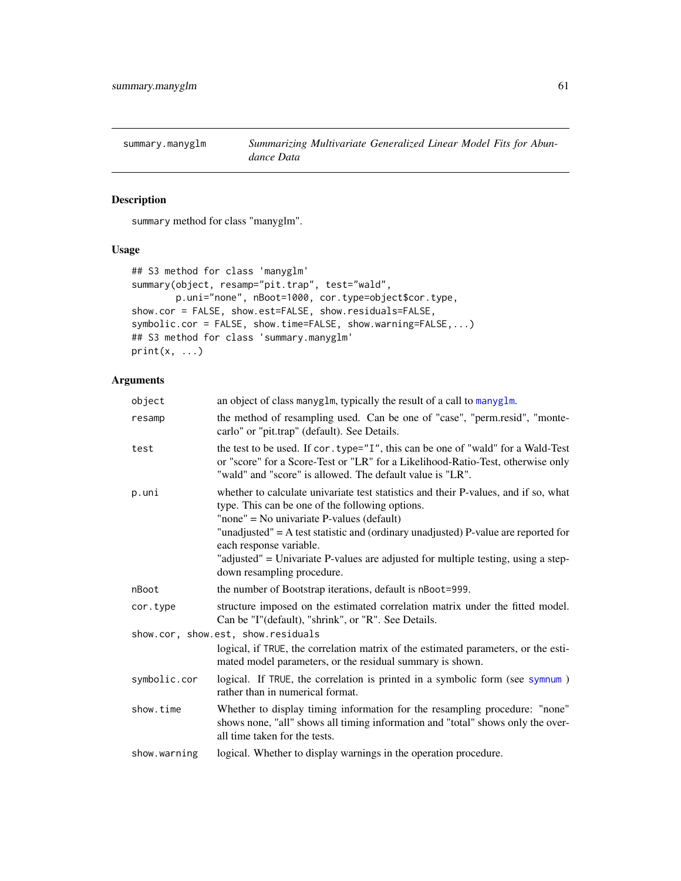## summary.manyglm — *Summarizing Multivariate Generalized Linear Model Fits for Abundance Data*

### Description

summary method for class "manyglm".

### Usage

```
## S3 method for class 'manyglm'
summary(object, resamp="pit.trap", test="wald",
        p.uni="none", nBoot=1000, cor.type=object$cor.type,
show.cor = FALSE, show.est=FALSE, show.residuals=FALSE,
symbolic.cor = FALSE, show.time=FALSE, show.warning=FALSE,...)
## S3 method for class 'summary.manyglm'
print(x, ...)
```

### Arguments

| Argument | Description |
|---|---|
| `object` | an object of class `manyglm`, typically the result of a call to `manyglm`. |
| `resamp` | the method of resampling used. Can be one of "case", "perm.resid", "montecarlo" or "pit.trap" (default). See Details. |
| `test` | the test to be used. If `cor.type="I"`, this can be one of "wald" for a Wald-Test or "score" for a Score-Test or "LR" for a Likelihood-Ratio-Test, otherwise only "wald" and "score" is allowed. The default value is "LR". |
| `p.uni` | whether to calculate univariate test statistics and their P-values, and if so, what type. This can be one of the following options.<br>"none" = No univariate P-values (default)<br>"unadjusted" = A test statistic and (ordinary unadjusted) P-value are reported for each response variable.<br>"adjusted" = Univariate P-values are adjusted for multiple testing, using a step-down resampling procedure. |
| `nBoot` | the number of Bootstrap iterations, default is `nBoot=999`. |
| `cor.type` | structure imposed on the estimated correlation matrix under the fitted model. Can be "I"(default), "shrink", or "R". See Details. |
| `show.cor, show.est, show.residuals` | logical, if `TRUE`, the correlation matrix of the estimated parameters, or the estimated model parameters, or the residual summary is shown. |
| `symbolic.cor` | logical. If `TRUE`, the correlation is printed in a symbolic form (see `symnum` ) rather than in numerical format. |
| `show.time` | Whether to display timing information for the resampling procedure: "none" shows none, "all" shows all timing information and "total" shows only the overall time taken for the tests. |
| `show.warning` | logical. Whether to display warnings in the operation procedure. |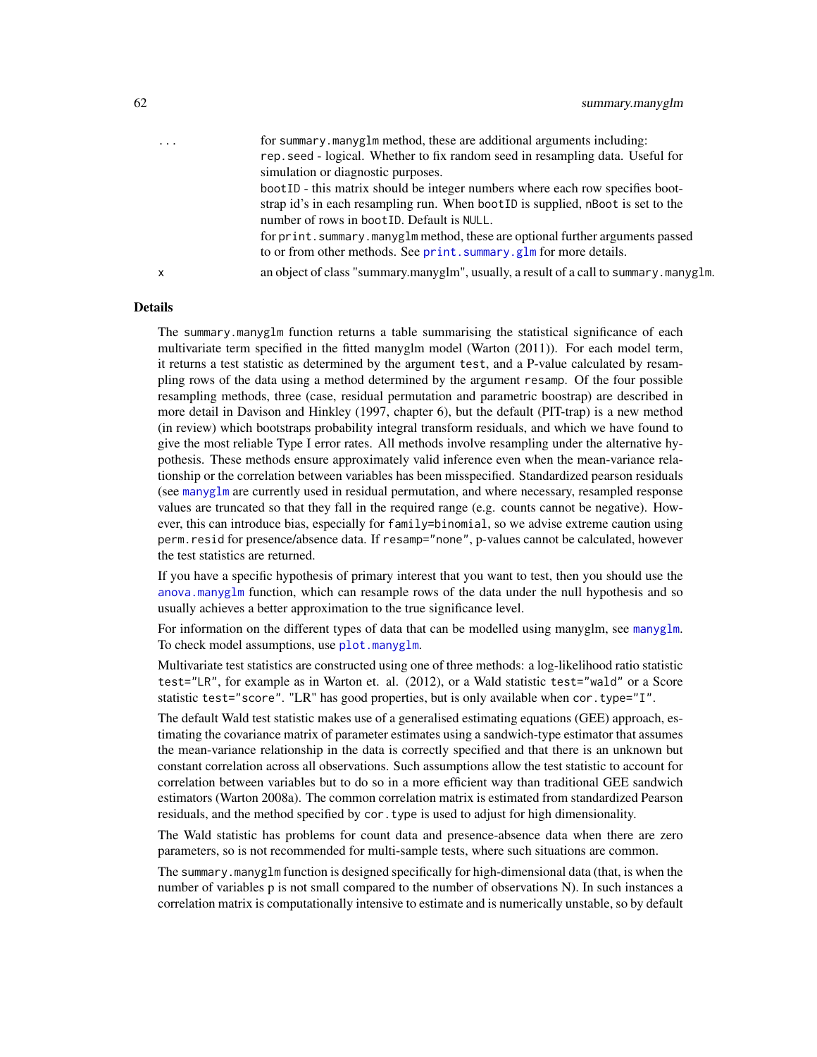| | |
|---|---|
| ... | for summary.manyglm method, these are additional arguments including:<br>rep.seed - logical. Whether to fix random seed in resampling data. Useful for simulation or diagnostic purposes.<br>bootID - this matrix should be integer numbers where each row specifies bootstrap id's in each resampling run. When bootID is supplied, nBoot is set to the number of rows in bootID. Default is NULL.<br>for print.summary.manyglm method, these are optional further arguments passed to or from other methods. See print.summary.glm for more details. |
| x | an object of class "summary.manyglm", usually, a result of a call to summary.manyglm. |

## Details

The summary.manyglm function returns a table summarising the statistical significance of each multivariate term specified in the fitted manyglm model (Warton (2011)). For each model term, it returns a test statistic as determined by the argument test, and a P-value calculated by resampling rows of the data using a method determined by the argument resamp. Of the four possible resampling methods, three (case, residual permutation and parametric boostrap) are described in more detail in Davison and Hinkley (1997, chapter 6), but the default (PIT-trap) is a new method (in review) which bootstraps probability integral transform residuals, and which we have found to give the most reliable Type I error rates. All methods involve resampling under the alternative hypothesis. These methods ensure approximately valid inference even when the mean-variance relationship or the correlation between variables has been misspecified. Standardized pearson residuals (see manyglm are currently used in residual permutation, and where necessary, resampled response values are truncated so that they fall in the required range (e.g. counts cannot be negative). However, this can introduce bias, especially for family=binomial, so we advise extreme caution using perm.resid for presence/absence data. If resamp="none", p-values cannot be calculated, however the test statistics are returned.

If you have a specific hypothesis of primary interest that you want to test, then you should use the anova.manyglm function, which can resample rows of the data under the null hypothesis and so usually achieves a better approximation to the true significance level.

For information on the different types of data that can be modelled using manyglm, see manyglm. To check model assumptions, use plot.manyglm.

Multivariate test statistics are constructed using one of three methods: a log-likelihood ratio statistic test="LR", for example as in Warton et. al. (2012), or a Wald statistic test="wald" or a Score statistic test="score". "LR" has good properties, but is only available when cor.type="I".

The default Wald test statistic makes use of a generalised estimating equations (GEE) approach, estimating the covariance matrix of parameter estimates using a sandwich-type estimator that assumes the mean-variance relationship in the data is correctly specified and that there is an unknown but constant correlation across all observations. Such assumptions allow the test statistic to account for correlation between variables but to do so in a more efficient way than traditional GEE sandwich estimators (Warton 2008a). The common correlation matrix is estimated from standardized Pearson residuals, and the method specified by cor.type is used to adjust for high dimensionality.

The Wald statistic has problems for count data and presence-absence data when there are zero parameters, so is not recommended for multi-sample tests, where such situations are common.

The summary.manyglm function is designed specifically for high-dimensional data (that, is when the number of variables p is not small compared to the number of observations N). In such instances a correlation matrix is computationally intensive to estimate and is numerically unstable, so by default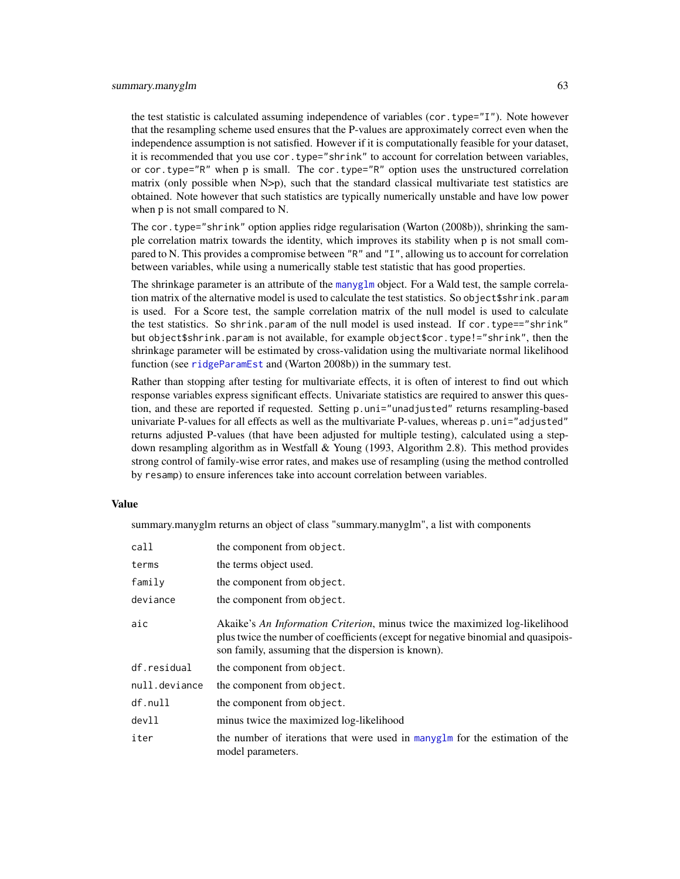the test statistic is calculated assuming independence of variables (`cor.type="I"`). Note however that the resampling scheme used ensures that the P-values are approximately correct even when the independence assumption is not satisfied. However if it is computationally feasible for your dataset, it is recommended that you use `cor.type="shrink"` to account for correlation between variables, or `cor.type="R"` when p is small. The `cor.type="R"` option uses the unstructured correlation matrix (only possible when N>p), such that the standard classical multivariate test statistics are obtained. Note however that such statistics are typically numerically unstable and have low power when p is not small compared to N.

The `cor.type="shrink"` option applies ridge regularisation (Warton (2008b)), shrinking the sample correlation matrix towards the identity, which improves its stability when p is not small compared to N. This provides a compromise between `"R"` and `"I"`, allowing us to account for correlation between variables, while using a numerically stable test statistic that has good properties.

The shrinkage parameter is an attribute of the `manyglm` object. For a Wald test, the sample correlation matrix of the alternative model is used to calculate the test statistics. So `object$shrink.param` is used. For a Score test, the sample correlation matrix of the null model is used to calculate the test statistics. So `shrink.param` of the null model is used instead. If `cor.type=="shrink"` but `object$shrink.param` is not available, for example `object$cor.type!="shrink"`, then the shrinkage parameter will be estimated by cross-validation using the multivariate normal likelihood function (see `ridgeParamEst` and (Warton 2008b)) in the summary test.

Rather than stopping after testing for multivariate effects, it is often of interest to find out which response variables express significant effects. Univariate statistics are required to answer this question, and these are reported if requested. Setting `p.uni="unadjusted"` returns resampling-based univariate P-values for all effects as well as the multivariate P-values, whereas `p.uni="adjusted"` returns adjusted P-values (that have been adjusted for multiple testing), calculated using a step-down resampling algorithm as in Westfall & Young (1993, Algorithm 2.8). This method provides strong control of family-wise error rates, and makes use of resampling (using the method controlled by `resamp`) to ensure inferences take into account correlation between variables.

## Value

summary.manyglm returns an object of class "summary.manyglm", a list with components

| | |
|---|---|
| `call` | the component from `object`. |
| `terms` | the terms object used. |
| `family` | the component from `object`. |
| `deviance` | the component from `object`. |
| `aic` | Akaike's *An Information Criterion*, minus twice the maximized log-likelihood plus twice the number of coefficients (except for negative binomial and quasipoisson family, assuming that the dispersion is known). |
| `df.residual` | the component from `object`. |
| `null.deviance` | the component from `object`. |
| `df.null` | the component from `object`. |
| `devll` | minus twice the maximized log-likelihood |
| `iter` | the number of iterations that were used in `manyglm` for the estimation of the model parameters. |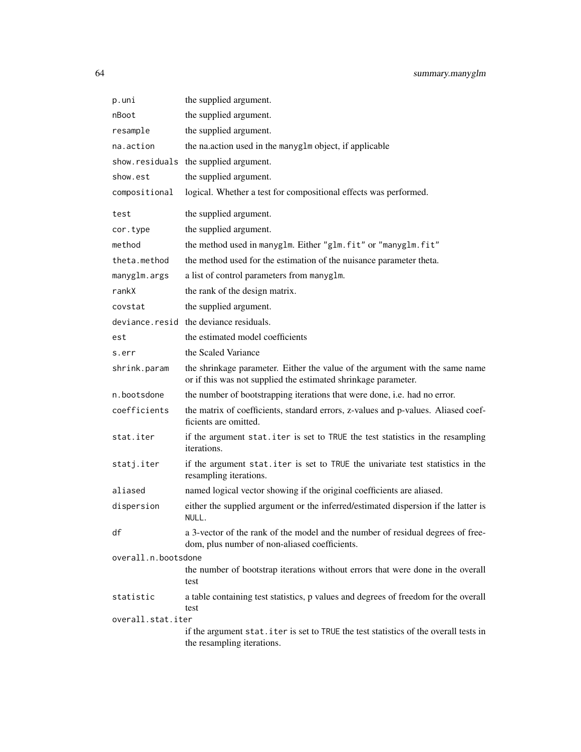| | |
|---|---|
| `p.uni` | the supplied argument. |
| `nBoot` | the supplied argument. |
| `resample` | the supplied argument. |
| `na.action` | the na.action used in the `manyglm` object, if applicable |
| `show.residuals` | the supplied argument. |
| `show.est` | the supplied argument. |
| `compositional` | logical. Whether a test for compositional effects was performed. |
| `test` | the supplied argument. |
| `cor.type` | the supplied argument. |
| `method` | the method used in `manyglm`. Either `"glm.fit"` or `"manyglm.fit"` |
| `theta.method` | the method used for the estimation of the nuisance parameter theta. |
| `manyglm.args` | a list of control parameters from `manyglm`. |
| `rankX` | the rank of the design matrix. |
| `covstat` | the supplied argument. |
| `deviance.resid` | the deviance residuals. |
| `est` | the estimated model coefficients |
| `s.err` | the Scaled Variance |
| `shrink.param` | the shrinkage parameter. Either the value of the argument with the same name or if this was not supplied the estimated shrinkage parameter. |
| `n.bootsdone` | the number of bootstrapping iterations that were done, i.e. had no error. |
| `coefficients` | the matrix of coefficients, standard errors, z-values and p-values. Aliased coefficients are omitted. |
| `stat.iter` | if the argument `stat.iter` is set to `TRUE` the test statistics in the resampling iterations. |
| `statj.iter` | if the argument `stat.iter` is set to `TRUE` the univariate test statistics in the resampling iterations. |
| `aliased` | named logical vector showing if the original coefficients are aliased. |
| `dispersion` | either the supplied argument or the inferred/estimated dispersion if the latter is `NULL`. |
| `df` | a 3-vector of the rank of the model and the number of residual degrees of freedom, plus number of non-aliased coefficients. |
| `overall.n.bootsdone` | the number of bootstrap iterations without errors that were done in the overall test |
| `statistic` | a table containing test statistics, p values and degrees of freedom for the overall test |
| `overall.stat.iter` | if the argument `stat.iter` is set to `TRUE` the test statistics of the overall tests in the resampling iterations. |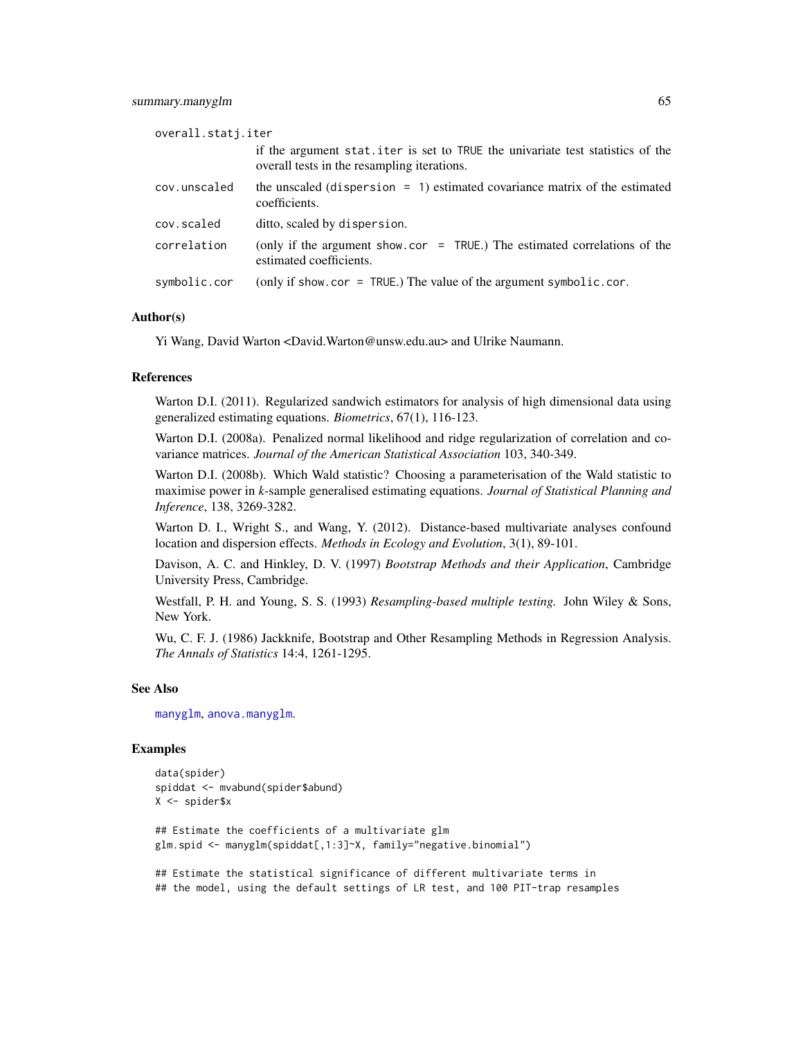overall.statj.iter
: if the argument `stat.iter` is set to TRUE the univariate test statistics of the overall tests in the resampling iterations.

cov.unscaled
: the unscaled (`dispersion = 1`) estimated covariance matrix of the estimated coefficients.

cov.scaled
: ditto, scaled by `dispersion`.

correlation
: (only if the argument `show.cor = TRUE`.) The estimated correlations of the estimated coefficients.

symbolic.cor
: (only if `show.cor = TRUE`.) The value of the argument `symbolic.cor`.

## Author(s)

Yi Wang, David Warton <David.Warton@unsw.edu.au> and Ulrike Naumann.

## References

Warton D.I. (2011). Regularized sandwich estimators for analysis of high dimensional data using generalized estimating equations. *Biometrics*, 67(1), 116-123.

Warton D.I. (2008a). Penalized normal likelihood and ridge regularization of correlation and covariance matrices. *Journal of the American Statistical Association* 103, 340-349.

Warton D.I. (2008b). Which Wald statistic? Choosing a parameterisation of the Wald statistic to maximise power in *k*-sample generalised estimating equations. *Journal of Statistical Planning and Inference*, 138, 3269-3282.

Warton D. I., Wright S., and Wang, Y. (2012). Distance-based multivariate analyses confound location and dispersion effects. *Methods in Ecology and Evolution*, 3(1), 89-101.

Davison, A. C. and Hinkley, D. V. (1997) *Bootstrap Methods and their Application*, Cambridge University Press, Cambridge.

Westfall, P. H. and Young, S. S. (1993) *Resampling-based multiple testing.* John Wiley & Sons, New York.

Wu, C. F. J. (1986) Jackknife, Bootstrap and Other Resampling Methods in Regression Analysis. *The Annals of Statistics* 14:4, 1261-1295.

## See Also

manyglm, anova.manyglm.

## Examples

```
data(spider)
spiddat <- mvabund(spider$abund)
X <- spider$x

## Estimate the coefficients of a multivariate glm
glm.spid <- manyglm(spiddat[,1:3]~X, family="negative.binomial")

## Estimate the statistical significance of different multivariate terms in
## the model, using the default settings of LR test, and 100 PIT-trap resamples
```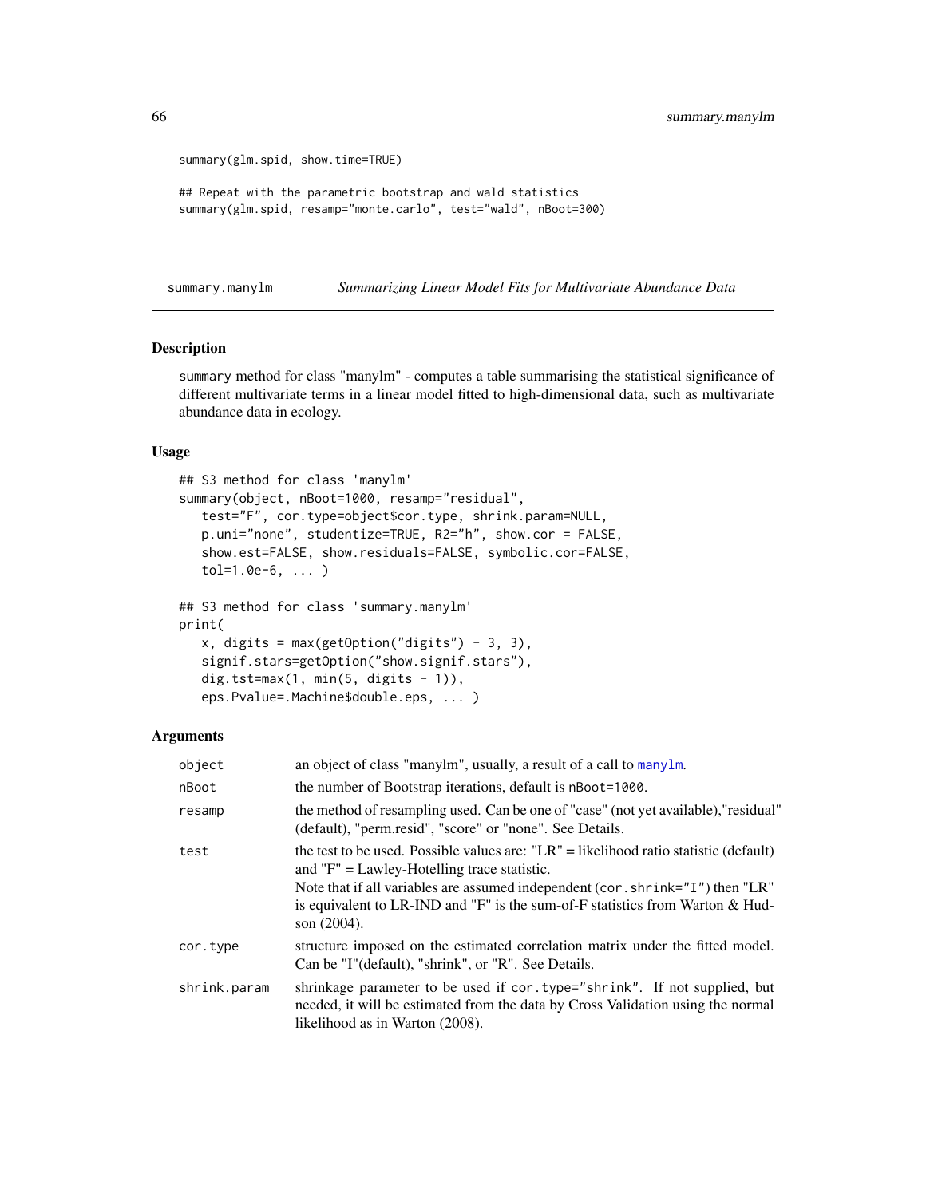```
summary(glm.spid, show.time=TRUE)

## Repeat with the parametric bootstrap and wald statistics
summary(glm.spid, resamp="monte.carlo", test="wald", nBoot=300)
```

---

## summary.manylm — *Summarizing Linear Model Fits for Multivariate Abundance Data*

### Description

`summary` method for class "manylm" - computes a table summarising the statistical significance of different multivariate terms in a linear model fitted to high-dimensional data, such as multivariate abundance data in ecology.

### Usage

```
## S3 method for class 'manylm'
summary(object, nBoot=1000, resamp="residual",
   test="F", cor.type=object$cor.type, shrink.param=NULL,
   p.uni="none", studentize=TRUE, R2="h", show.cor = FALSE,
   show.est=FALSE, show.residuals=FALSE, symbolic.cor=FALSE,
   tol=1.0e-6, ... )

## S3 method for class 'summary.manylm'
print(
   x, digits = max(getOption("digits") - 3, 3),
   signif.stars=getOption("show.signif.stars"),
   dig.tst=max(1, min(5, digits - 1)),
   eps.Pvalue=.Machine$double.eps, ... )
```

### Arguments

| | |
|---|---|
| `object` | an object of class "manylm", usually, a result of a call to `manylm`. |
| `nBoot` | the number of Bootstrap iterations, default is `nBoot=1000`. |
| `resamp` | the method of resampling used. Can be one of "case" (not yet available),"residual" (default), "perm.resid", "score" or "none". See Details. |
| `test` | the test to be used. Possible values are: "LR" = likelihood ratio statistic (default) and "F" = Lawley-Hotelling trace statistic.<br>Note that if all variables are assumed independent (`cor.shrink="I"`) then "LR" is equivalent to LR-IND and "F" is the sum-of-F statistics from Warton & Hudson (2004). |
| `cor.type` | structure imposed on the estimated correlation matrix under the fitted model. Can be "I"(default), "shrink", or "R". See Details. |
| `shrink.param` | shrinkage parameter to be used if `cor.type="shrink"`. If not supplied, but needed, it will be estimated from the data by Cross Validation using the normal likelihood as in Warton (2008). |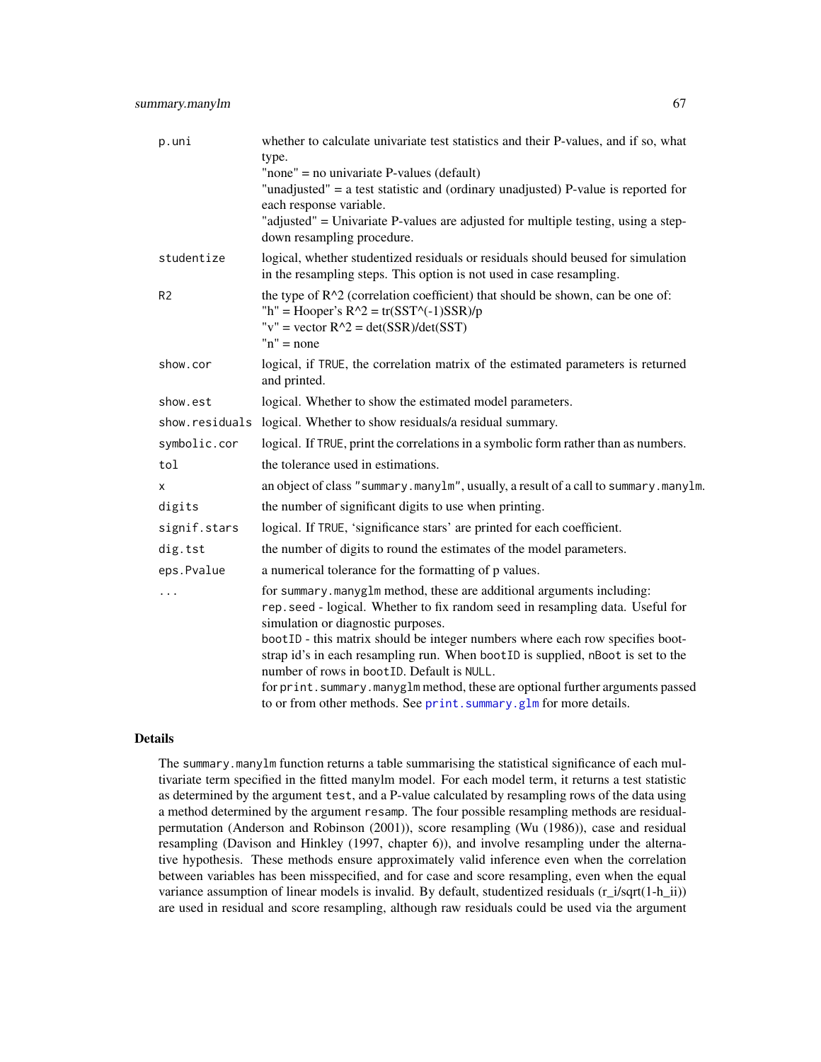| | |
|---|---|
| p.uni | whether to calculate univariate test statistics and their P-values, and if so, what type.<br>"none" = no univariate P-values (default)<br>"unadjusted" = a test statistic and (ordinary unadjusted) P-value is reported for each response variable.<br>"adjusted" = Univariate P-values are adjusted for multiple testing, using a step-down resampling procedure. |
| studentize | logical, whether studentized residuals or residuals should beused for simulation in the resampling steps. This option is not used in case resampling. |
| R2 | the type of R^2 (correlation coefficient) that should be shown, can be one of:<br>"h" = Hooper's R^2 = tr(SST^(-1)SSR)/p<br>"v" = vector R^2 = det(SSR)/det(SST)<br>"n" = none |
| show.cor | logical, if TRUE, the correlation matrix of the estimated parameters is returned and printed. |
| show.est | logical. Whether to show the estimated model parameters. |
| show.residuals | logical. Whether to show residuals/a residual summary. |
| symbolic.cor | logical. If TRUE, print the correlations in a symbolic form rather than as numbers. |
| tol | the tolerance used in estimations. |
| x | an object of class "summary.manylm", usually, a result of a call to summary.manylm. |
| digits | the number of significant digits to use when printing. |
| signif.stars | logical. If TRUE, 'significance stars' are printed for each coefficient. |
| dig.tst | the number of digits to round the estimates of the model parameters. |
| eps.Pvalue | a numerical tolerance for the formatting of p values. |
| ... | for summary.manyglm method, these are additional arguments including:<br>rep.seed - logical. Whether to fix random seed in resampling data. Useful for simulation or diagnostic purposes.<br>bootID - this matrix should be integer numbers where each row specifies bootstrap id's in each resampling run. When bootID is supplied, nBoot is set to the number of rows in bootID. Default is NULL.<br>for print.summary.manyglm method, these are optional further arguments passed to or from other methods. See print.summary.glm for more details. |

## Details

The summary.manylm function returns a table summarising the statistical significance of each multivariate term specified in the fitted manylm model. For each model term, it returns a test statistic as determined by the argument test, and a P-value calculated by resampling rows of the data using a method determined by the argument resamp. The four possible resampling methods are residual-permutation (Anderson and Robinson (2001)), score resampling (Wu (1986)), case and residual resampling (Davison and Hinkley (1997, chapter 6)), and involve resampling under the alternative hypothesis. These methods ensure approximately valid inference even when the correlation between variables has been misspecified, and for case and score resampling, even when the equal variance assumption of linear models is invalid. By default, studentized residuals (r_i/sqrt(1-h_ii)) are used in residual and score resampling, although raw residuals could be used via the argument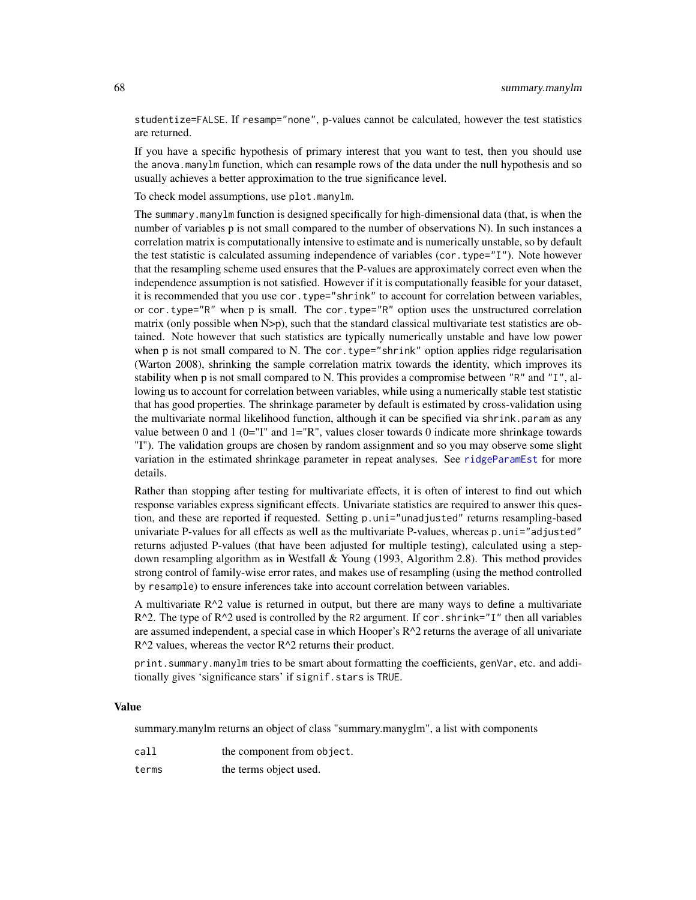studentize=FALSE. If resamp="none", p-values cannot be calculated, however the test statistics are returned.

If you have a specific hypothesis of primary interest that you want to test, then you should use the anova.manylm function, which can resample rows of the data under the null hypothesis and so usually achieves a better approximation to the true significance level.

To check model assumptions, use plot.manylm.

The summary.manylm function is designed specifically for high-dimensional data (that, is when the number of variables p is not small compared to the number of observations N). In such instances a correlation matrix is computationally intensive to estimate and is numerically unstable, so by default the test statistic is calculated assuming independence of variables (cor.type="I"). Note however that the resampling scheme used ensures that the P-values are approximately correct even when the independence assumption is not satisfied. However if it is computationally feasible for your dataset, it is recommended that you use cor.type="shrink" to account for correlation between variables, or cor.type="R" when p is small. The cor.type="R" option uses the unstructured correlation matrix (only possible when N>p), such that the standard classical multivariate test statistics are obtained. Note however that such statistics are typically numerically unstable and have low power when p is not small compared to N. The cor.type="shrink" option applies ridge regularisation (Warton 2008), shrinking the sample correlation matrix towards the identity, which improves its stability when p is not small compared to N. This provides a compromise between "R" and "I", allowing us to account for correlation between variables, while using a numerically stable test statistic that has good properties. The shrinkage parameter by default is estimated by cross-validation using the multivariate normal likelihood function, although it can be specified via shrink.param as any value between 0 and 1 (0="I" and 1="R", values closer towards 0 indicate more shrinkage towards "I"). The validation groups are chosen by random assignment and so you may observe some slight variation in the estimated shrinkage parameter in repeat analyses. See ridgeParamEst for more details.

Rather than stopping after testing for multivariate effects, it is often of interest to find out which response variables express significant effects. Univariate statistics are required to answer this question, and these are reported if requested. Setting p.uni="unadjusted" returns resampling-based univariate P-values for all effects as well as the multivariate P-values, whereas p.uni="adjusted" returns adjusted P-values (that have been adjusted for multiple testing), calculated using a step-down resampling algorithm as in Westfall & Young (1993, Algorithm 2.8). This method provides strong control of family-wise error rates, and makes use of resampling (using the method controlled by resample) to ensure inferences take into account correlation between variables.

A multivariate R^2 value is returned in output, but there are many ways to define a multivariate R^2. The type of R^2 used is controlled by the R2 argument. If cor.shrink="I" then all variables are assumed independent, a special case in which Hooper's R^2 returns the average of all univariate R^2 values, whereas the vector R^2 returns their product.

print.summary.manylm tries to be smart about formatting the coefficients, genVar, etc. and additionally gives 'significance stars' if signif.stars is TRUE.

## Value

summary.manylm returns an object of class "summary.manyglm", a list with components

| | |
|---|---|
| call | the component from object. |
| terms | the terms object used. |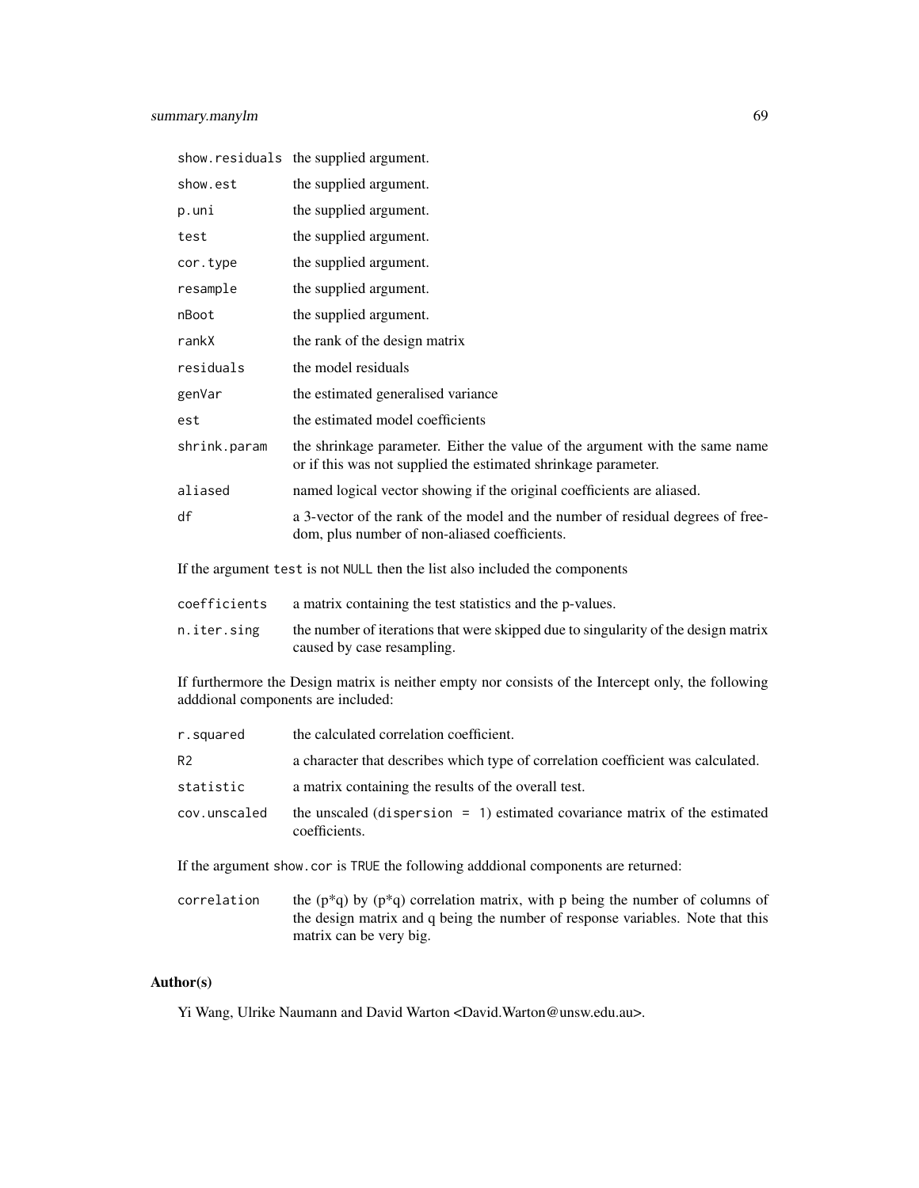| | |
|---|---|
| `show.residuals` | the supplied argument. |
| `show.est` | the supplied argument. |
| `p.uni` | the supplied argument. |
| `test` | the supplied argument. |
| `cor.type` | the supplied argument. |
| `resample` | the supplied argument. |
| `nBoot` | the supplied argument. |
| `rankX` | the rank of the design matrix |
| `residuals` | the model residuals |
| `genVar` | the estimated generalised variance |
| `est` | the estimated model coefficients |
| `shrink.param` | the shrinkage parameter. Either the value of the argument with the same name or if this was not supplied the estimated shrinkage parameter. |
| `aliased` | named logical vector showing if the original coefficients are aliased. |
| `df` | a 3-vector of the rank of the model and the number of residual degrees of freedom, plus number of non-aliased coefficients. |

If the argument `test` is not `NULL` then the list also included the components

| | |
|---|---|
| `coefficients` | a matrix containing the test statistics and the p-values. |
| `n.iter.sing` | the number of iterations that were skipped due to singularity of the design matrix caused by case resampling. |

If furthermore the Design matrix is neither empty nor consists of the Intercept only, the following adddional components are included:

| | |
|---|---|
| `r.squared` | the calculated correlation coefficient. |
| `R2` | a character that describes which type of correlation coefficient was calculated. |
| `statistic` | a matrix containing the results of the overall test. |
| `cov.unscaled` | the unscaled (`dispersion = 1`) estimated covariance matrix of the estimated coefficients. |

If the argument `show.cor` is `TRUE` the following adddional components are returned:

| | |
|---|---|
| `correlation` | the (p*q) by (p*q) correlation matrix, with p being the number of columns of the design matrix and q being the number of response variables. Note that this matrix can be very big. |

## Author(s)

Yi Wang, Ulrike Naumann and David Warton <David.Warton@unsw.edu.au>.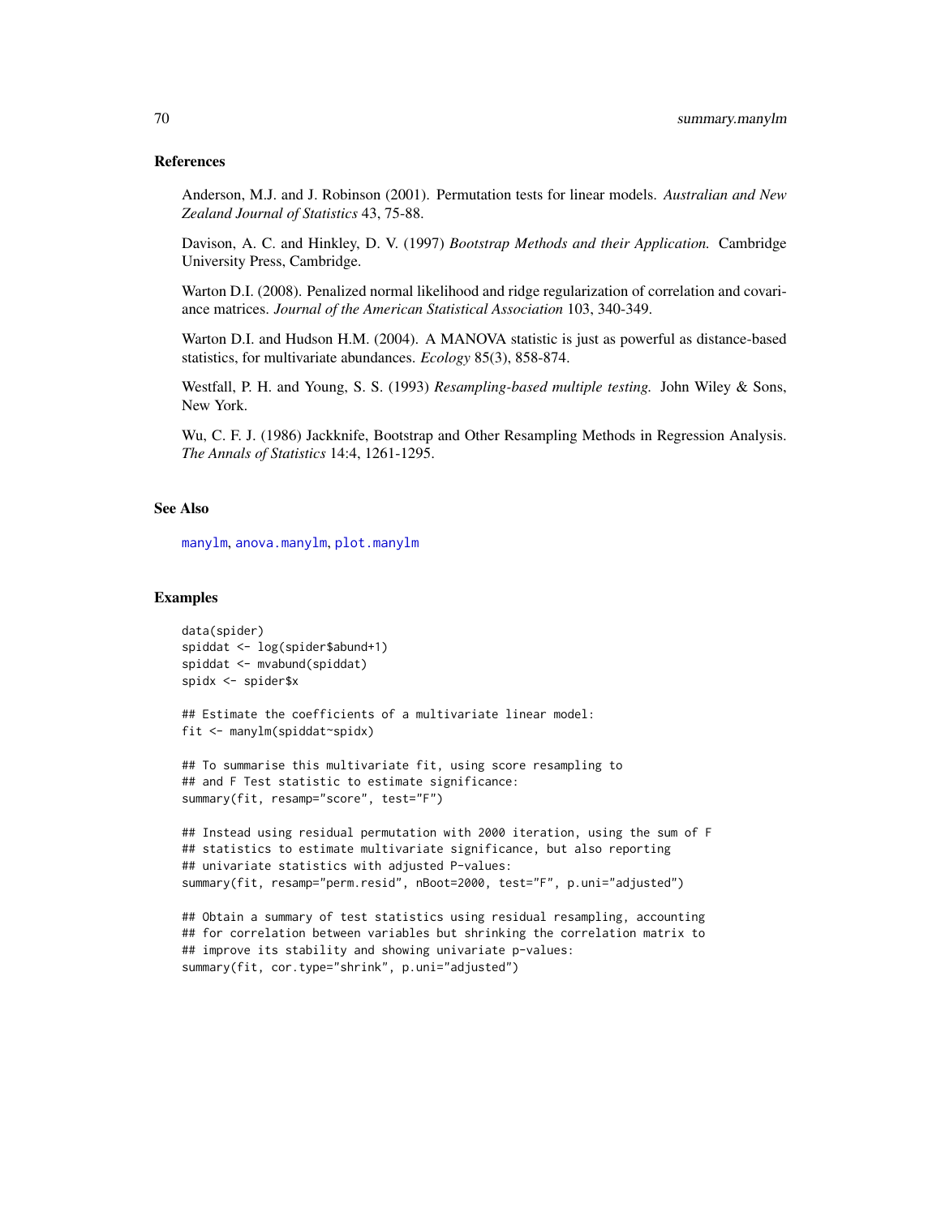### References

Anderson, M.J. and J. Robinson (2001). Permutation tests for linear models. *Australian and New Zealand Journal of Statistics* 43, 75-88.

Davison, A. C. and Hinkley, D. V. (1997) *Bootstrap Methods and their Application.* Cambridge University Press, Cambridge.

Warton D.I. (2008). Penalized normal likelihood and ridge regularization of correlation and covariance matrices. *Journal of the American Statistical Association* 103, 340-349.

Warton D.I. and Hudson H.M. (2004). A MANOVA statistic is just as powerful as distance-based statistics, for multivariate abundances. *Ecology* 85(3), 858-874.

Westfall, P. H. and Young, S. S. (1993) *Resampling-based multiple testing.* John Wiley & Sons, New York.

Wu, C. F. J. (1986) Jackknife, Bootstrap and Other Resampling Methods in Regression Analysis. *The Annals of Statistics* 14:4, 1261-1295.

### See Also

manylm, anova.manylm, plot.manylm

### Examples

```
data(spider)
spiddat <- log(spider$abund+1)
spiddat <- mvabund(spiddat)
spidx <- spider$x

## Estimate the coefficients of a multivariate linear model:
fit <- manylm(spiddat~spidx)

## To summarise this multivariate fit, using score resampling to
## and F Test statistic to estimate significance:
summary(fit, resamp="score", test="F")

## Instead using residual permutation with 2000 iteration, using the sum of F
## statistics to estimate multivariate significance, but also reporting
## univariate statistics with adjusted P-values:
summary(fit, resamp="perm.resid", nBoot=2000, test="F", p.uni="adjusted")

## Obtain a summary of test statistics using residual resampling, accounting
## for correlation between variables but shrinking the correlation matrix to
## improve its stability and showing univariate p-values:
summary(fit, cor.type="shrink", p.uni="adjusted")
```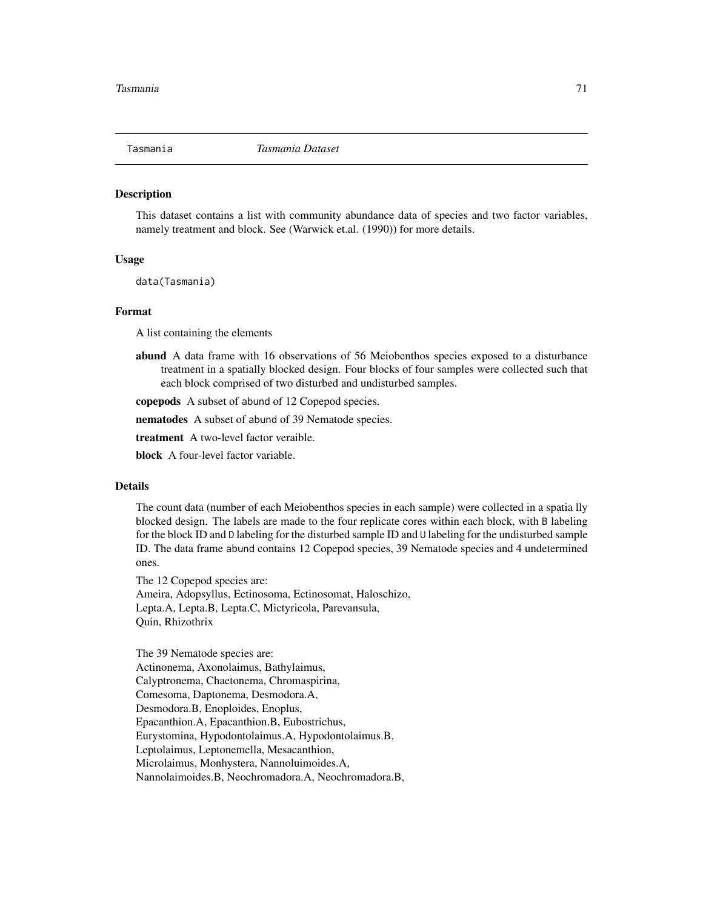Tasmania *Tasmania Dataset*

### Description

This dataset contains a list with community abundance data of species and two factor variables, namely treatment and block. See (Warwick et.al. (1990)) for more details.

### Usage

```
data(Tasmania)
```

### Format

A list containing the elements

**abund** A data frame with 16 observations of 56 Meiobenthos species exposed to a disturbance treatment in a spatially blocked design. Four blocks of four samples were collected such that each block comprised of two disturbed and undisturbed samples.

**copepods** A subset of abund of 12 Copepod species.

**nematodes** A subset of abund of 39 Nematode species.

**treatment** A two-level factor veraible.

**block** A four-level factor variable.

### Details

The count data (number of each Meiobenthos species in each sample) were collected in a spatia lly blocked design. The labels are made to the four replicate cores within each block, with B labeling for the block ID and D labeling for the disturbed sample ID and U labeling for the undisturbed sample ID. The data frame abund contains 12 Copepod species, 39 Nematode species and 4 undetermined ones.

The 12 Copepod species are:
Ameira, Adopsyllus, Ectinosoma, Ectinosomat, Haloschizo,
Lepta.A, Lepta.B, Lepta.C, Mictyricola, Parevansula,
Quin, Rhizothrix

The 39 Nematode species are:
Actinonema, Axonolaimus, Bathylaimus,
Calyptronema, Chaetonema, Chromaspirina,
Comesoma, Daptonema, Desmodora.A,
Desmodora.B, Enoploides, Enoplus,
Epacanthion.A, Epacanthion.B, Eubostrichus,
Eurystomina, Hypodontolaimus.A, Hypodontolaimus.B,
Leptolaimus, Leptonemella, Mesacanthion,
Microlaimus, Monhystera, Nannoluimoides.A,
Nannolaimoides.B, Neochromadora.A, Neochromadora.B,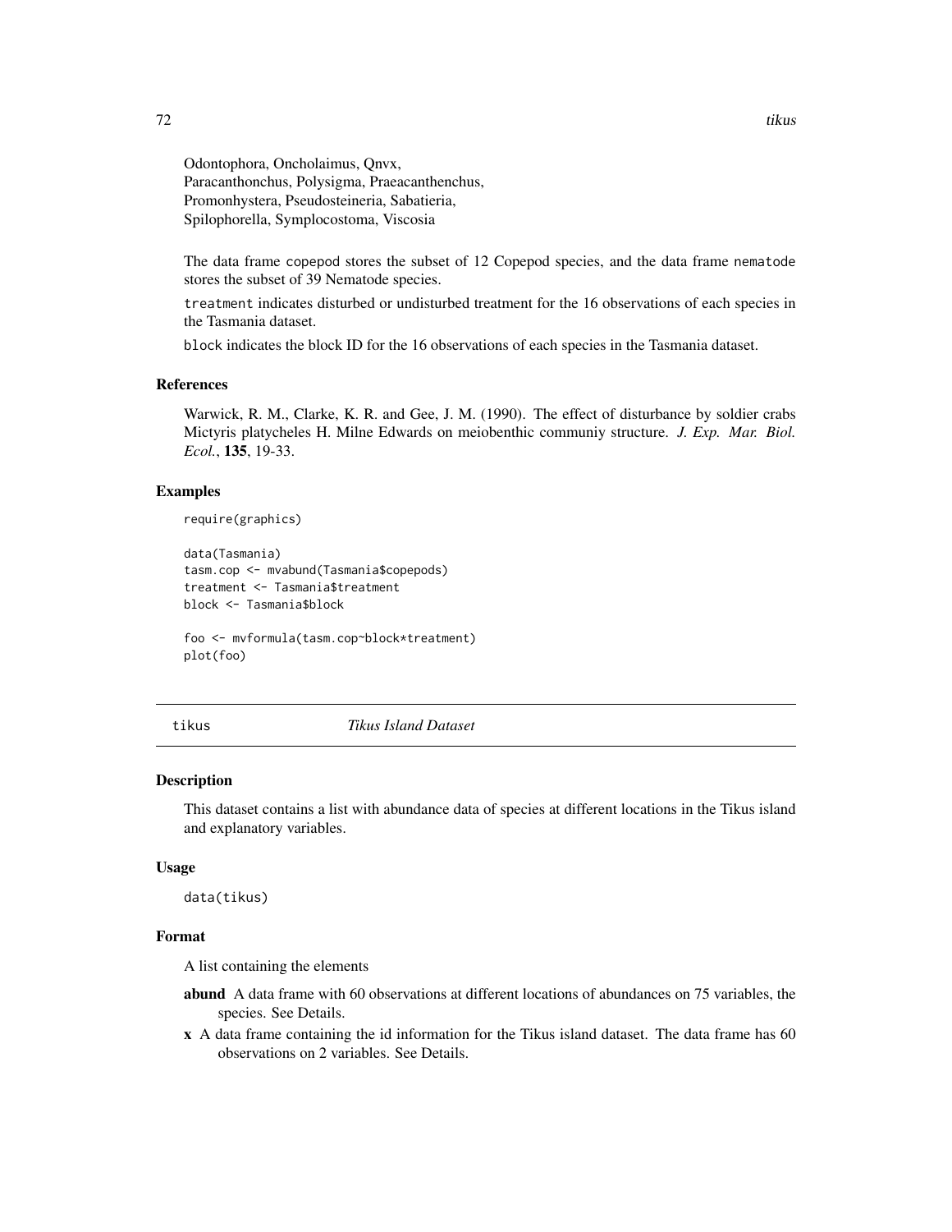Odontophora, Oncholaimus, Qnvx,
Paracanthonchus, Polysigma, Praeacanthenchus,
Promonhystera, Pseudosteineria, Sabatieria,
Spilophorella, Symplocostoma, Viscosia

The data frame `copepod` stores the subset of 12 Copepod species, and the data frame `nematode` stores the subset of 39 Nematode species.

`treatment` indicates disturbed or undisturbed treatment for the 16 observations of each species in the Tasmania dataset.

`block` indicates the block ID for the 16 observations of each species in the Tasmania dataset.

### References

Warwick, R. M., Clarke, K. R. and Gee, J. M. (1990). The effect of disturbance by soldier crabs Mictyris platycheles H. Milne Edwards on meiobenthic communiy structure. *J. Exp. Mar. Biol. Ecol.*, **135**, 19-33.

### Examples

```
require(graphics)

data(Tasmania)
tasm.cop <- mvabund(Tasmania$copepods)
treatment <- Tasmania$treatment
block <- Tasmania$block

foo <- mvformula(tasm.cop~block*treatment)
plot(foo)
```

---

## tikus — *Tikus Island Dataset*

---

### Description

This dataset contains a list with abundance data of species at different locations in the Tikus island and explanatory variables.

### Usage

```
data(tikus)
```

### Format

A list containing the elements

- **abund** A data frame with 60 observations at different locations of abundances on 75 variables, the species. See Details.
- **x** A data frame containing the id information for the Tikus island dataset. The data frame has 60 observations on 2 variables. See Details.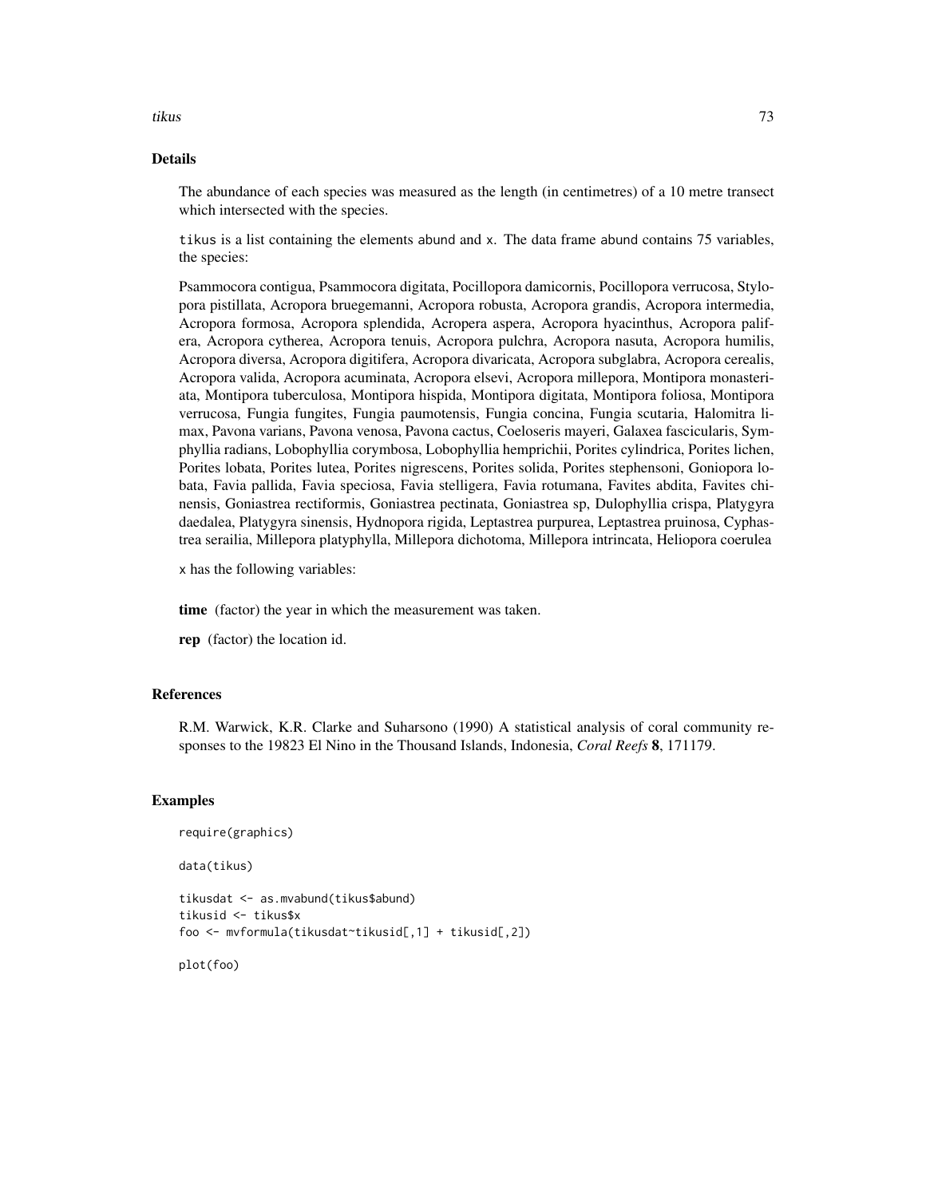## Details

The abundance of each species was measured as the length (in centimetres) of a 10 metre transect which intersected with the species.

tikus is a list containing the elements abund and x. The data frame abund contains 75 variables, the species:

Psammocora contigua, Psammocora digitata, Pocillopora damicornis, Pocillopora verrucosa, Stylopora pistillata, Acropora bruegemanni, Acropora robusta, Acropora grandis, Acropora intermedia, Acropora formosa, Acropora splendida, Acropera aspera, Acropora hyacinthus, Acropora palifera, Acropora cytherea, Acropora tenuis, Acropora pulchra, Acropora nasuta, Acropora humilis, Acropora diversa, Acropora digitifera, Acropora divaricata, Acropora subglabra, Acropora cerealis, Acropora valida, Acropora acuminata, Acropora elsevi, Acropora millepora, Montipora monasteriata, Montipora tuberculosa, Montipora hispida, Montipora digitata, Montipora foliosa, Montipora verrucosa, Fungia fungites, Fungia paumotensis, Fungia concina, Fungia scutaria, Halomitra limax, Pavona varians, Pavona venosa, Pavona cactus, Coeloseris mayeri, Galaxea fascicularis, Symphyllia radians, Lobophyllia corymbosa, Lobophyllia hemprichii, Porites cylindrica, Porites lichen, Porites lobata, Porites lutea, Porites nigrescens, Porites solida, Porites stephensoni, Goniopora lobata, Favia pallida, Favia speciosa, Favia stelligera, Favia rotumana, Favites abdita, Favites chinensis, Goniastrea rectiformis, Goniastrea pectinata, Goniastrea sp, Dulophyllia crispa, Platygyra daedalea, Platygyra sinensis, Hydnopora rigida, Leptastrea purpurea, Leptastrea pruinosa, Cyphastrea serailia, Millepora platyphylla, Millepora dichotoma, Millepora intrincata, Heliopora coerulea

x has the following variables:

**time** (factor) the year in which the measurement was taken.

**rep** (factor) the location id.

## References

R.M. Warwick, K.R. Clarke and Suharsono (1990) A statistical analysis of coral community responses to the 19823 El Nino in the Thousand Islands, Indonesia, *Coral Reefs* **8**, 171179.

## Examples

```
require(graphics)

data(tikus)

tikusdat <- as.mvabund(tikus$abund)
tikusid <- tikus$x
foo <- mvformula(tikusdat~tikusid[,1] + tikusid[,2])

plot(foo)
```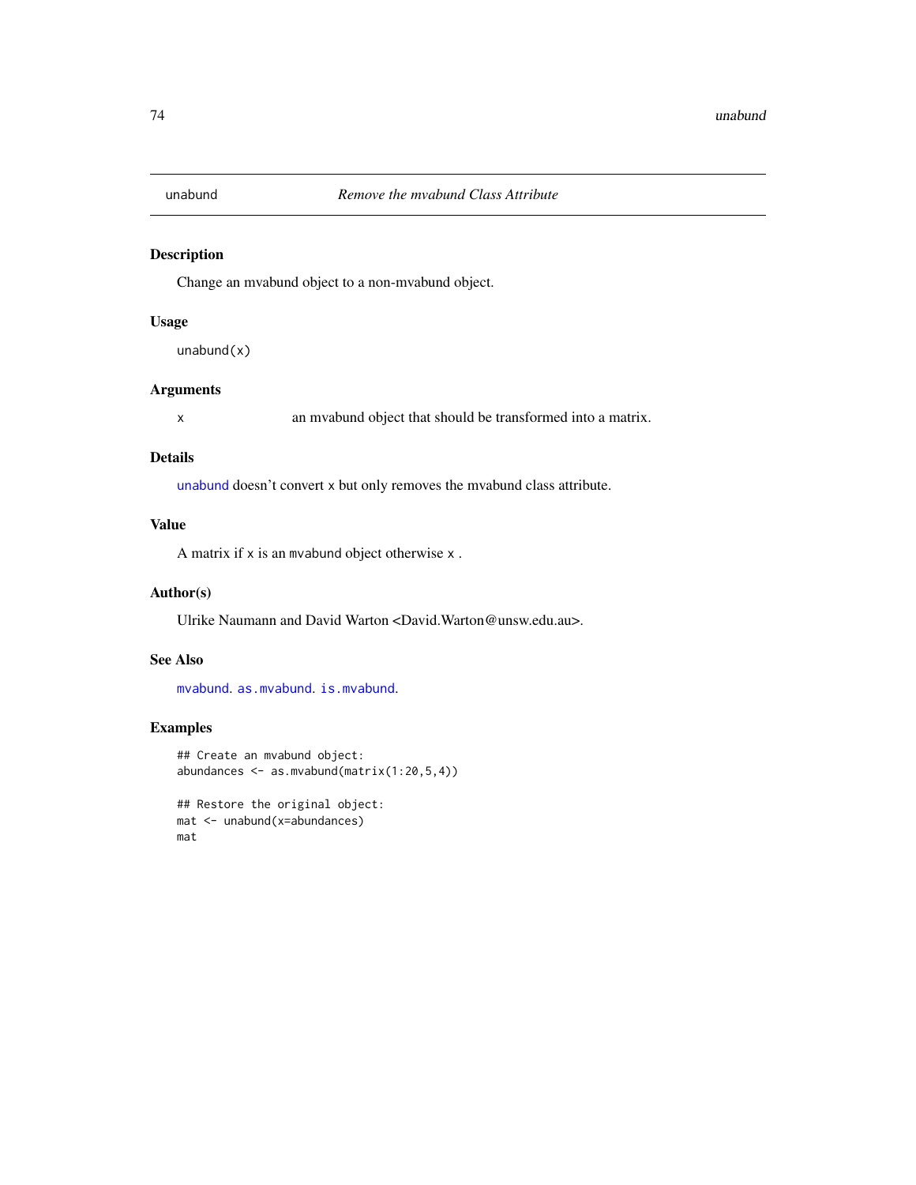unabund *Remove the mvabund Class Attribute*

## Description

Change an mvabund object to a non-mvabund object.

## Usage

```
unabund(x)
```

## Arguments

| | |
|---|---|
| x | an mvabund object that should be transformed into a matrix. |

## Details

`unabund` doesn't convert `x` but only removes the mvabund class attribute.

## Value

A matrix if `x` is an `mvabund` object otherwise `x` .

## Author(s)

Ulrike Naumann and David Warton <David.Warton@unsw.edu.au>.

## See Also

`mvabund`. `as.mvabund`. `is.mvabund`.

## Examples

```
## Create an mvabund object:
abundances <- as.mvabund(matrix(1:20,5,4))

## Restore the original object:
mat <- unabund(x=abundances)
mat
```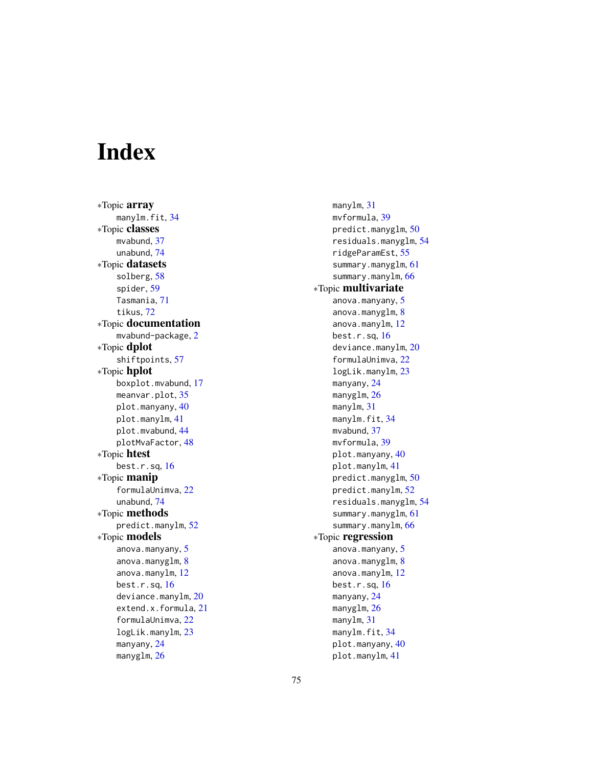# Index

*Topic **array**
    manylm.fit, 34
*Topic **classes**
    mvabund, 37
    unabund, 74
*Topic **datasets**
    solberg, 58
    spider, 59
    Tasmania, 71
    tikus, 72
*Topic **documentation**
    mvabund-package, 2
*Topic **dplot**
    shiftpoints, 57
*Topic **hplot**
    boxplot.mvabund, 17
    meanvar.plot, 35
    plot.manyany, 40
    plot.manylm, 41
    plot.mvabund, 44
    plotMvaFactor, 48
*Topic **htest**
    best.r.sq, 16
*Topic **manip**
    formulaUnimva, 22
    unabund, 74
*Topic **methods**
    predict.manylm, 52
*Topic **models**
    anova.manyany, 5
    anova.manyglm, 8
    anova.manylm, 12
    best.r.sq, 16
    deviance.manylm, 20
    extend.x.formula, 21
    formulaUnimva, 22
    logLik.manylm, 23
    manyany, 24
    manyglm, 26
    manylm, 31
    mvformula, 39
    predict.manyglm, 50
    residuals.manyglm, 54
    ridgeParamEst, 55
    summary.manyglm, 61
    summary.manylm, 66
*Topic **multivariate**
    anova.manyany, 5
    anova.manyglm, 8
    anova.manylm, 12
    best.r.sq, 16
    deviance.manylm, 20
    formulaUnimva, 22
    logLik.manylm, 23
    manyany, 24
    manyglm, 26
    manylm, 31
    manylm.fit, 34
    mvabund, 37
    mvformula, 39
    plot.manyany, 40
    plot.manylm, 41
    predict.manyglm, 50
    predict.manylm, 52
    residuals.manyglm, 54
    summary.manyglm, 61
    summary.manylm, 66
*Topic **regression**
    anova.manyany, 5
    anova.manyglm, 8
    anova.manylm, 12
    best.r.sq, 16
    manyany, 24
    manyglm, 26
    manylm, 31
    manylm.fit, 34
    plot.manyany, 40
    plot.manylm, 41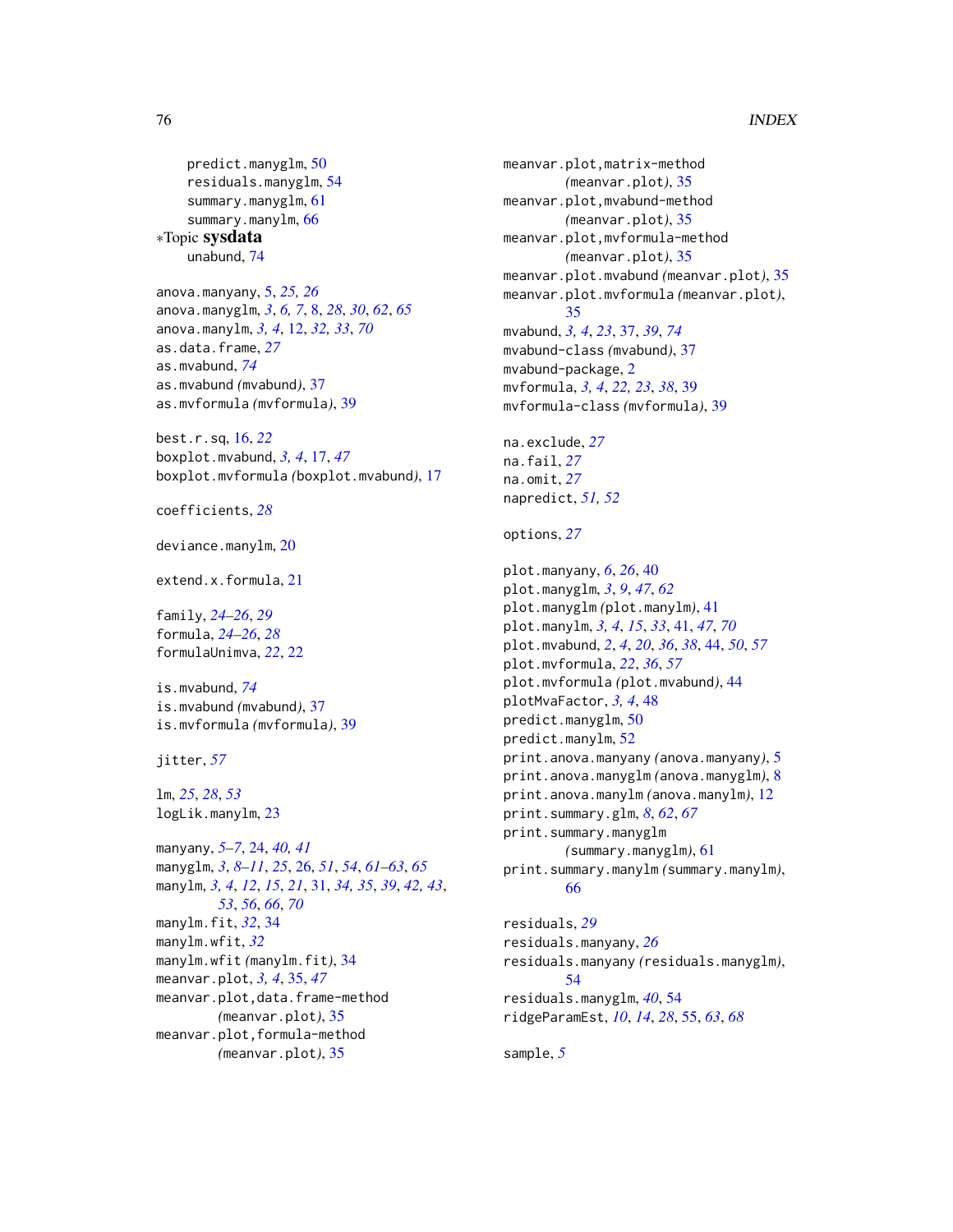predict.manyglm, 50
residuals.manyglm, 54
summary.manyglm, 61
summary.manylm, 66

∗Topic **sysdata**
unabund, 74

anova.manyany, 5, *25, 26*
anova.manyglm, *3*, *6, 7*, 8, *28*, *30*, *62*, *65*
anova.manylm, *3, 4*, 12, *32, 33*, *70*
as.data.frame, *27*
as.mvabund, *74*
as.mvabund *(*mvabund*)*, 37
as.mvformula *(*mvformula*)*, 39

best.r.sq, 16, *22*
boxplot.mvabund, *3, 4*, 17, *47*
boxplot.mvformula *(*boxplot.mvabund*)*, 17

coefficients, *28*

deviance.manylm, 20

extend.x.formula, 21

family, *24–26*, *29*
formula, *24–26*, *28*
formulaUnimva, *22*, 22

is.mvabund, *74*
is.mvabund *(*mvabund*)*, 37
is.mvformula *(*mvformula*)*, 39

jitter, *57*

lm, *25*, *28*, *53*
logLik.manylm, 23

manyany, *5–7*, 24, *40, 41*
manyglm, *3*, *8–11*, *25*, 26, *51*, *54*, *61–63*, *65*
manylm, *3, 4*, *12*, *15*, *21*, 31, *34, 35*, *39*, *42, 43*, *53*, *56*, *66*, *70*
manylm.fit, *32*, 34
manylm.wfit, *32*
manylm.wfit *(*manylm.fit*)*, 34
meanvar.plot, *3, 4*, 35, *47*
meanvar.plot,data.frame-method *(*meanvar.plot*)*, 35
meanvar.plot,formula-method *(*meanvar.plot*)*, 35
meanvar.plot,matrix-method *(*meanvar.plot*)*, 35
meanvar.plot,mvabund-method *(*meanvar.plot*)*, 35
meanvar.plot,mvformula-method *(*meanvar.plot*)*, 35
meanvar.plot.mvabund *(*meanvar.plot*)*, 35
meanvar.plot.mvformula *(*meanvar.plot*)*, 35
mvabund, *3, 4*, *23*, 37, *39*, *74*
mvabund-class *(*mvabund*)*, 37
mvabund-package, 2
mvformula, *3, 4*, *22, 23*, *38*, 39
mvformula-class *(*mvformula*)*, 39

na.exclude, *27*
na.fail, *27*
na.omit, *27*
napredict, *51, 52*

options, *27*

plot.manyany, *6*, *26*, 40
plot.manyglm, *3*, *9*, *47*, *62*
plot.manyglm *(*plot.manylm*)*, 41
plot.manylm, *3, 4*, *15*, *33*, 41, *47*, *70*
plot.mvabund, *2*, *4*, *20*, *36*, *38*, 44, *50*, *57*
plot.mvformula, *22*, *36*, *57*
plot.mvformula *(*plot.mvabund*)*, 44
plotMvaFactor, *3, 4*, 48
predict.manyglm, 50
predict.manylm, 52
print.anova.manyany *(*anova.manyany*)*, 5
print.anova.manyglm *(*anova.manyglm*)*, 8
print.anova.manylm *(*anova.manylm*)*, 12
print.summary.glm, *8*, *62*, *67*
print.summary.manyglm *(*summary.manyglm*)*, 61
print.summary.manylm *(*summary.manylm*)*, 66

residuals, *29*
residuals.manyany, *26*
residuals.manyany *(*residuals.manyglm*)*, 54
residuals.manyglm, *40*, 54
ridgeParamEst, *10*, *14*, *28*, 55, *63*, *68*

sample, *5*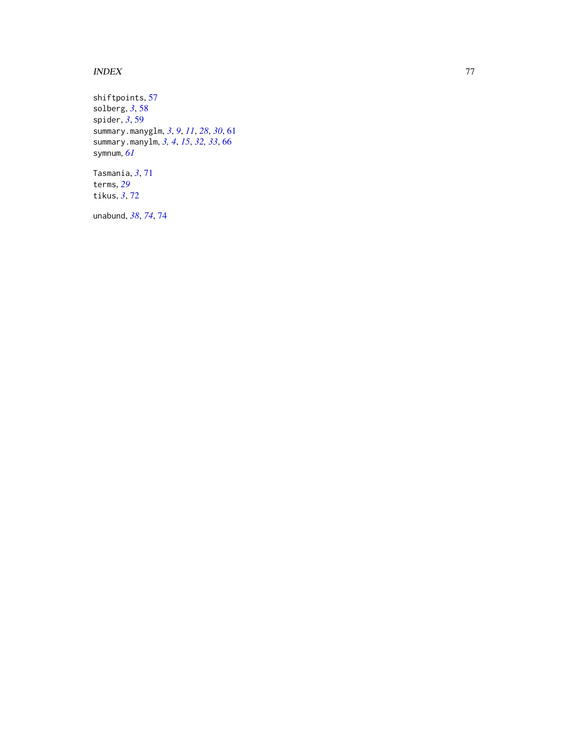shiftpoints, 57
solberg, *3*, 58
spider, *3*, 59
summary.manyglm, *3*, *9*, *11*, *28*, *30*, 61
summary.manylm, *3, 4*, *15*, *32, 33*, 66
symnum, *61*

Tasmania, *3*, 71
terms, *29*
tikus, *3*, 72

unabund, *38*, *74*, 74